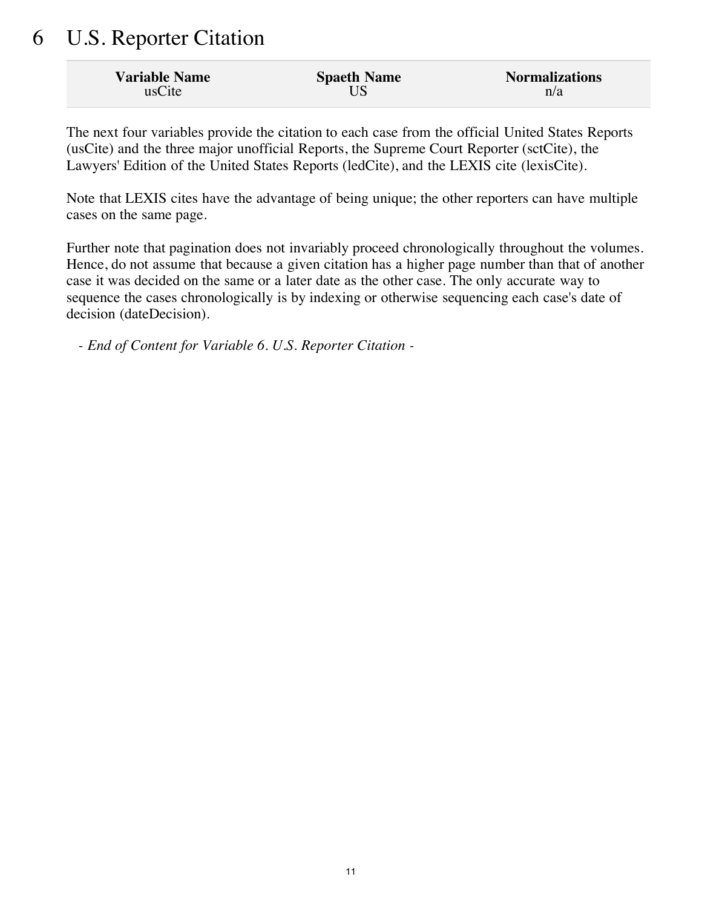# 6 U.S. Reporter Citation

| Variable Name | Spaeth Name | Normalizations |
| --- | --- | --- |
| usCite | US | n/a |

The next four variables provide the citation to each case from the official United States Reports (usCite) and the three major unofficial Reports, the Supreme Court Reporter (sctCite), the Lawyers' Edition of the United States Reports (ledCite), and the LEXIS cite (lexisCite).

Note that LEXIS cites have the advantage of being unique; the other reporters can have multiple cases on the same page.

Further note that pagination does not invariably proceed chronologically throughout the volumes. Hence, do not assume that because a given citation has a higher page number than that of another case it was decided on the same or a later date as the other case. The only accurate way to sequence the cases chronologically is by indexing or otherwise sequencing each case's date of decision (dateDecision).

*- End of Content for Variable 6. U.S. Reporter Citation -*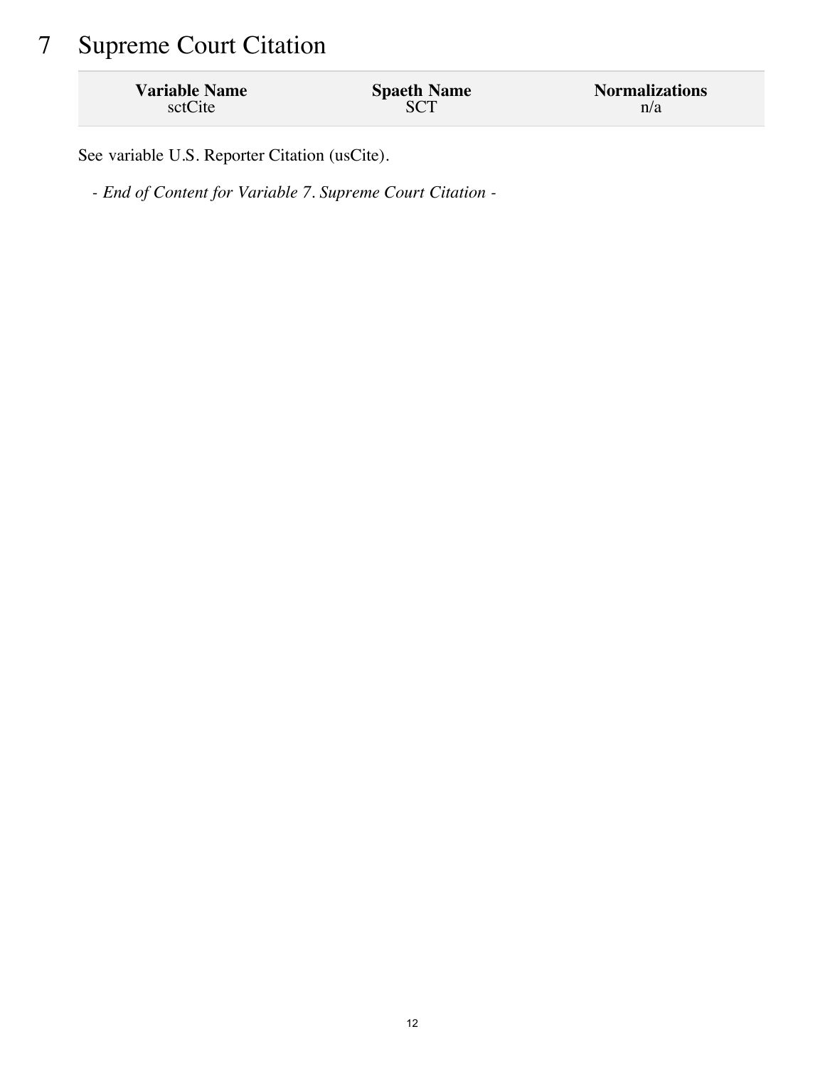# 7 Supreme Court Citation

| Variable Name | Spaeth Name | Normalizations |
| --- | --- | --- |
| sctCite | SCT | n/a |

See variable U.S. Reporter Citation (usCite).

- *End of Content for Variable 7. Supreme Court Citation* -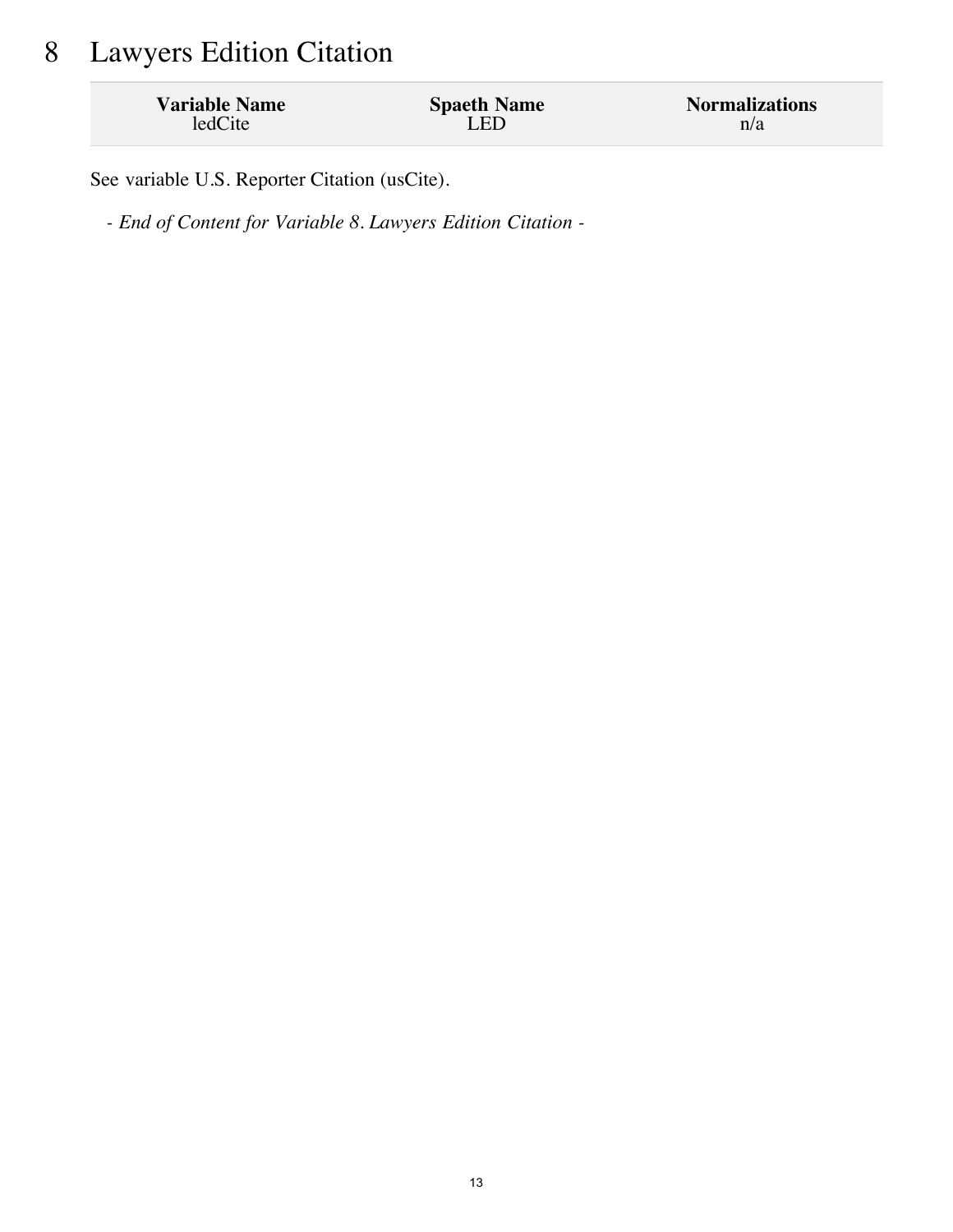# 8 Lawyers Edition Citation

| Variable Name | Spaeth Name | Normalizations |
| --- | --- | --- |
| ledCite | LED | n/a |

See variable U.S. Reporter Citation (usCite).

- *End of Content for Variable 8. Lawyers Edition Citation* -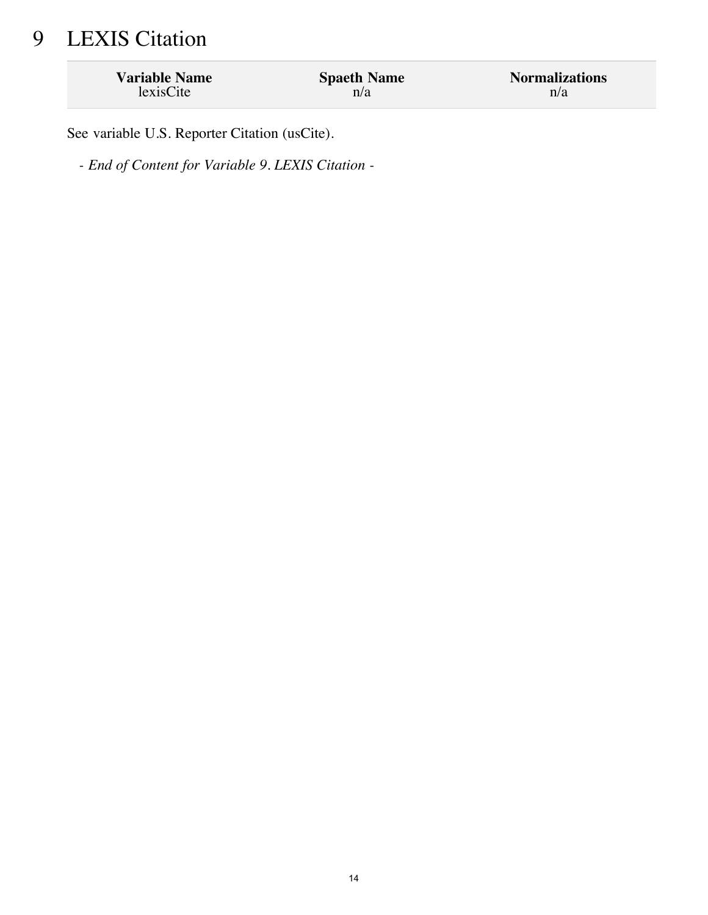# 9 LEXIS Citation

| Variable Name | Spaeth Name | Normalizations |
|---|---|---|
| lexisCite | n/a | n/a |

See variable U.S. Reporter Citation (usCite).

- *End of Content for Variable 9. LEXIS Citation* -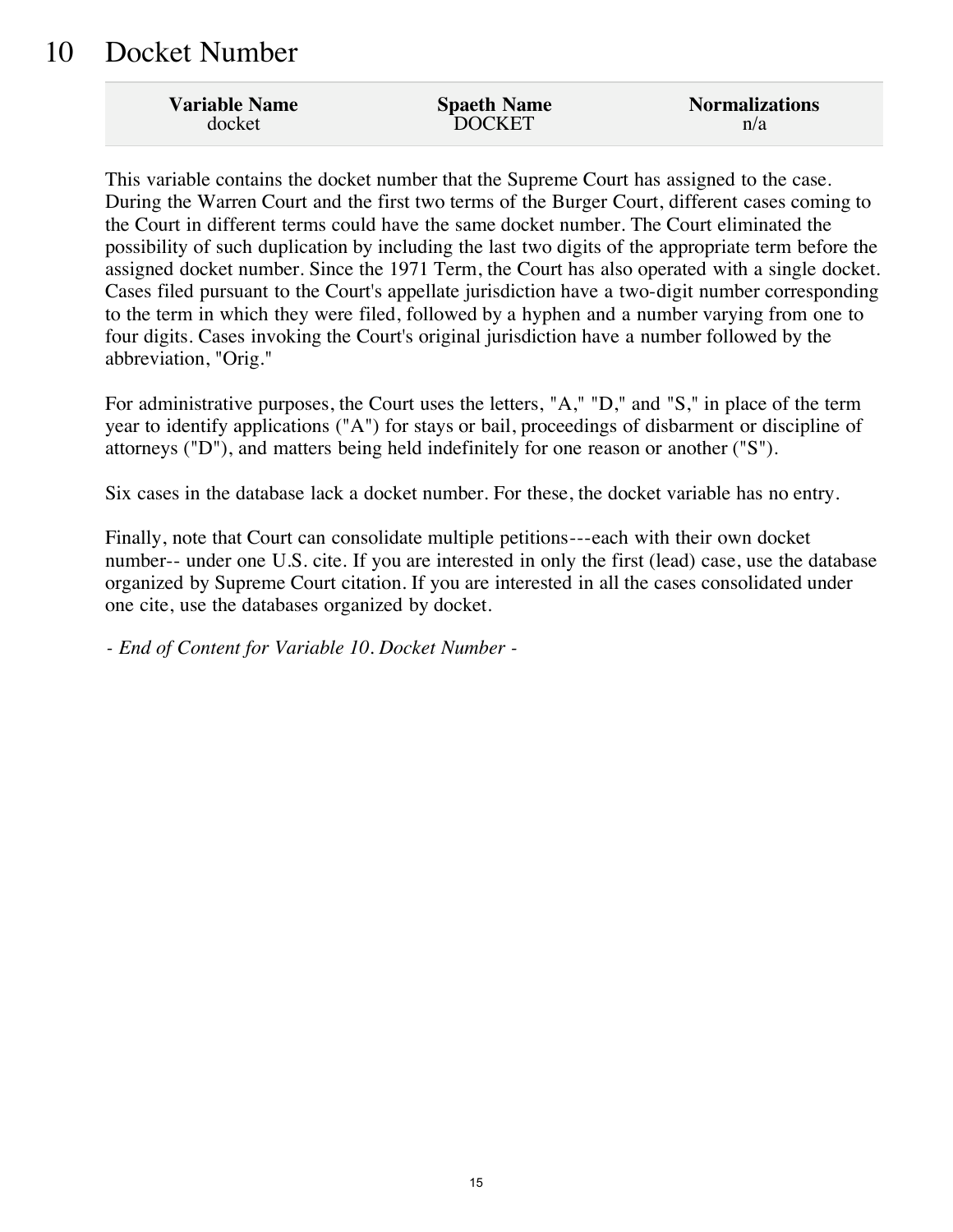# 10 Docket Number

| Variable Name | Spaeth Name | Normalizations |
| --- | --- | --- |
| docket | DOCKET | n/a |

This variable contains the docket number that the Supreme Court has assigned to the case. During the Warren Court and the first two terms of the Burger Court, different cases coming to the Court in different terms could have the same docket number. The Court eliminated the possibility of such duplication by including the last two digits of the appropriate term before the assigned docket number. Since the 1971 Term, the Court has also operated with a single docket. Cases filed pursuant to the Court's appellate jurisdiction have a two-digit number corresponding to the term in which they were filed, followed by a hyphen and a number varying from one to four digits. Cases invoking the Court's original jurisdiction have a number followed by the abbreviation, "Orig."

For administrative purposes, the Court uses the letters, "A," "D," and "S," in place of the term year to identify applications ("A") for stays or bail, proceedings of disbarment or discipline of attorneys ("D"), and matters being held indefinitely for one reason or another ("S").

Six cases in the database lack a docket number. For these, the docket variable has no entry.

Finally, note that Court can consolidate multiple petitions---each with their own docket number-- under one U.S. cite. If you are interested in only the first (lead) case, use the database organized by Supreme Court citation. If you are interested in all the cases consolidated under one cite, use the databases organized by docket.

*- End of Content for Variable 10. Docket Number -*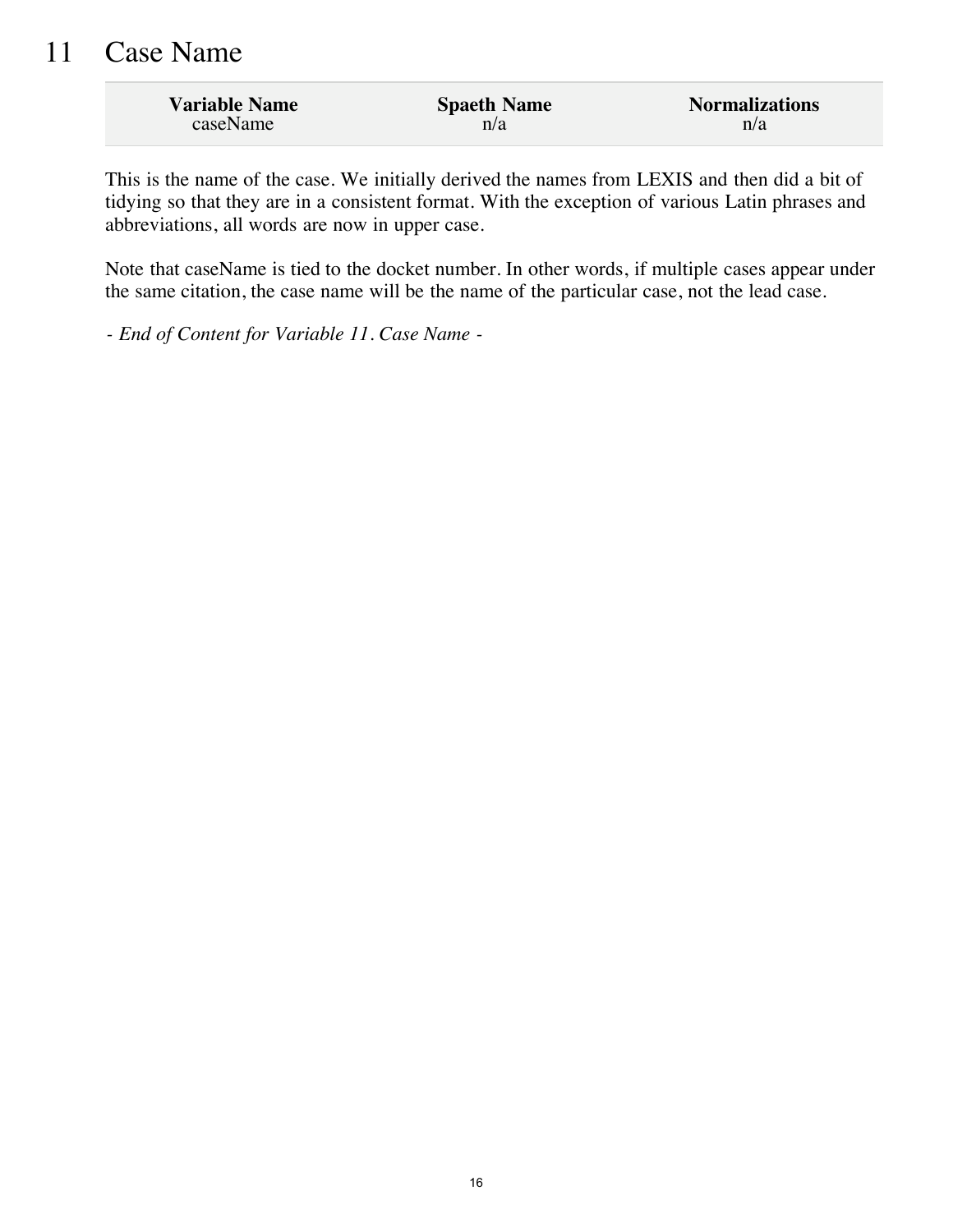# 11 Case Name

| Variable Name | Spaeth Name | Normalizations |
| --- | --- | --- |
| caseName | n/a | n/a |

This is the name of the case. We initially derived the names from LEXIS and then did a bit of tidying so that they are in a consistent format. With the exception of various Latin phrases and abbreviations, all words are now in upper case.

Note that caseName is tied to the docket number. In other words, if multiple cases appear under the same citation, the case name will be the name of the particular case, not the lead case.

*- End of Content for Variable 11. Case Name -*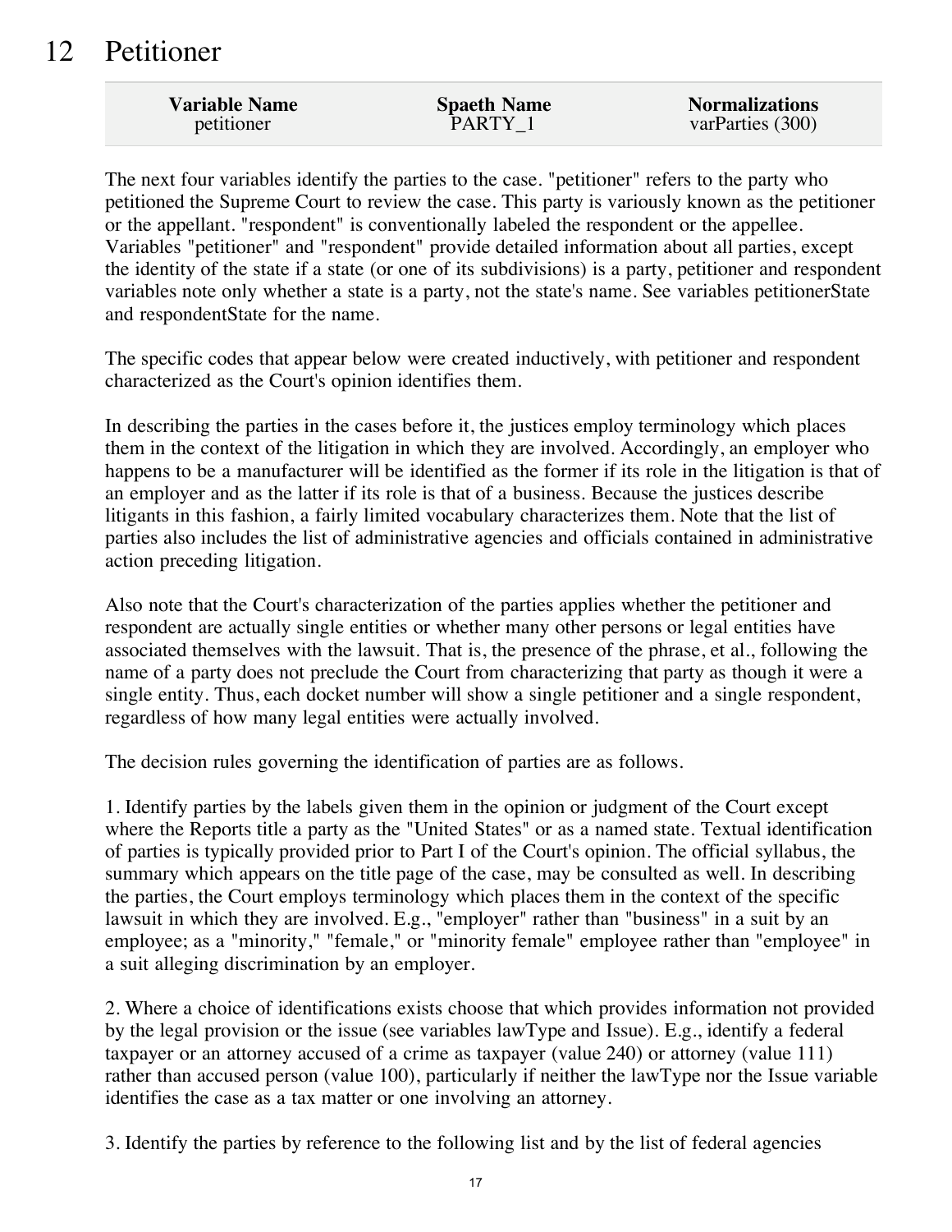# 12 Petitioner

| Variable Name | Spaeth Name | Normalizations |
|---|---|---|
| petitioner | PARTY_1 | varParties (300) |

The next four variables identify the parties to the case. "petitioner" refers to the party who petitioned the Supreme Court to review the case. This party is variously known as the petitioner or the appellant. "respondent" is conventionally labeled the respondent or the appellee. Variables "petitioner" and "respondent" provide detailed information about all parties, except the identity of the state if a state (or one of its subdivisions) is a party, petitioner and respondent variables note only whether a state is a party, not the state's name. See variables petitionerState and respondentState for the name.

The specific codes that appear below were created inductively, with petitioner and respondent characterized as the Court's opinion identifies them.

In describing the parties in the cases before it, the justices employ terminology which places them in the context of the litigation in which they are involved. Accordingly, an employer who happens to be a manufacturer will be identified as the former if its role in the litigation is that of an employer and as the latter if its role is that of a business. Because the justices describe litigants in this fashion, a fairly limited vocabulary characterizes them. Note that the list of parties also includes the list of administrative agencies and officials contained in administrative action preceding litigation.

Also note that the Court's characterization of the parties applies whether the petitioner and respondent are actually single entities or whether many other persons or legal entities have associated themselves with the lawsuit. That is, the presence of the phrase, et al., following the name of a party does not preclude the Court from characterizing that party as though it were a single entity. Thus, each docket number will show a single petitioner and a single respondent, regardless of how many legal entities were actually involved.

The decision rules governing the identification of parties are as follows.

1. Identify parties by the labels given them in the opinion or judgment of the Court except where the Reports title a party as the "United States" or as a named state. Textual identification of parties is typically provided prior to Part I of the Court's opinion. The official syllabus, the summary which appears on the title page of the case, may be consulted as well. In describing the parties, the Court employs terminology which places them in the context of the specific lawsuit in which they are involved. E.g., "employer" rather than "business" in a suit by an employee; as a "minority," "female," or "minority female" employee rather than "employee" in a suit alleging discrimination by an employer.

2. Where a choice of identifications exists choose that which provides information not provided by the legal provision or the issue (see variables lawType and Issue). E.g., identify a federal taxpayer or an attorney accused of a crime as taxpayer (value 240) or attorney (value 111) rather than accused person (value 100), particularly if neither the lawType nor the Issue variable identifies the case as a tax matter or one involving an attorney.

3. Identify the parties by reference to the following list and by the list of federal agencies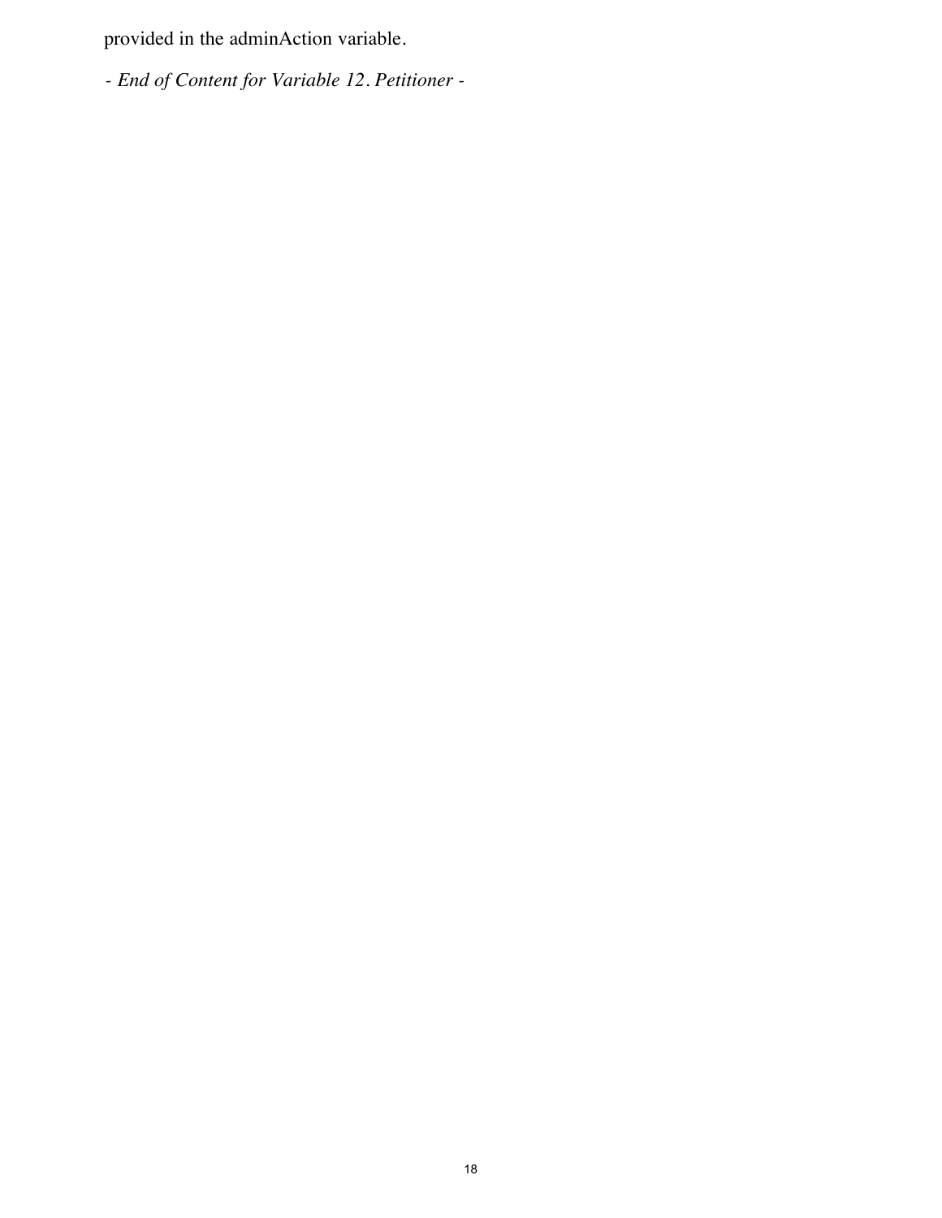provided in the adminAction variable.

*- End of Content for Variable 12. Petitioner -*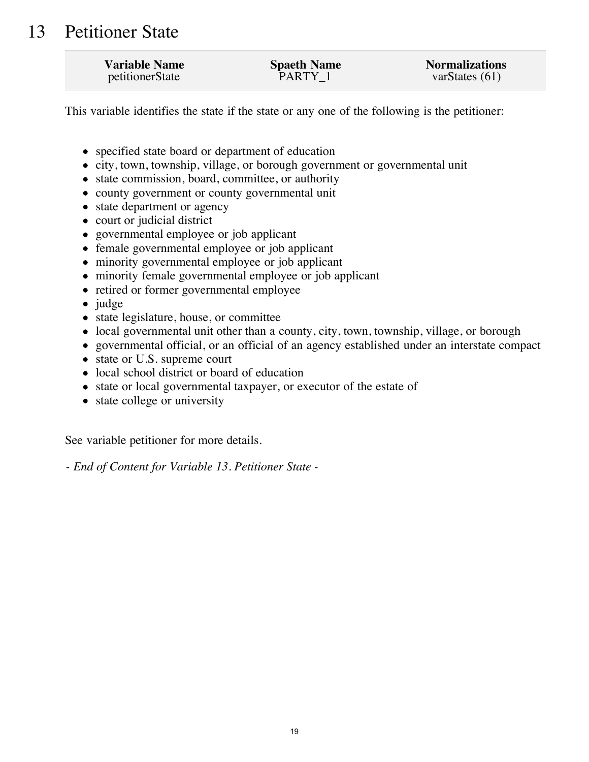# 13 Petitioner State

| Variable Name | Spaeth Name | Normalizations |
|---|---|---|
| petitionerState | PARTY_1 | varStates (61) |

This variable identifies the state if the state or any one of the following is the petitioner:

- specified state board or department of education
- city, town, township, village, or borough government or governmental unit
- state commission, board, committee, or authority
- county government or county governmental unit
- state department or agency
- court or judicial district
- governmental employee or job applicant
- female governmental employee or job applicant
- minority governmental employee or job applicant
- minority female governmental employee or job applicant
- retired or former governmental employee
- judge
- state legislature, house, or committee
- local governmental unit other than a county, city, town, township, village, or borough
- governmental official, or an official of an agency established under an interstate compact
- state or U.S. supreme court
- local school district or board of education
- state or local governmental taxpayer, or executor of the estate of
- state college or university

See variable petitioner for more details.

*- End of Content for Variable 13. Petitioner State -*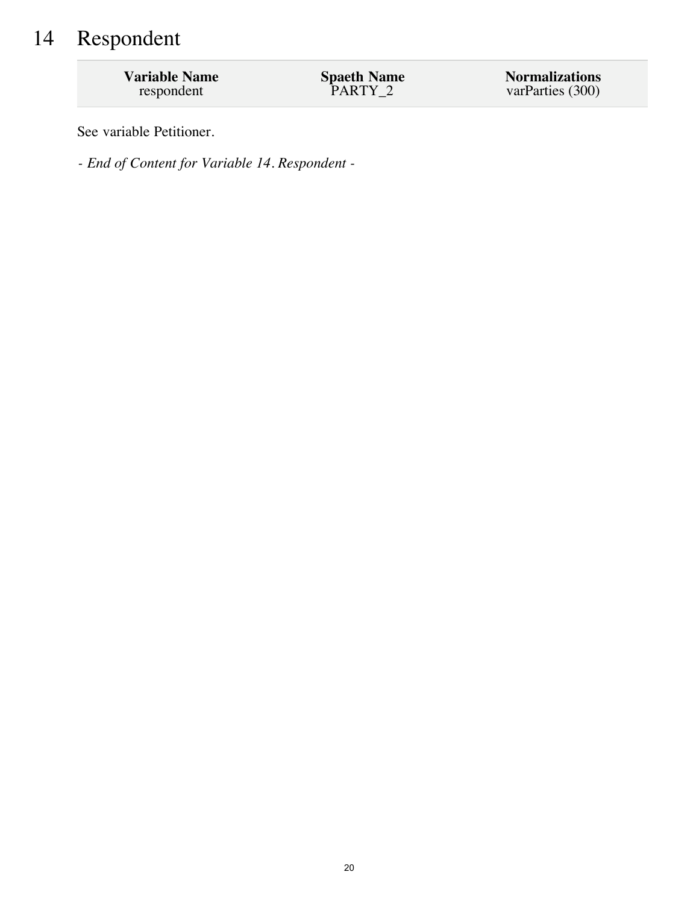# 14 Respondent

| Variable Name | Spaeth Name | Normalizations |
| --- | --- | --- |
| respondent | PARTY_2 | varParties (300) |

See variable Petitioner.

*- End of Content for Variable 14. Respondent -*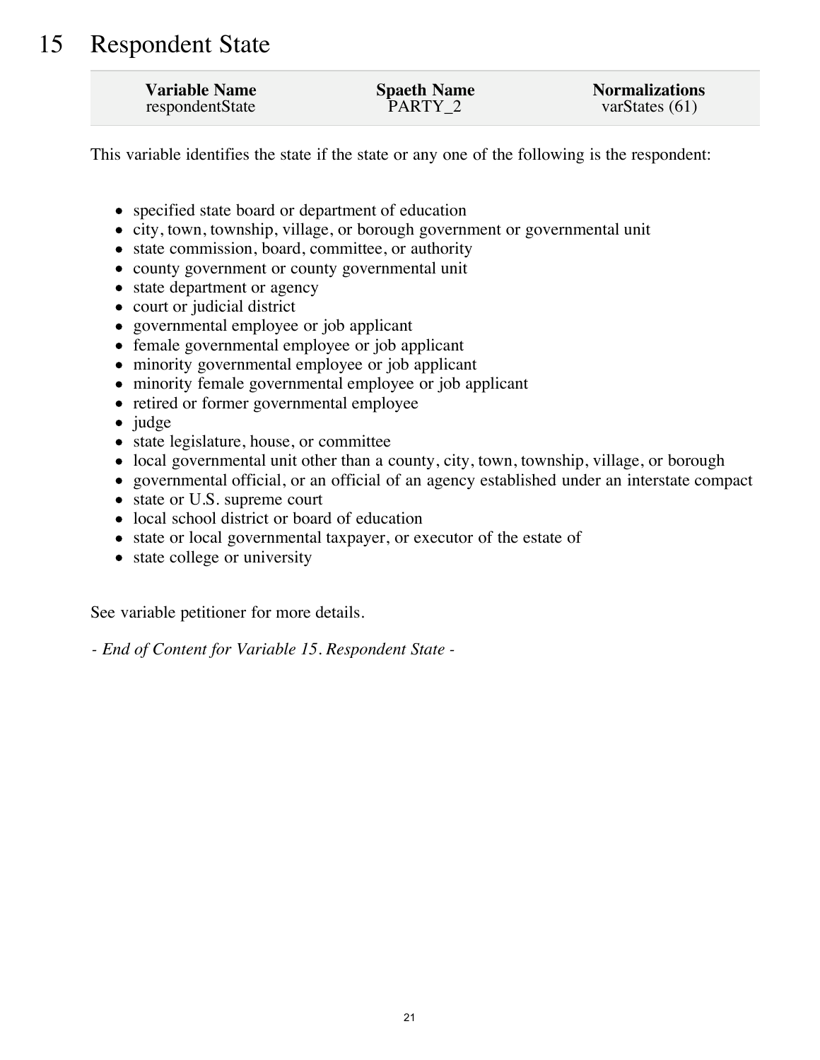# 15 Respondent State

| Variable Name | Spaeth Name | Normalizations |
|---|---|---|
| respondentState | PARTY_2 | varStates (61) |

This variable identifies the state if the state or any one of the following is the respondent:

- specified state board or department of education
- city, town, township, village, or borough government or governmental unit
- state commission, board, committee, or authority
- county government or county governmental unit
- state department or agency
- court or judicial district
- governmental employee or job applicant
- female governmental employee or job applicant
- minority governmental employee or job applicant
- minority female governmental employee or job applicant
- retired or former governmental employee
- judge
- state legislature, house, or committee
- local governmental unit other than a county, city, town, township, village, or borough
- governmental official, or an official of an agency established under an interstate compact
- state or U.S. supreme court
- local school district or board of education
- state or local governmental taxpayer, or executor of the estate of
- state college or university

See variable petitioner for more details.

*- End of Content for Variable 15. Respondent State -*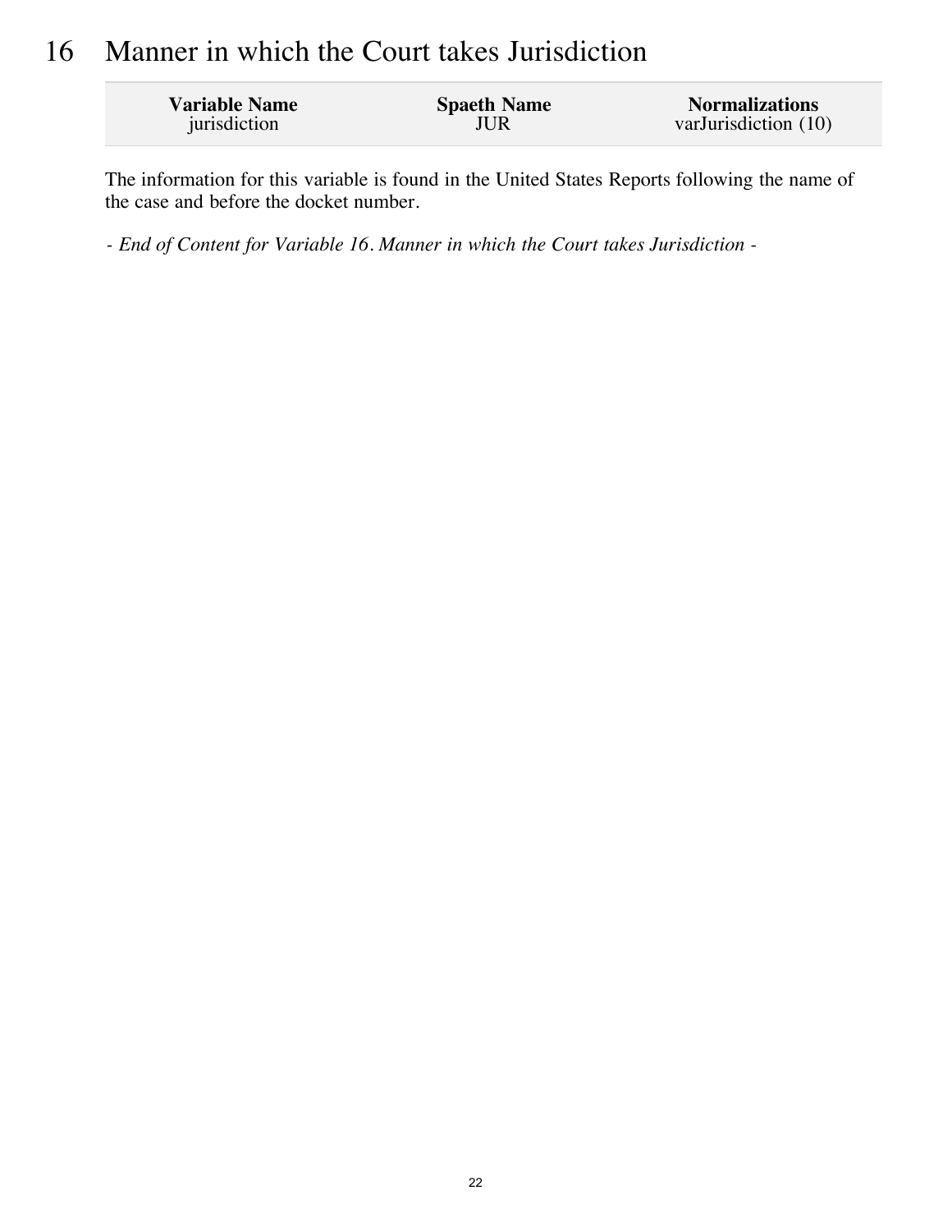# 16 Manner in which the Court takes Jurisdiction

| Variable Name | Spaeth Name | Normalizations |
| --- | --- | --- |
| jurisdiction | JUR | varJurisdiction (10) |

The information for this variable is found in the United States Reports following the name of the case and before the docket number.

*- End of Content for Variable 16. Manner in which the Court takes Jurisdiction -*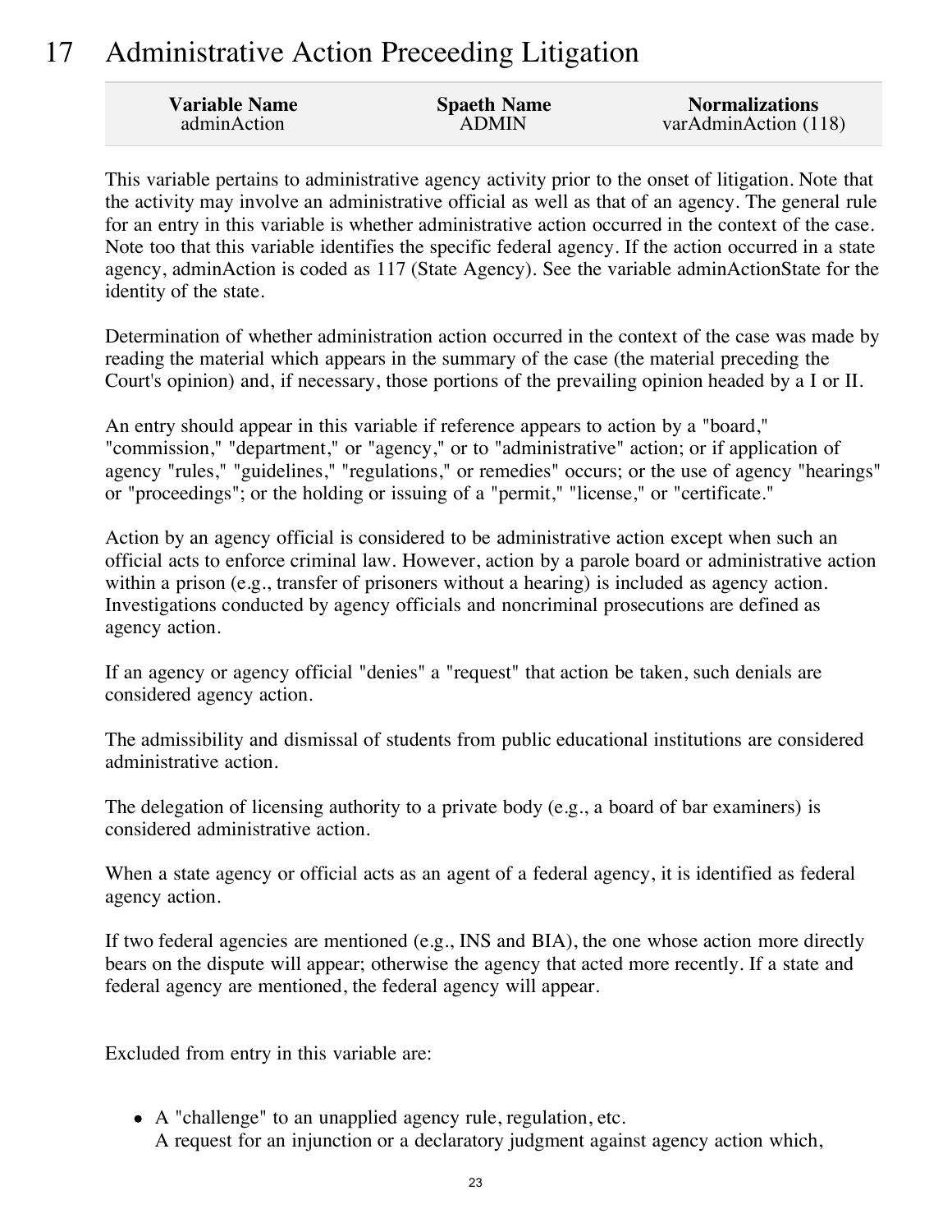# 17 Administrative Action Preceeding Litigation

| Variable Name | Spaeth Name | Normalizations |
|---|---|---|
| adminAction | ADMIN | varAdminAction (118) |

This variable pertains to administrative agency activity prior to the onset of litigation. Note that the activity may involve an administrative official as well as that of an agency. The general rule for an entry in this variable is whether administrative action occurred in the context of the case. Note too that this variable identifies the specific federal agency. If the action occurred in a state agency, adminAction is coded as 117 (State Agency). See the variable adminActionState for the identity of the state.

Determination of whether administration action occurred in the context of the case was made by reading the material which appears in the summary of the case (the material preceding the Court's opinion) and, if necessary, those portions of the prevailing opinion headed by a I or II.

An entry should appear in this variable if reference appears to action by a "board," "commission," "department," or "agency," or to "administrative" action; or if application of agency "rules," "guidelines," "regulations," or remedies" occurs; or the use of agency "hearings" or "proceedings"; or the holding or issuing of a "permit," "license," or "certificate."

Action by an agency official is considered to be administrative action except when such an official acts to enforce criminal law. However, action by a parole board or administrative action within a prison (e.g., transfer of prisoners without a hearing) is included as agency action. Investigations conducted by agency officials and noncriminal prosecutions are defined as agency action.

If an agency or agency official "denies" a "request" that action be taken, such denials are considered agency action.

The admissibility and dismissal of students from public educational institutions are considered administrative action.

The delegation of licensing authority to a private body (e.g., a board of bar examiners) is considered administrative action.

When a state agency or official acts as an agent of a federal agency, it is identified as federal agency action.

If two federal agencies are mentioned (e.g., INS and BIA), the one whose action more directly bears on the dispute will appear; otherwise the agency that acted more recently. If a state and federal agency are mentioned, the federal agency will appear.

Excluded from entry in this variable are:

- A "challenge" to an unapplied agency rule, regulation, etc.
  A request for an injunction or a declaratory judgment against agency action which,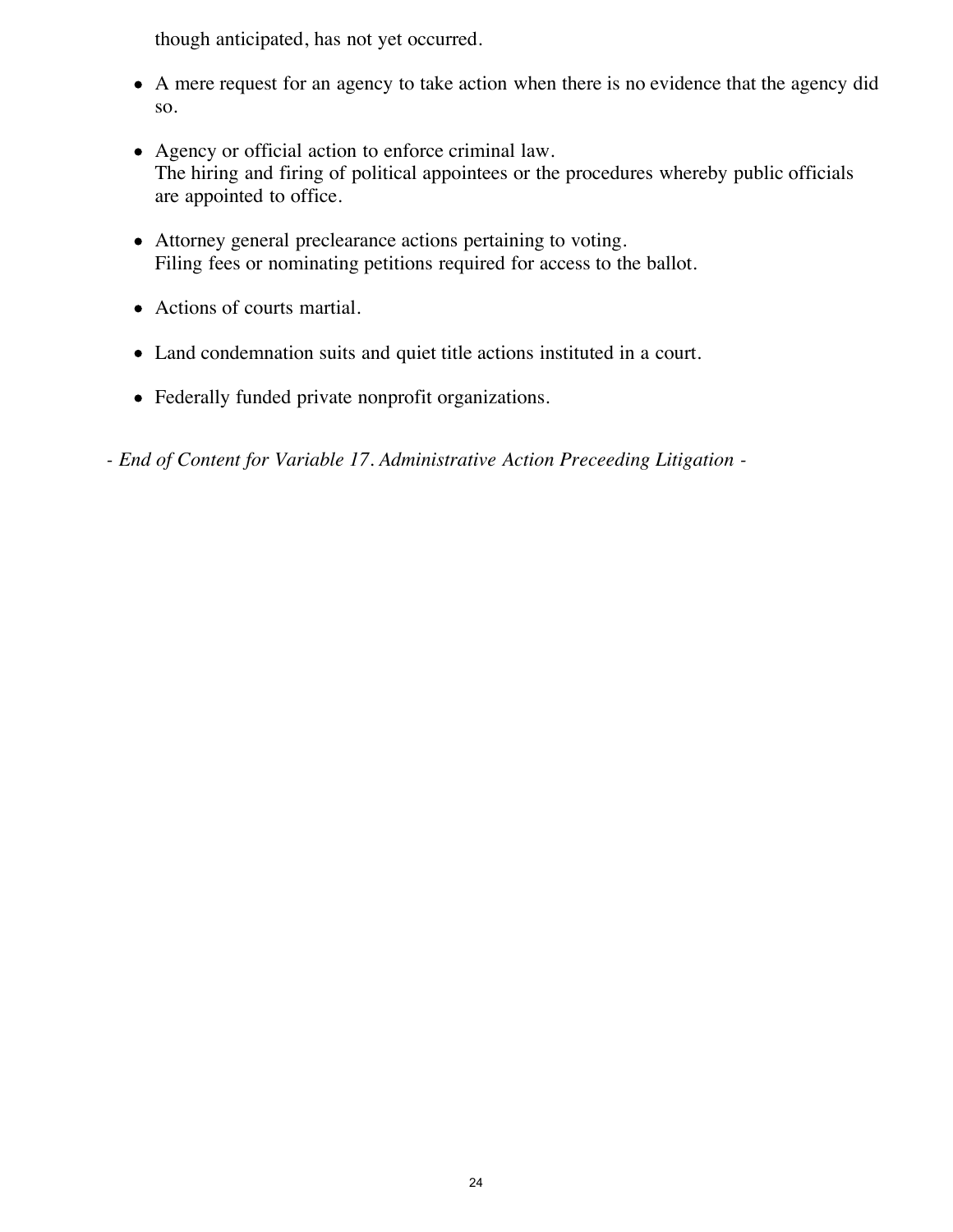though anticipated, has not yet occurred.

- A mere request for an agency to take action when there is no evidence that the agency did so.
- Agency or official action to enforce criminal law.
  The hiring and firing of political appointees or the procedures whereby public officials are appointed to office.
- Attorney general preclearance actions pertaining to voting.
  Filing fees or nominating petitions required for access to the ballot.
- Actions of courts martial.
- Land condemnation suits and quiet title actions instituted in a court.
- Federally funded private nonprofit organizations.

*- End of Content for Variable 17. Administrative Action Preceeding Litigation -*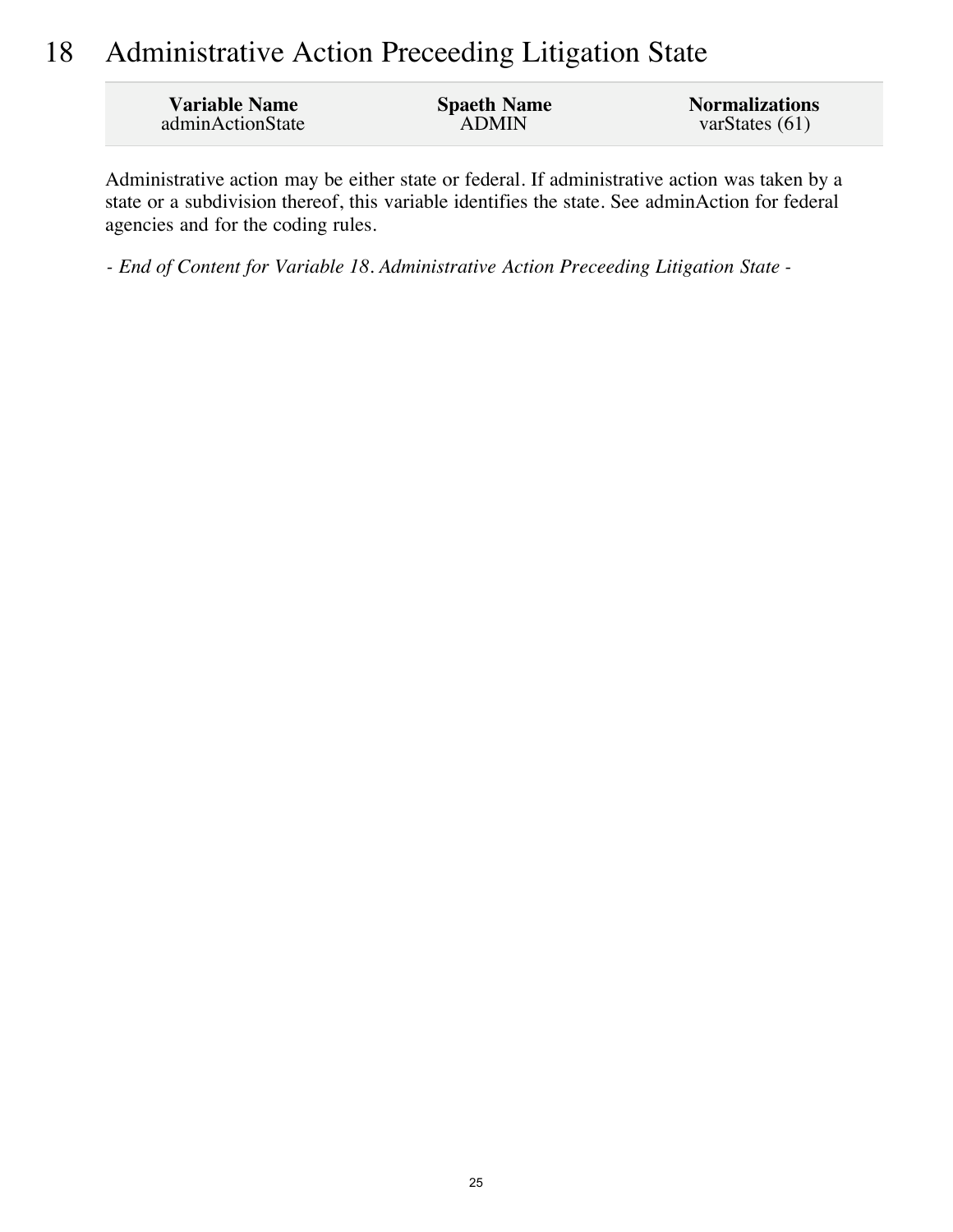# 18 Administrative Action Preceeding Litigation State

| Variable Name | Spaeth Name | Normalizations |
| --- | --- | --- |
| adminActionState | ADMIN | varStates (61) |

Administrative action may be either state or federal. If administrative action was taken by a state or a subdivision thereof, this variable identifies the state. See adminAction for federal agencies and for the coding rules.

*- End of Content for Variable 18. Administrative Action Preceeding Litigation State -*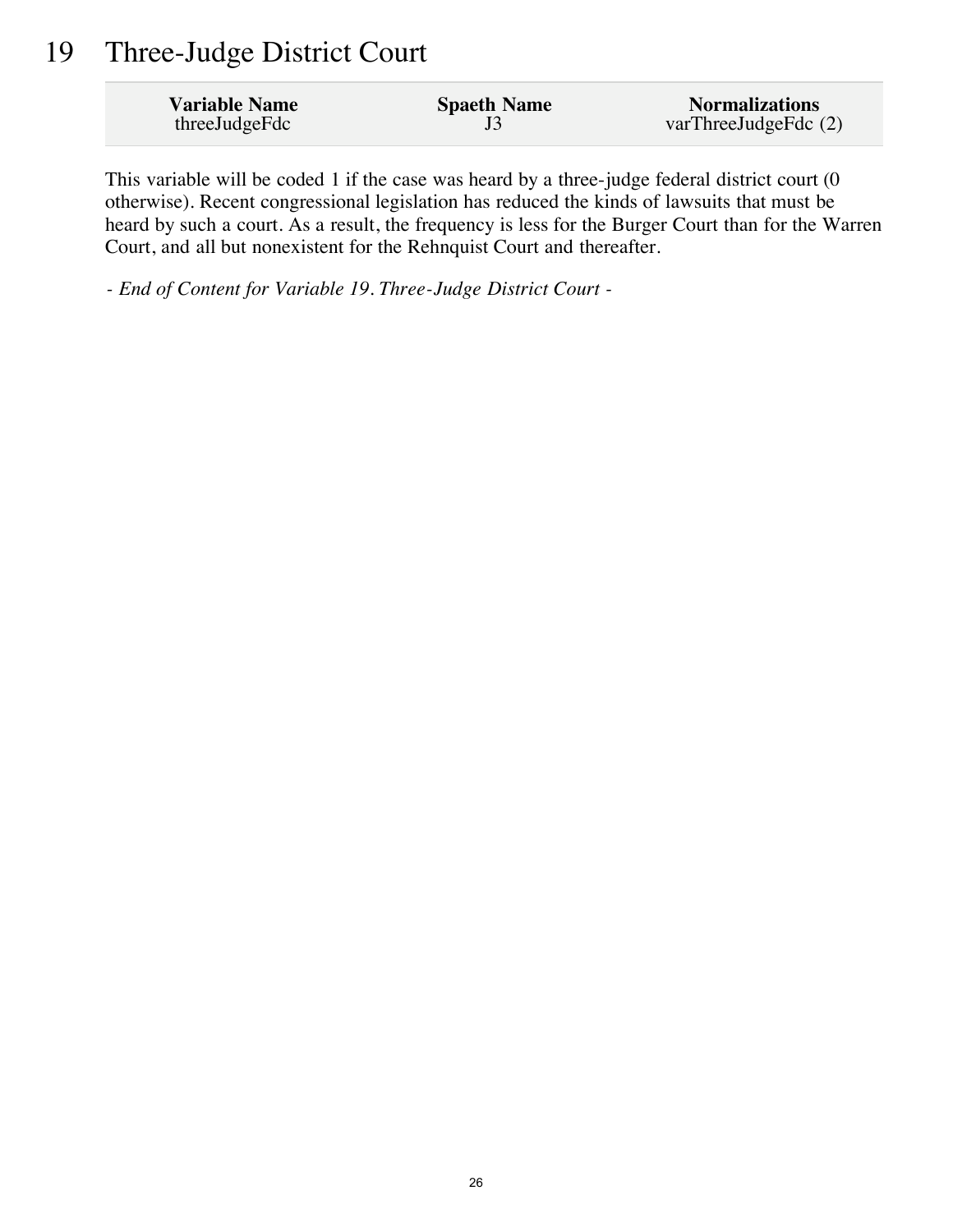# 19 Three-Judge District Court

| Variable Name | Spaeth Name | Normalizations |
|---|---|---|
| threeJudgeFdc | J3 | varThreeJudgeFdc (2) |

This variable will be coded 1 if the case was heard by a three-judge federal district court (0 otherwise). Recent congressional legislation has reduced the kinds of lawsuits that must be heard by such a court. As a result, the frequency is less for the Burger Court than for the Warren Court, and all but nonexistent for the Rehnquist Court and thereafter.

*- End of Content for Variable 19. Three-Judge District Court -*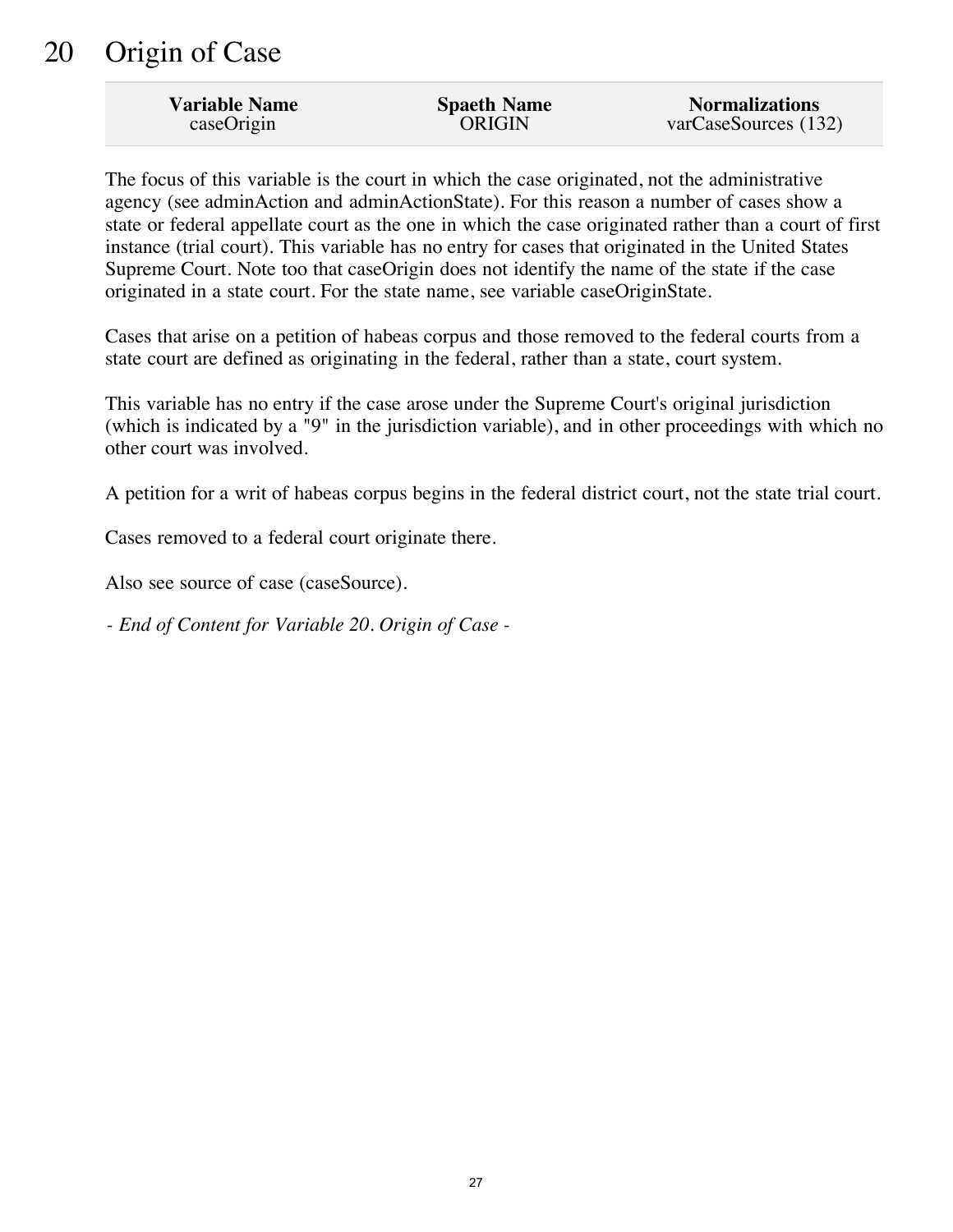# 20 Origin of Case

| Variable Name | Spaeth Name | Normalizations |
| --- | --- | --- |
| caseOrigin | ORIGIN | varCaseSources (132) |

The focus of this variable is the court in which the case originated, not the administrative agency (see adminAction and adminActionState). For this reason a number of cases show a state or federal appellate court as the one in which the case originated rather than a court of first instance (trial court). This variable has no entry for cases that originated in the United States Supreme Court. Note too that caseOrigin does not identify the name of the state if the case originated in a state court. For the state name, see variable caseOriginState.

Cases that arise on a petition of habeas corpus and those removed to the federal courts from a state court are defined as originating in the federal, rather than a state, court system.

This variable has no entry if the case arose under the Supreme Court's original jurisdiction (which is indicated by a "9" in the jurisdiction variable), and in other proceedings with which no other court was involved.

A petition for a writ of habeas corpus begins in the federal district court, not the state trial court.

Cases removed to a federal court originate there.

Also see source of case (caseSource).

*- End of Content for Variable 20. Origin of Case -*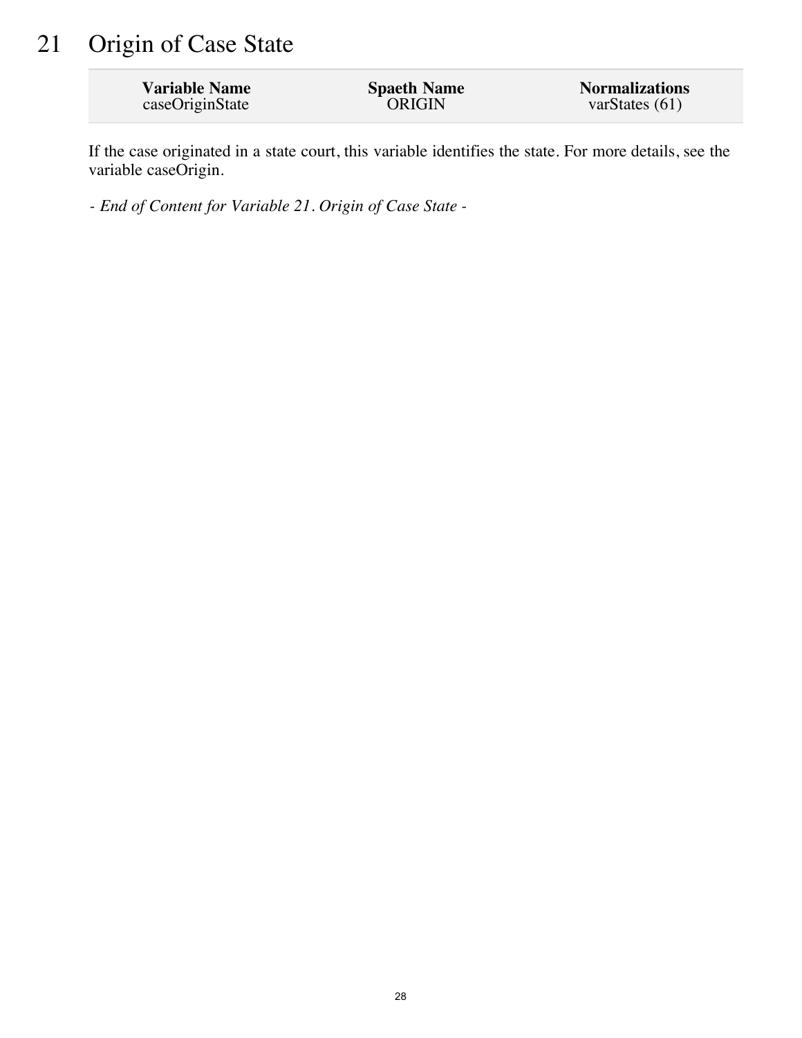# 21 Origin of Case State

| Variable Name | Spaeth Name | Normalizations |
| --- | --- | --- |
| caseOriginState | ORIGIN | varStates (61) |

If the case originated in a state court, this variable identifies the state. For more details, see the variable caseOrigin.

*- End of Content for Variable 21. Origin of Case State -*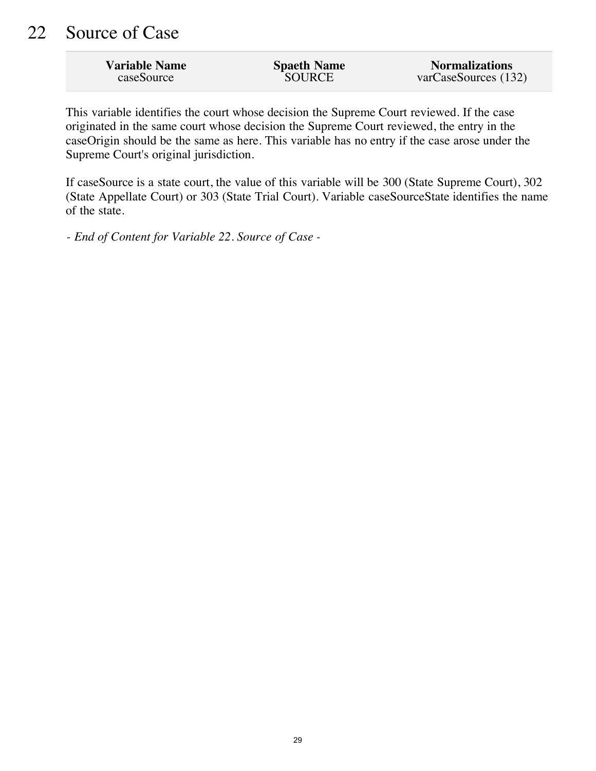# 22 Source of Case

| Variable Name | Spaeth Name | Normalizations |
| --- | --- | --- |
| caseSource | SOURCE | varCaseSources (132) |

This variable identifies the court whose decision the Supreme Court reviewed. If the case originated in the same court whose decision the Supreme Court reviewed, the entry in the caseOrigin should be the same as here. This variable has no entry if the case arose under the Supreme Court's original jurisdiction.

If caseSource is a state court, the value of this variable will be 300 (State Supreme Court), 302 (State Appellate Court) or 303 (State Trial Court). Variable caseSourceState identifies the name of the state.

*- End of Content for Variable 22. Source of Case -*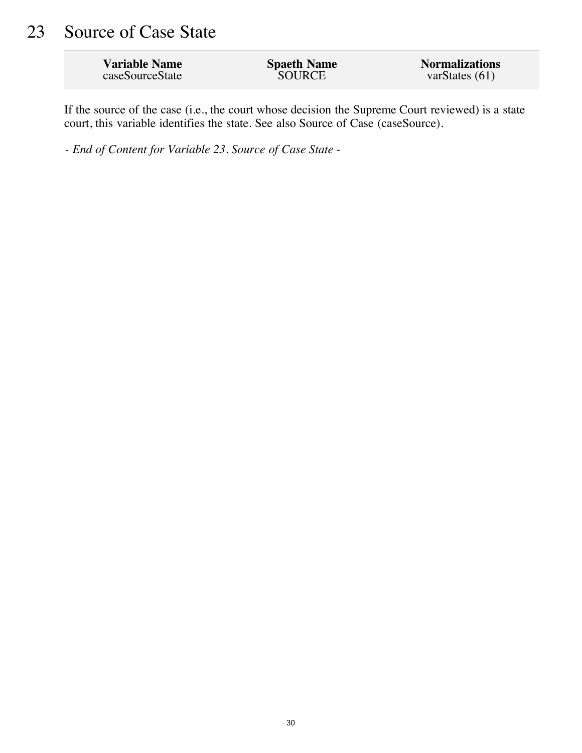# 23 Source of Case State

| Variable Name | Spaeth Name | Normalizations |
| --- | --- | --- |
| caseSourceState | SOURCE | varStates (61) |

If the source of the case (i.e., the court whose decision the Supreme Court reviewed) is a state court, this variable identifies the state. See also Source of Case (caseSource).

*- End of Content for Variable 23. Source of Case State -*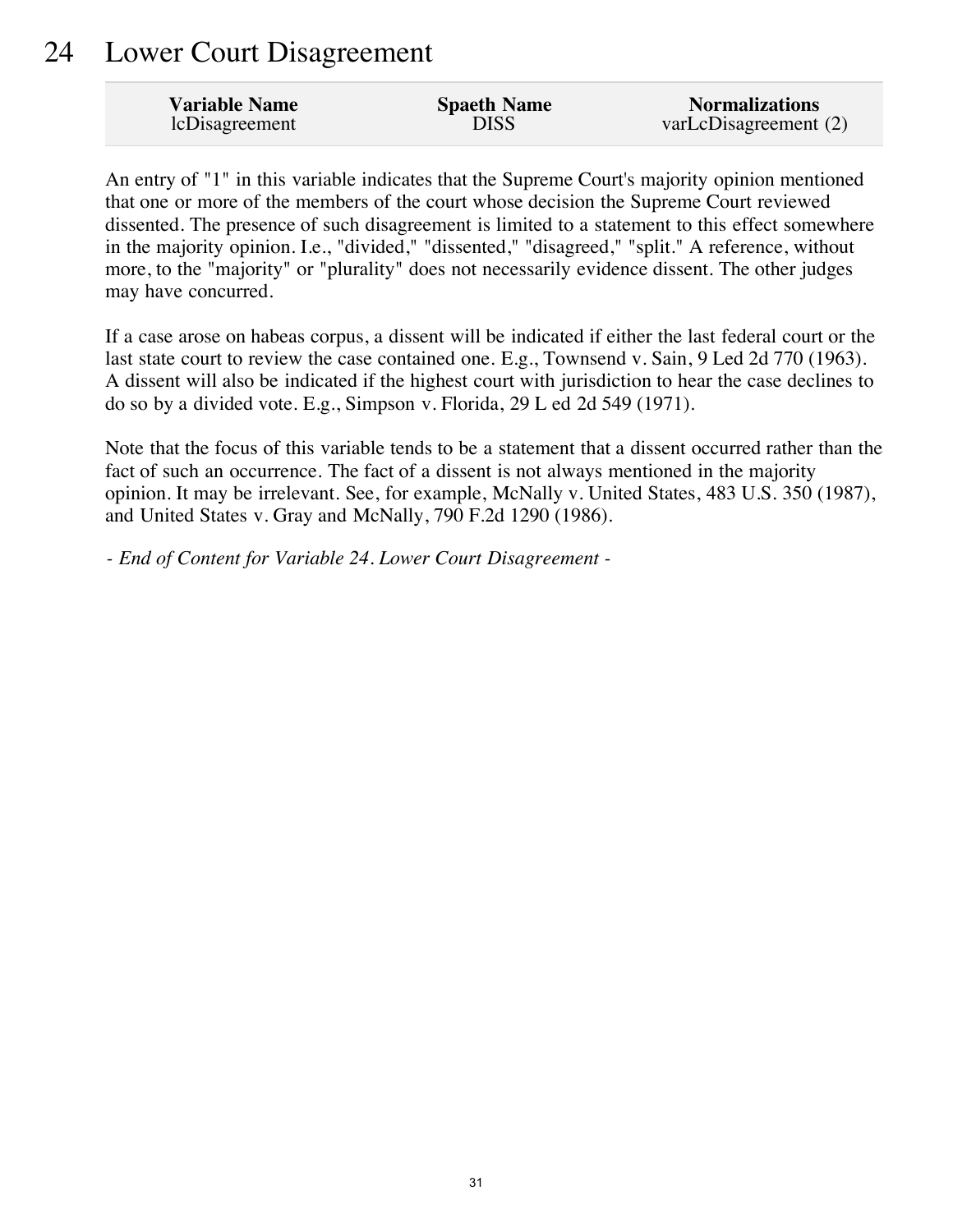# 24 Lower Court Disagreement

| Variable Name | Spaeth Name | Normalizations |
| --- | --- | --- |
| lcDisagreement | DISS | varLcDisagreement (2) |

An entry of "1" in this variable indicates that the Supreme Court's majority opinion mentioned that one or more of the members of the court whose decision the Supreme Court reviewed dissented. The presence of such disagreement is limited to a statement to this effect somewhere in the majority opinion. I.e., "divided," "dissented," "disagreed," "split." A reference, without more, to the "majority" or "plurality" does not necessarily evidence dissent. The other judges may have concurred.

If a case arose on habeas corpus, a dissent will be indicated if either the last federal court or the last state court to review the case contained one. E.g., Townsend v. Sain, 9 Led 2d 770 (1963). A dissent will also be indicated if the highest court with jurisdiction to hear the case declines to do so by a divided vote. E.g., Simpson v. Florida, 29 L ed 2d 549 (1971).

Note that the focus of this variable tends to be a statement that a dissent occurred rather than the fact of such an occurrence. The fact of a dissent is not always mentioned in the majority opinion. It may be irrelevant. See, for example, McNally v. United States, 483 U.S. 350 (1987), and United States v. Gray and McNally, 790 F.2d 1290 (1986).

*- End of Content for Variable 24. Lower Court Disagreement -*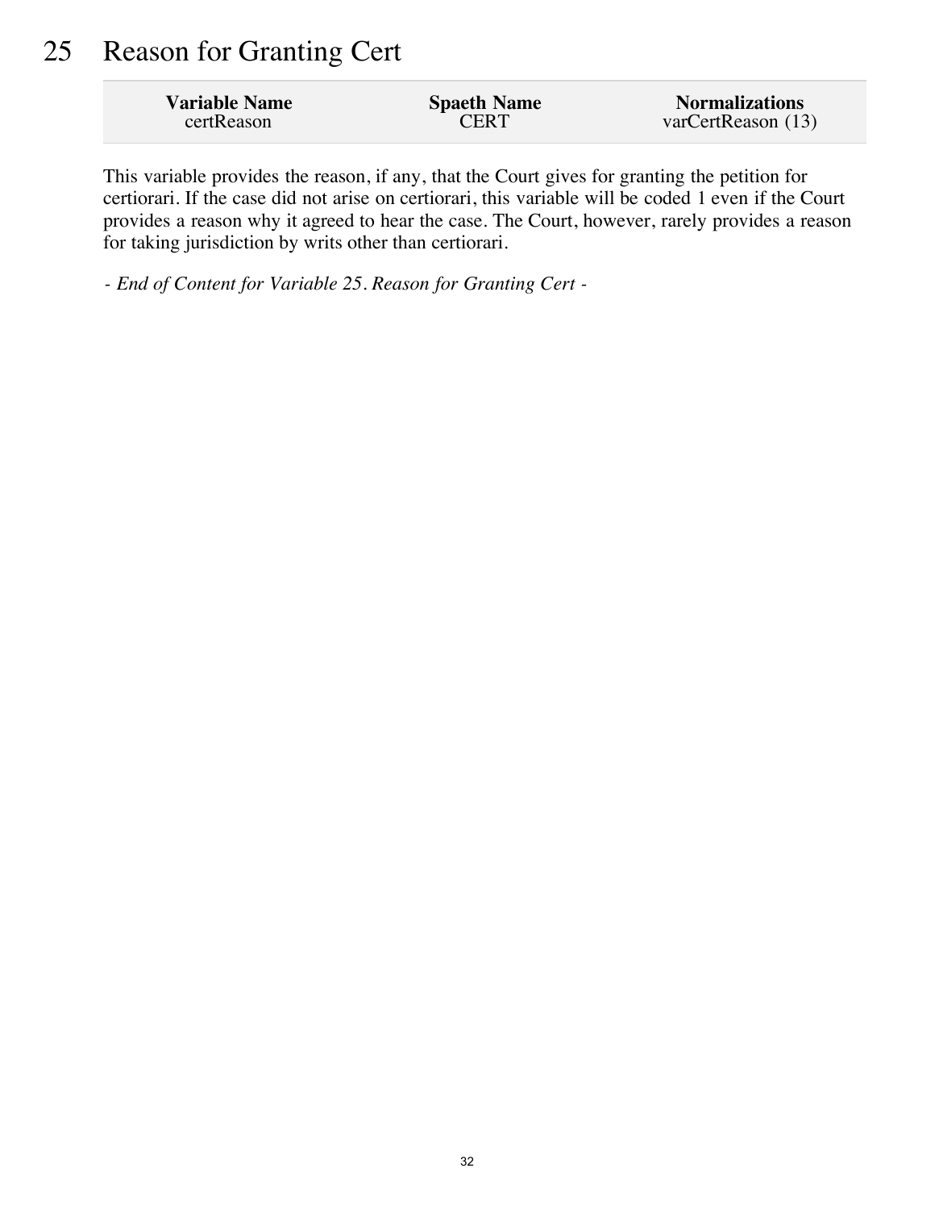# 25 Reason for Granting Cert

| Variable Name | Spaeth Name | Normalizations |
|---|---|---|
| certReason | CERT | varCertReason (13) |

This variable provides the reason, if any, that the Court gives for granting the petition for certiorari. If the case did not arise on certiorari, this variable will be coded 1 even if the Court provides a reason why it agreed to hear the case. The Court, however, rarely provides a reason for taking jurisdiction by writs other than certiorari.

*- End of Content for Variable 25. Reason for Granting Cert -*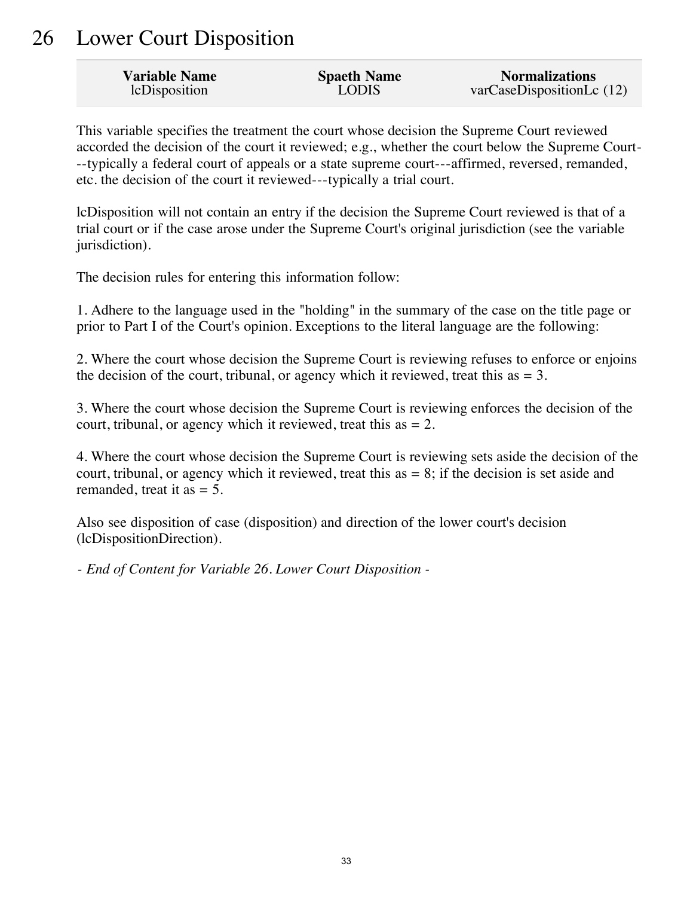# 26 Lower Court Disposition

| Variable Name | Spaeth Name | Normalizations |
|---|---|---|
| lcDisposition | LODIS | varCaseDispositionLc (12) |

This variable specifies the treatment the court whose decision the Supreme Court reviewed accorded the decision of the court it reviewed; e.g., whether the court below the Supreme Court---typically a federal court of appeals or a state supreme court---affirmed, reversed, remanded, etc. the decision of the court it reviewed---typically a trial court.

lcDisposition will not contain an entry if the decision the Supreme Court reviewed is that of a trial court or if the case arose under the Supreme Court's original jurisdiction (see the variable jurisdiction).

The decision rules for entering this information follow:

1. Adhere to the language used in the "holding" in the summary of the case on the title page or prior to Part I of the Court's opinion. Exceptions to the literal language are the following:

2. Where the court whose decision the Supreme Court is reviewing refuses to enforce or enjoins the decision of the court, tribunal, or agency which it reviewed, treat this as = 3.

3. Where the court whose decision the Supreme Court is reviewing enforces the decision of the court, tribunal, or agency which it reviewed, treat this as = 2.

4. Where the court whose decision the Supreme Court is reviewing sets aside the decision of the court, tribunal, or agency which it reviewed, treat this as = 8; if the decision is set aside and remanded, treat it as = 5.

Also see disposition of case (disposition) and direction of the lower court's decision (lcDispositionDirection).

*- End of Content for Variable 26. Lower Court Disposition -*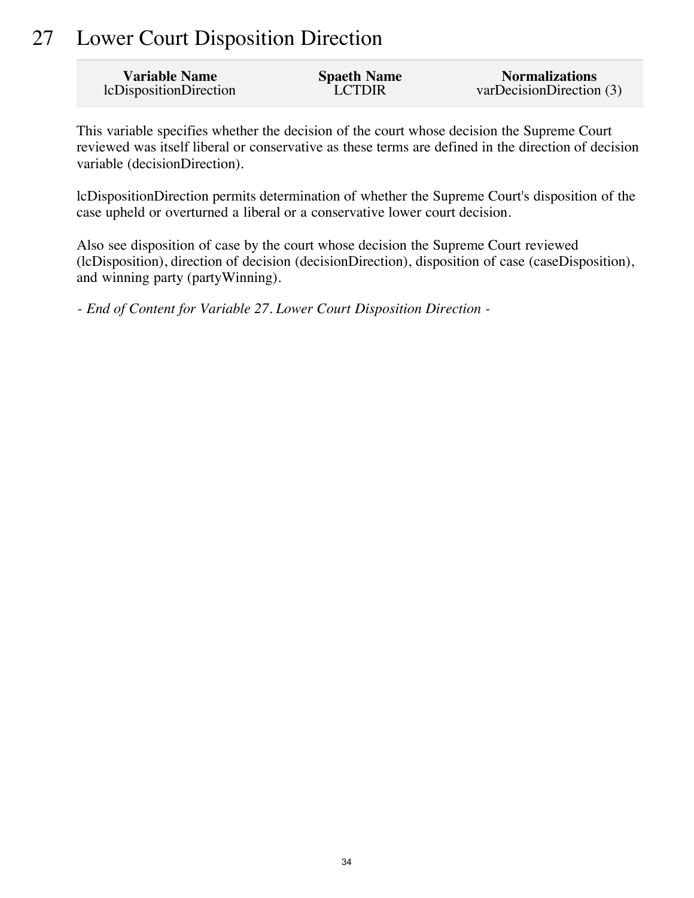# 27 Lower Court Disposition Direction

| Variable Name | Spaeth Name | Normalizations |
|---|---|---|
| lcDispositionDirection | LCTDIR | varDecisionDirection (3) |

This variable specifies whether the decision of the court whose decision the Supreme Court reviewed was itself liberal or conservative as these terms are defined in the direction of decision variable (decisionDirection).

lcDispositionDirection permits determination of whether the Supreme Court's disposition of the case upheld or overturned a liberal or a conservative lower court decision.

Also see disposition of case by the court whose decision the Supreme Court reviewed (lcDisposition), direction of decision (decisionDirection), disposition of case (caseDisposition), and winning party (partyWinning).

*- End of Content for Variable 27. Lower Court Disposition Direction -*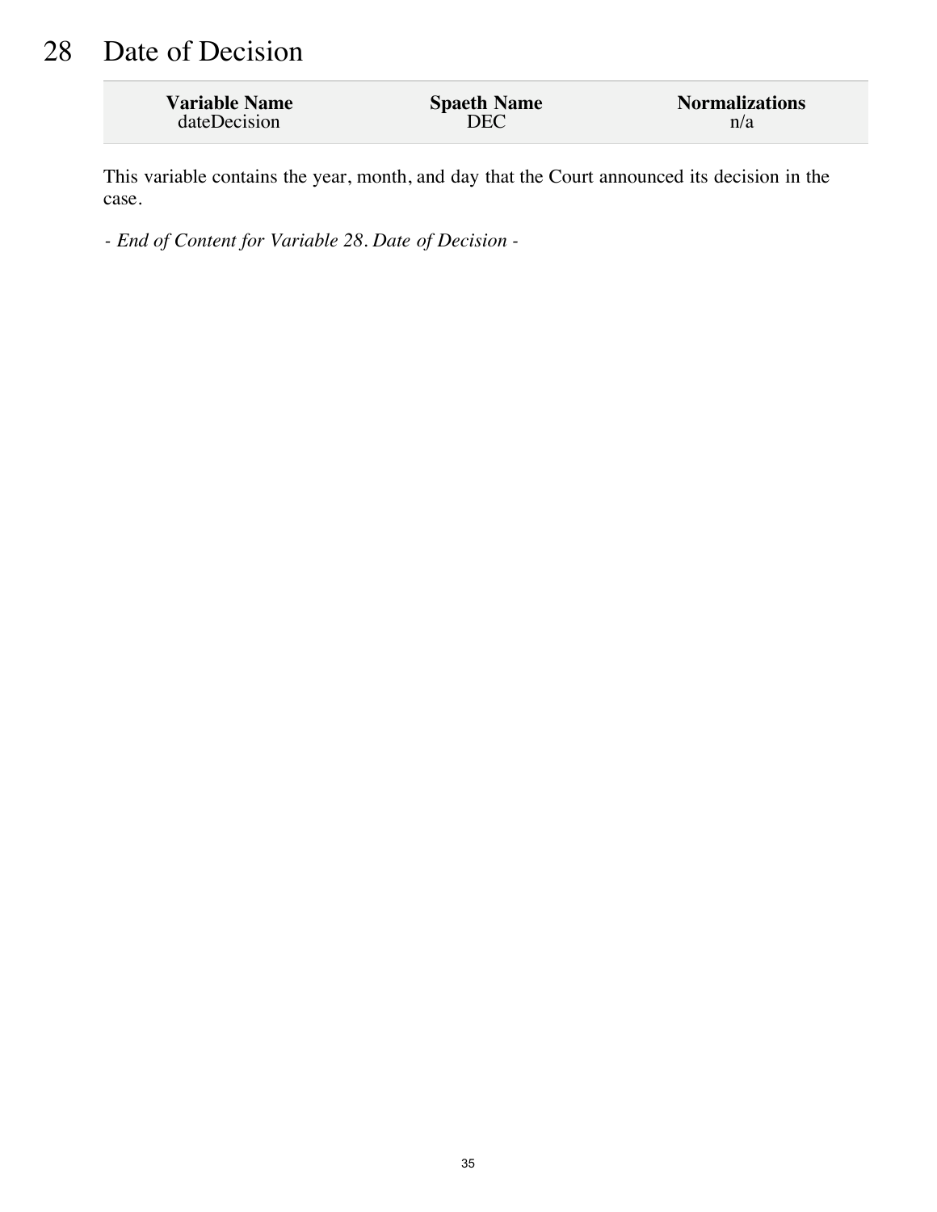# 28 Date of Decision

| Variable Name | Spaeth Name | Normalizations |
| --- | --- | --- |
| dateDecision | DEC | n/a |

This variable contains the year, month, and day that the Court announced its decision in the case.

*- End of Content for Variable 28. Date of Decision -*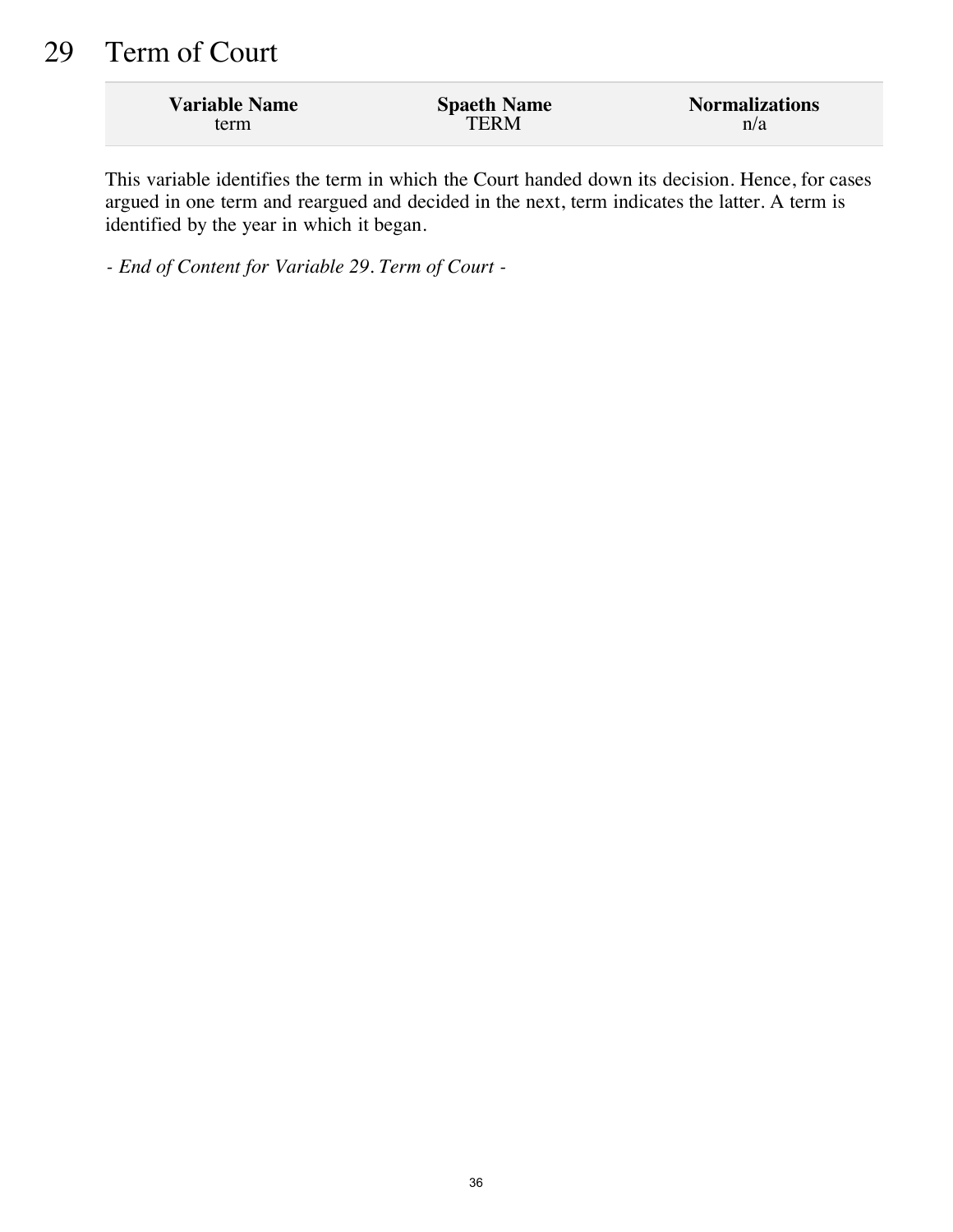# 29 Term of Court

| Variable Name | Spaeth Name | Normalizations |
|---|---|---|
| term | TERM | n/a |

This variable identifies the term in which the Court handed down its decision. Hence, for cases argued in one term and reargued and decided in the next, term indicates the latter. A term is identified by the year in which it began.

*- End of Content for Variable 29. Term of Court -*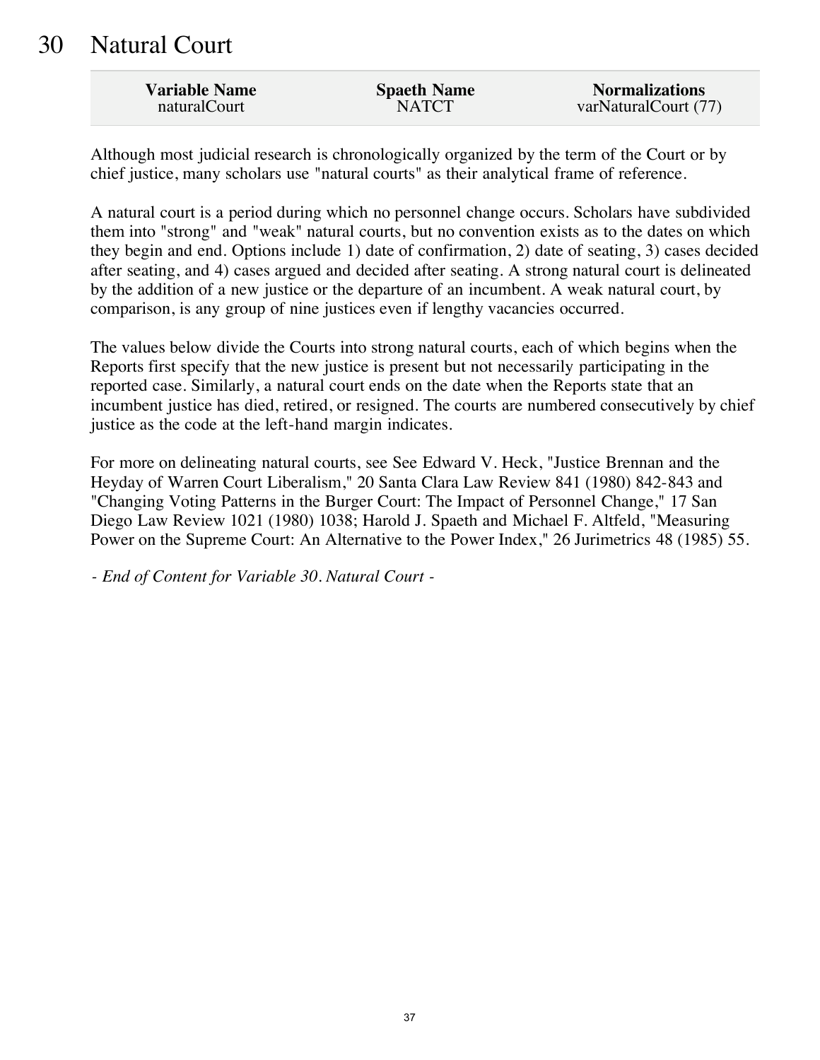# 30 Natural Court

| Variable Name | Spaeth Name | Normalizations |
| --- | --- | --- |
| naturalCourt | NATCT | varNaturalCourt (77) |

Although most judicial research is chronologically organized by the term of the Court or by chief justice, many scholars use "natural courts" as their analytical frame of reference.

A natural court is a period during which no personnel change occurs. Scholars have subdivided them into "strong" and "weak" natural courts, but no convention exists as to the dates on which they begin and end. Options include 1) date of confirmation, 2) date of seating, 3) cases decided after seating, and 4) cases argued and decided after seating. A strong natural court is delineated by the addition of a new justice or the departure of an incumbent. A weak natural court, by comparison, is any group of nine justices even if lengthy vacancies occurred.

The values below divide the Courts into strong natural courts, each of which begins when the Reports first specify that the new justice is present but not necessarily participating in the reported case. Similarly, a natural court ends on the date when the Reports state that an incumbent justice has died, retired, or resigned. The courts are numbered consecutively by chief justice as the code at the left-hand margin indicates.

For more on delineating natural courts, see See Edward V. Heck, "Justice Brennan and the Heyday of Warren Court Liberalism," 20 Santa Clara Law Review 841 (1980) 842-843 and "Changing Voting Patterns in the Burger Court: The Impact of Personnel Change," 17 San Diego Law Review 1021 (1980) 1038; Harold J. Spaeth and Michael F. Altfeld, "Measuring Power on the Supreme Court: An Alternative to the Power Index," 26 Jurimetrics 48 (1985) 55.

*- End of Content for Variable 30. Natural Court -*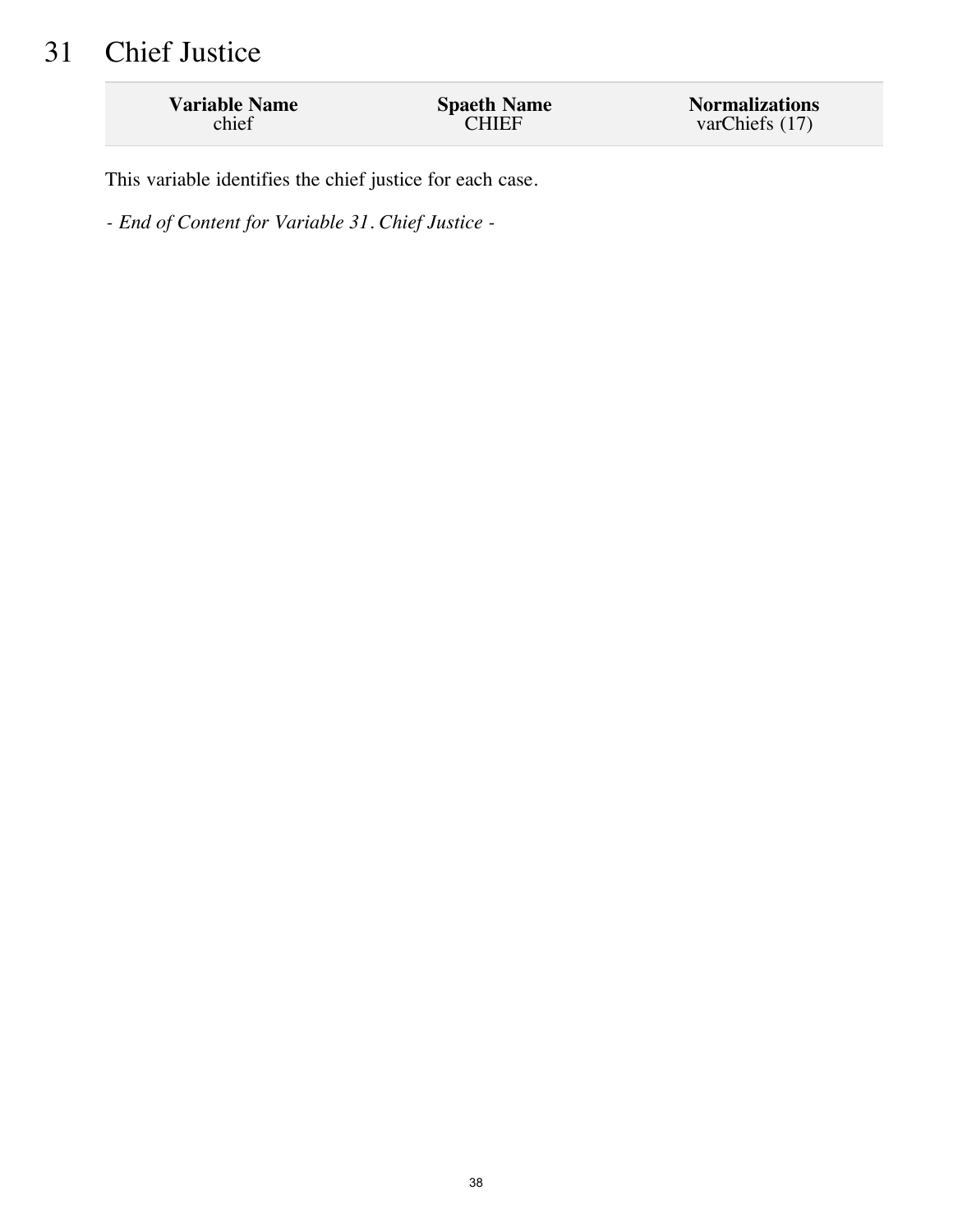# 31 Chief Justice

| Variable Name | Spaeth Name | Normalizations |
| --- | --- | --- |
| chief | CHIEF | varChiefs (17) |

This variable identifies the chief justice for each case.

*- End of Content for Variable 31. Chief Justice -*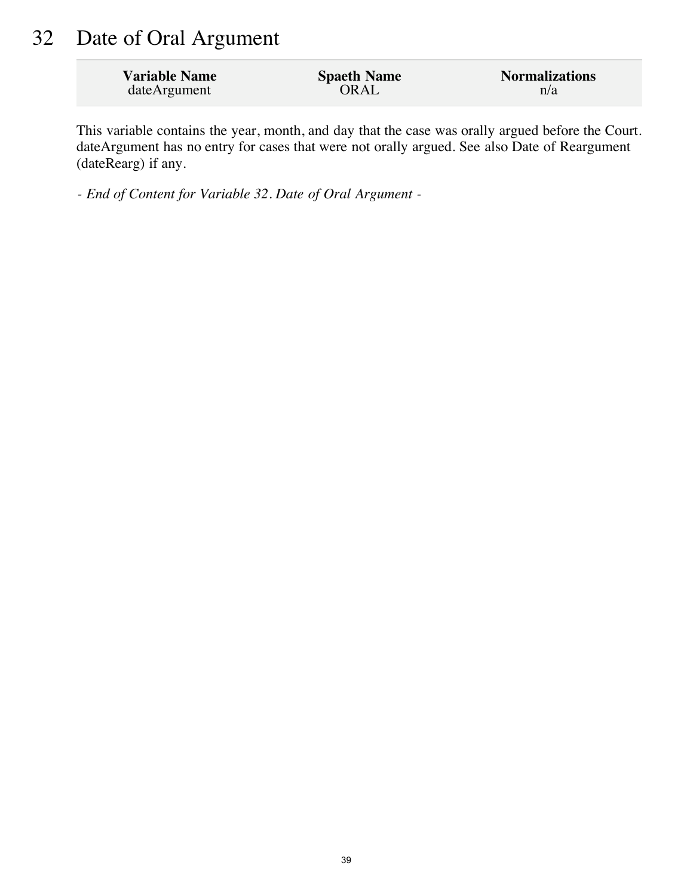# 32 Date of Oral Argument

| Variable Name | Spaeth Name | Normalizations |
|---|---|---|
| dateArgument | ORAL | n/a |

This variable contains the year, month, and day that the case was orally argued before the Court. dateArgument has no entry for cases that were not orally argued. See also Date of Reargument (dateRearg) if any.

*- End of Content for Variable 32. Date of Oral Argument -*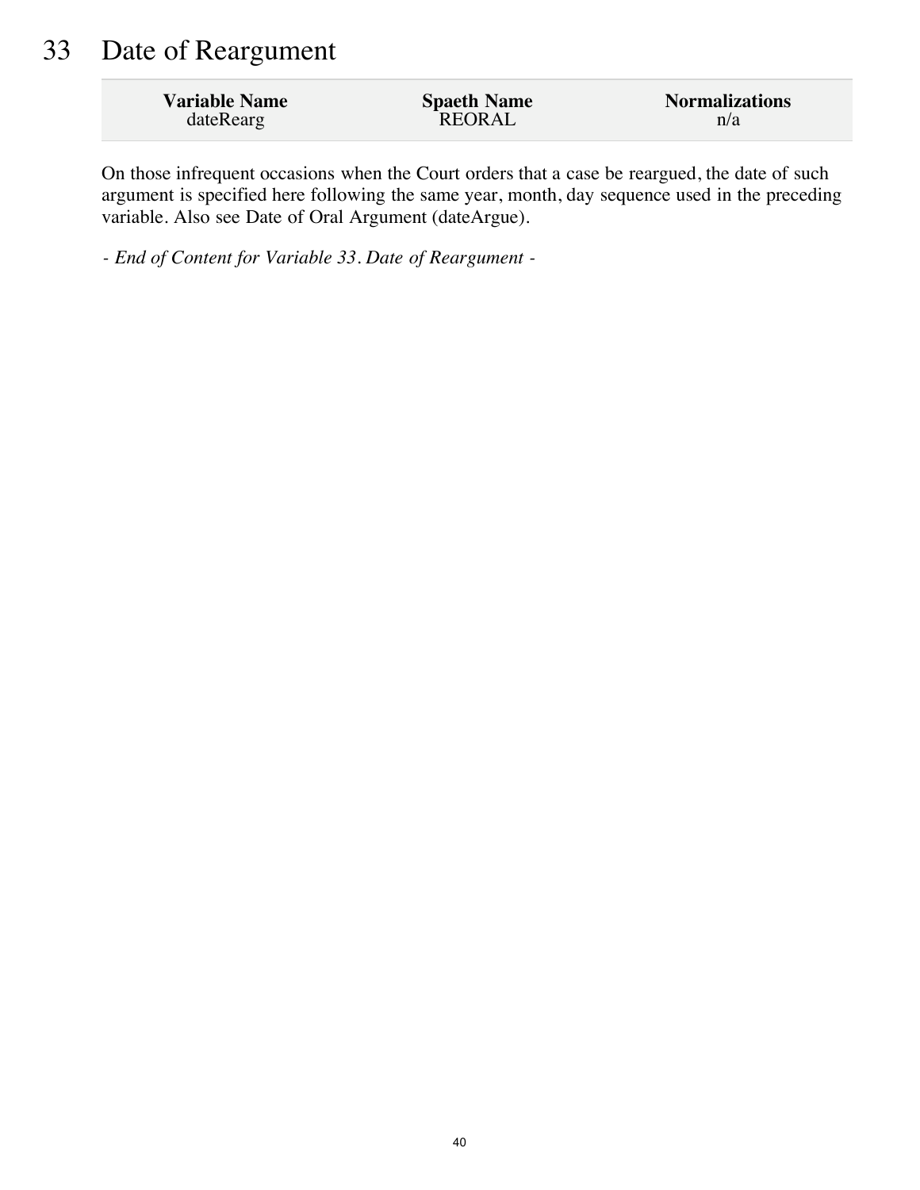# 33 Date of Reargument

| Variable Name | Spaeth Name | Normalizations |
| --- | --- | --- |
| dateRearg | REORAL | n/a |

On those infrequent occasions when the Court orders that a case be reargued, the date of such argument is specified here following the same year, month, day sequence used in the preceding variable. Also see Date of Oral Argument (dateArgue).

*- End of Content for Variable 33. Date of Reargument -*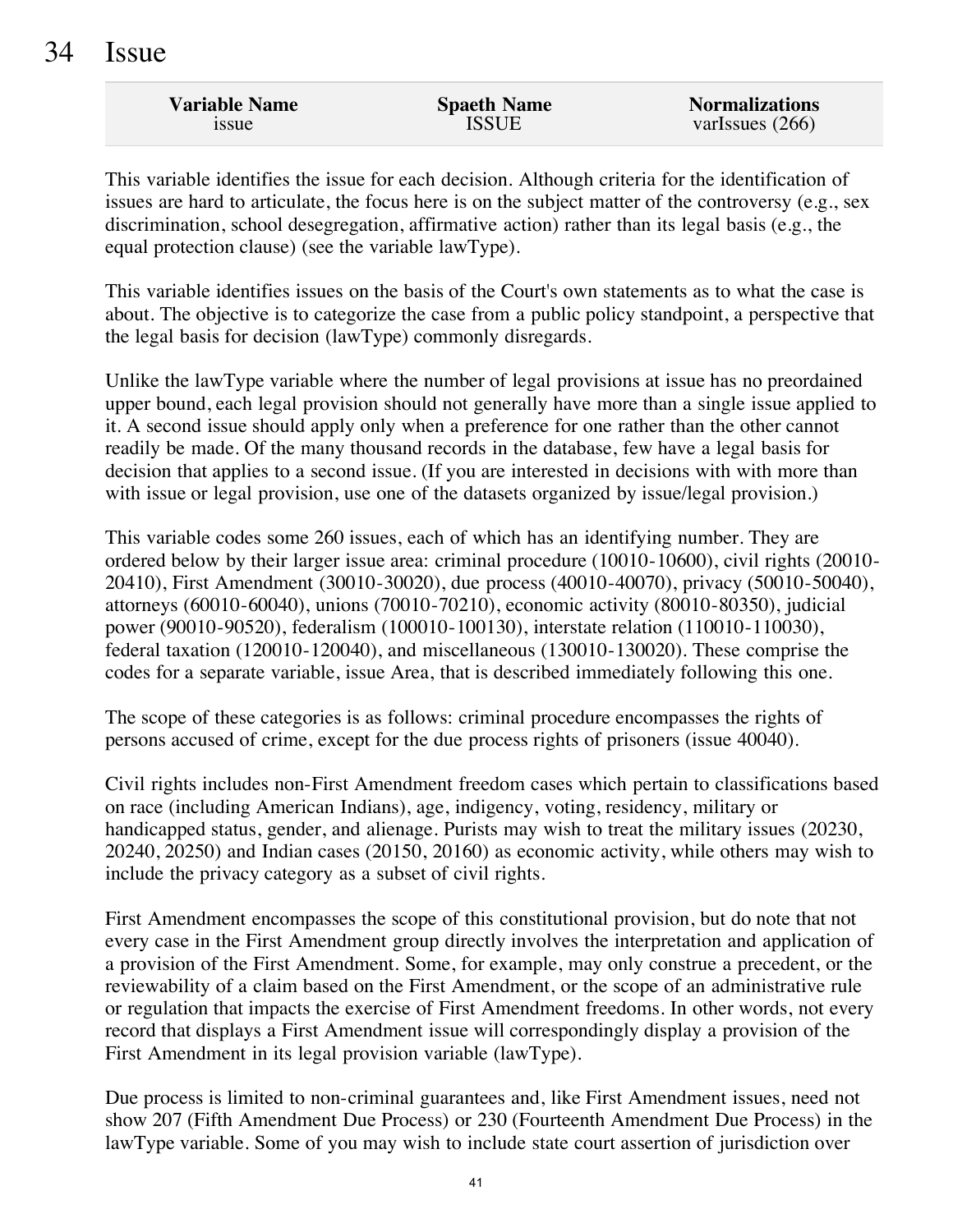# 34 Issue

| Variable Name | Spaeth Name | Normalizations |
|---|---|---|
| issue | ISSUE | varIssues (266) |

This variable identifies the issue for each decision. Although criteria for the identification of issues are hard to articulate, the focus here is on the subject matter of the controversy (e.g., sex discrimination, school desegregation, affirmative action) rather than its legal basis (e.g., the equal protection clause) (see the variable lawType).

This variable identifies issues on the basis of the Court's own statements as to what the case is about. The objective is to categorize the case from a public policy standpoint, a perspective that the legal basis for decision (lawType) commonly disregards.

Unlike the lawType variable where the number of legal provisions at issue has no preordained upper bound, each legal provision should not generally have more than a single issue applied to it. A second issue should apply only when a preference for one rather than the other cannot readily be made. Of the many thousand records in the database, few have a legal basis for decision that applies to a second issue. (If you are interested in decisions with with more than with issue or legal provision, use one of the datasets organized by issue/legal provision.)

This variable codes some 260 issues, each of which has an identifying number. They are ordered below by their larger issue area: criminal procedure (10010-10600), civil rights (20010-20410), First Amendment (30010-30020), due process (40010-40070), privacy (50010-50040), attorneys (60010-60040), unions (70010-70210), economic activity (80010-80350), judicial power (90010-90520), federalism (100010-100130), interstate relation (110010-110030), federal taxation (120010-120040), and miscellaneous (130010-130020). These comprise the codes for a separate variable, issue Area, that is described immediately following this one.

The scope of these categories is as follows: criminal procedure encompasses the rights of persons accused of crime, except for the due process rights of prisoners (issue 40040).

Civil rights includes non-First Amendment freedom cases which pertain to classifications based on race (including American Indians), age, indigency, voting, residency, military or handicapped status, gender, and alienage. Purists may wish to treat the military issues (20230, 20240, 20250) and Indian cases (20150, 20160) as economic activity, while others may wish to include the privacy category as a subset of civil rights.

First Amendment encompasses the scope of this constitutional provision, but do note that not every case in the First Amendment group directly involves the interpretation and application of a provision of the First Amendment. Some, for example, may only construe a precedent, or the reviewability of a claim based on the First Amendment, or the scope of an administrative rule or regulation that impacts the exercise of First Amendment freedoms. In other words, not every record that displays a First Amendment issue will correspondingly display a provision of the First Amendment in its legal provision variable (lawType).

Due process is limited to non-criminal guarantees and, like First Amendment issues, need not show 207 (Fifth Amendment Due Process) or 230 (Fourteenth Amendment Due Process) in the lawType variable. Some of you may wish to include state court assertion of jurisdiction over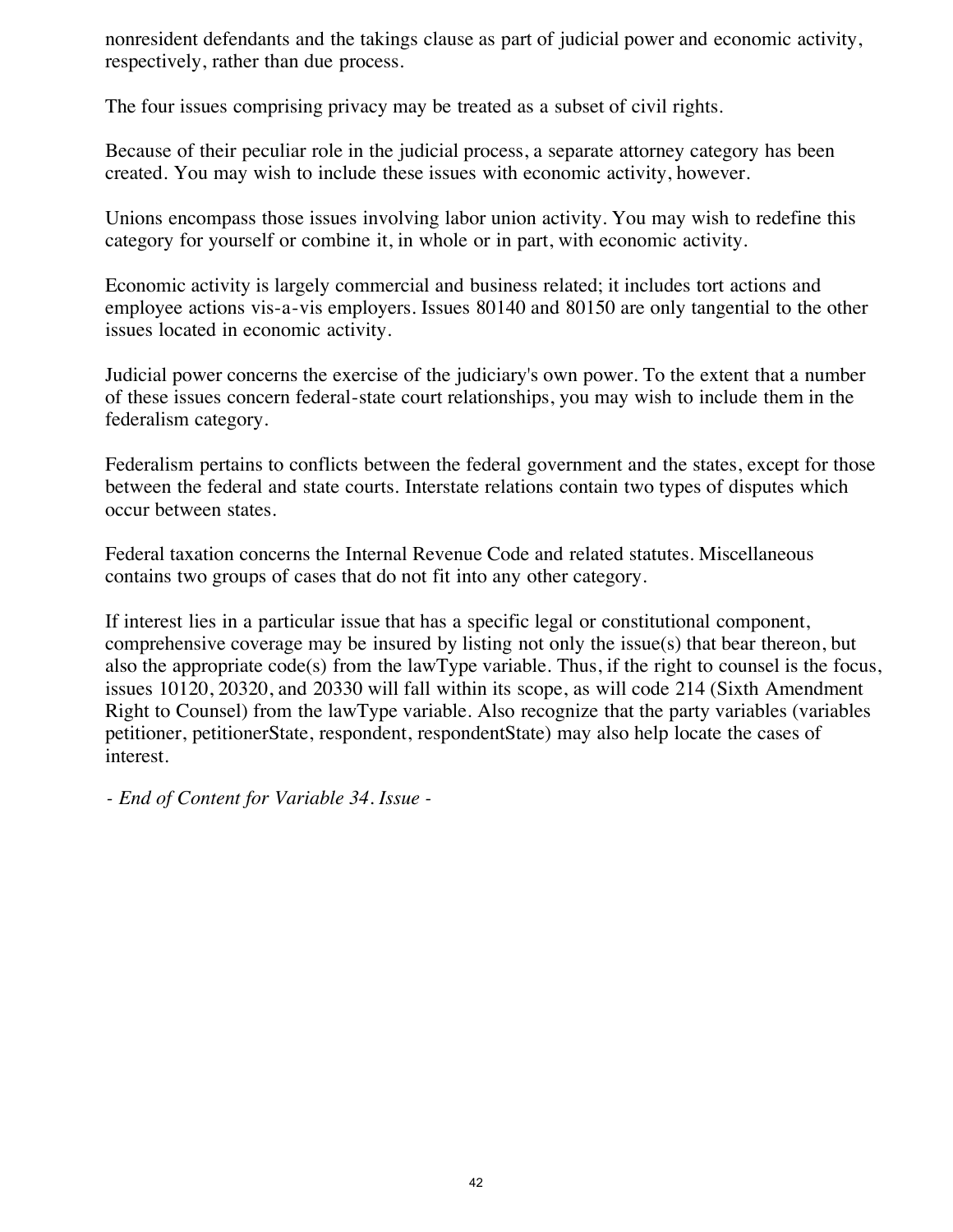nonresident defendants and the takings clause as part of judicial power and economic activity, respectively, rather than due process.

The four issues comprising privacy may be treated as a subset of civil rights.

Because of their peculiar role in the judicial process, a separate attorney category has been created. You may wish to include these issues with economic activity, however.

Unions encompass those issues involving labor union activity. You may wish to redefine this category for yourself or combine it, in whole or in part, with economic activity.

Economic activity is largely commercial and business related; it includes tort actions and employee actions vis-a-vis employers. Issues 80140 and 80150 are only tangential to the other issues located in economic activity.

Judicial power concerns the exercise of the judiciary's own power. To the extent that a number of these issues concern federal-state court relationships, you may wish to include them in the federalism category.

Federalism pertains to conflicts between the federal government and the states, except for those between the federal and state courts. Interstate relations contain two types of disputes which occur between states.

Federal taxation concerns the Internal Revenue Code and related statutes. Miscellaneous contains two groups of cases that do not fit into any other category.

If interest lies in a particular issue that has a specific legal or constitutional component, comprehensive coverage may be insured by listing not only the issue(s) that bear thereon, but also the appropriate code(s) from the lawType variable. Thus, if the right to counsel is the focus, issues 10120, 20320, and 20330 will fall within its scope, as will code 214 (Sixth Amendment Right to Counsel) from the lawType variable. Also recognize that the party variables (variables petitioner, petitionerState, respondent, respondentState) may also help locate the cases of interest.

*- End of Content for Variable 34. Issue -*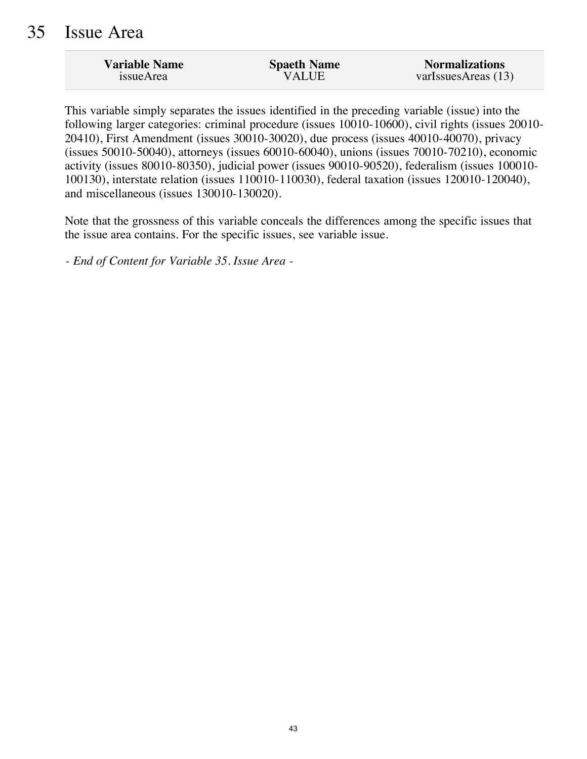# 35 Issue Area

| Variable Name | Spaeth Name | Normalizations |
|---|---|---|
| issueArea | VALUE | varIssuesAreas (13) |

This variable simply separates the issues identified in the preceding variable (issue) into the following larger categories: criminal procedure (issues 10010-10600), civil rights (issues 20010-20410), First Amendment (issues 30010-30020), due process (issues 40010-40070), privacy (issues 50010-50040), attorneys (issues 60010-60040), unions (issues 70010-70210), economic activity (issues 80010-80350), judicial power (issues 90010-90520), federalism (issues 100010-100130), interstate relation (issues 110010-110030), federal taxation (issues 120010-120040), and miscellaneous (issues 130010-130020).

Note that the grossness of this variable conceals the differences among the specific issues that the issue area contains. For the specific issues, see variable issue.

*- End of Content for Variable 35. Issue Area -*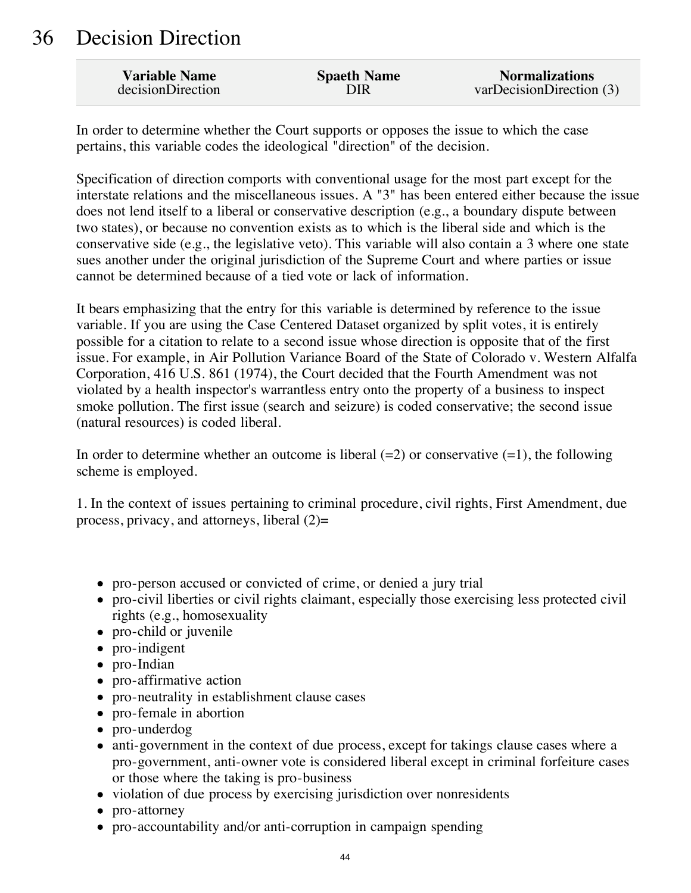# 36 Decision Direction

| Variable Name | Spaeth Name | Normalizations |
|---|---|---|
| decisionDirection | DIR | varDecisionDirection (3) |

In order to determine whether the Court supports or opposes the issue to which the case pertains, this variable codes the ideological "direction" of the decision.

Specification of direction comports with conventional usage for the most part except for the interstate relations and the miscellaneous issues. A "3" has been entered either because the issue does not lend itself to a liberal or conservative description (e.g., a boundary dispute between two states), or because no convention exists as to which is the liberal side and which is the conservative side (e.g., the legislative veto). This variable will also contain a 3 where one state sues another under the original jurisdiction of the Supreme Court and where parties or issue cannot be determined because of a tied vote or lack of information.

It bears emphasizing that the entry for this variable is determined by reference to the issue variable. If you are using the Case Centered Dataset organized by split votes, it is entirely possible for a citation to relate to a second issue whose direction is opposite that of the first issue. For example, in Air Pollution Variance Board of the State of Colorado v. Western Alfalfa Corporation, 416 U.S. 861 (1974), the Court decided that the Fourth Amendment was not violated by a health inspector's warrantless entry onto the property of a business to inspect smoke pollution. The first issue (search and seizure) is coded conservative; the second issue (natural resources) is coded liberal.

In order to determine whether an outcome is liberal (=2) or conservative (=1), the following scheme is employed.

1. In the context of issues pertaining to criminal procedure, civil rights, First Amendment, due process, privacy, and attorneys, liberal (2)=

- pro-person accused or convicted of crime, or denied a jury trial
- pro-civil liberties or civil rights claimant, especially those exercising less protected civil rights (e.g., homosexuality
- pro-child or juvenile
- pro-indigent
- pro-Indian
- pro-affirmative action
- pro-neutrality in establishment clause cases
- pro-female in abortion
- pro-underdog
- anti-government in the context of due process, except for takings clause cases where a pro-government, anti-owner vote is considered liberal except in criminal forfeiture cases or those where the taking is pro-business
- violation of due process by exercising jurisdiction over nonresidents
- pro-attorney
- pro-accountability and/or anti-corruption in campaign spending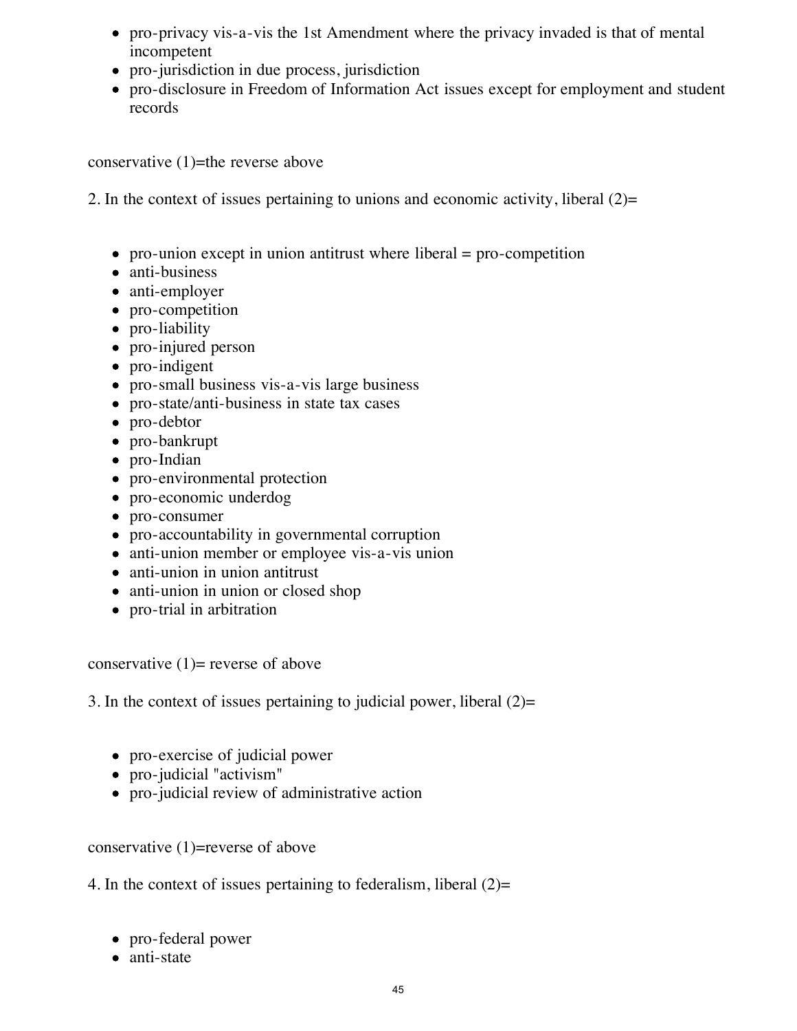- pro-privacy vis-a-vis the 1st Amendment where the privacy invaded is that of mental incompetent
- pro-jurisdiction in due process, jurisdiction
- pro-disclosure in Freedom of Information Act issues except for employment and student records

conservative (1)=the reverse above

2. In the context of issues pertaining to unions and economic activity, liberal (2)=

- pro-union except in union antitrust where liberal = pro-competition
- anti-business
- anti-employer
- pro-competition
- pro-liability
- pro-injured person
- pro-indigent
- pro-small business vis-a-vis large business
- pro-state/anti-business in state tax cases
- pro-debtor
- pro-bankrupt
- pro-Indian
- pro-environmental protection
- pro-economic underdog
- pro-consumer
- pro-accountability in governmental corruption
- anti-union member or employee vis-a-vis union
- anti-union in union antitrust
- anti-union in union or closed shop
- pro-trial in arbitration

conservative (1)= reverse of above

3. In the context of issues pertaining to judicial power, liberal (2)=

- pro-exercise of judicial power
- pro-judicial "activism"
- pro-judicial review of administrative action

conservative (1)=reverse of above

4. In the context of issues pertaining to federalism, liberal (2)=

- pro-federal power
- anti-state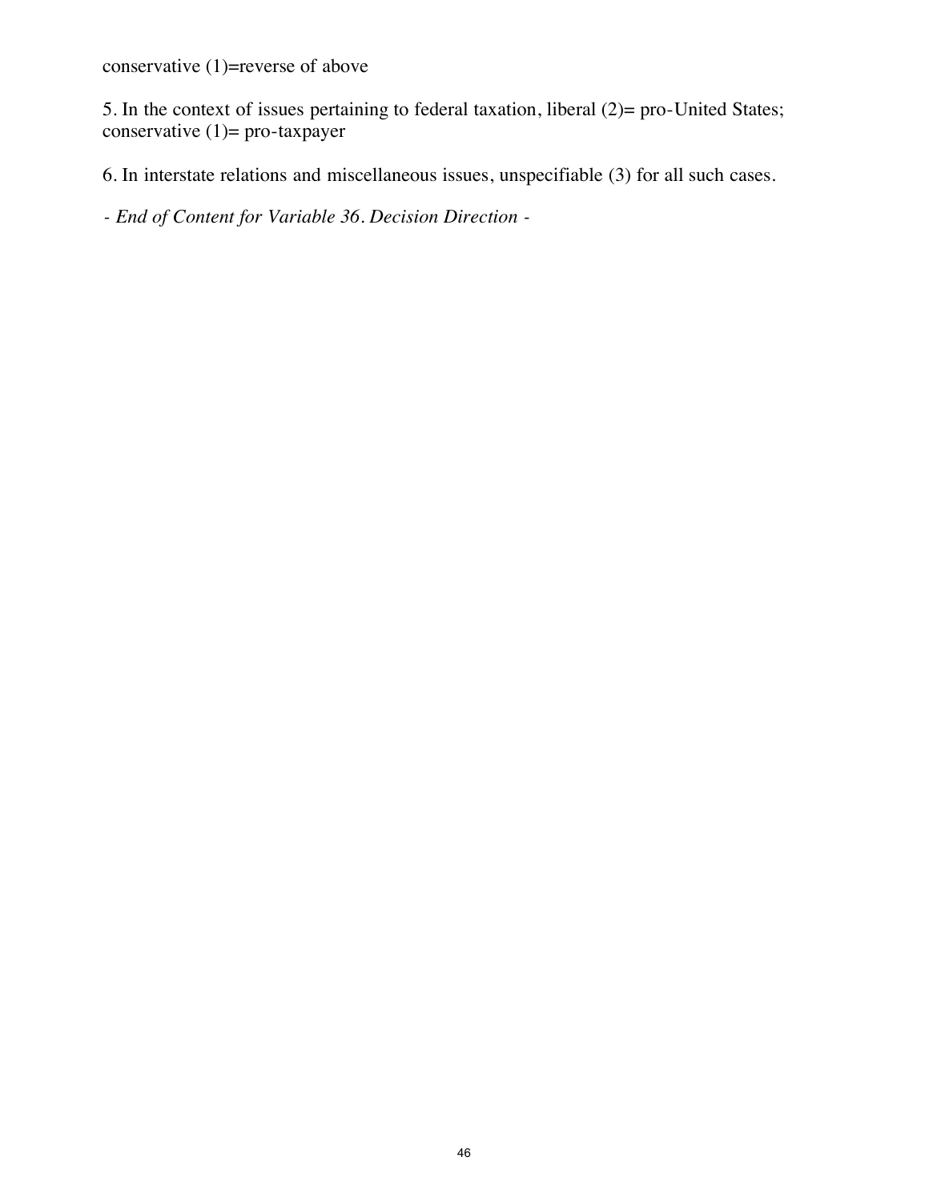conservative (1)=reverse of above

5. In the context of issues pertaining to federal taxation, liberal (2)= pro-United States; conservative (1)= pro-taxpayer

6. In interstate relations and miscellaneous issues, unspecifiable (3) for all such cases.

*- End of Content for Variable 36. Decision Direction -*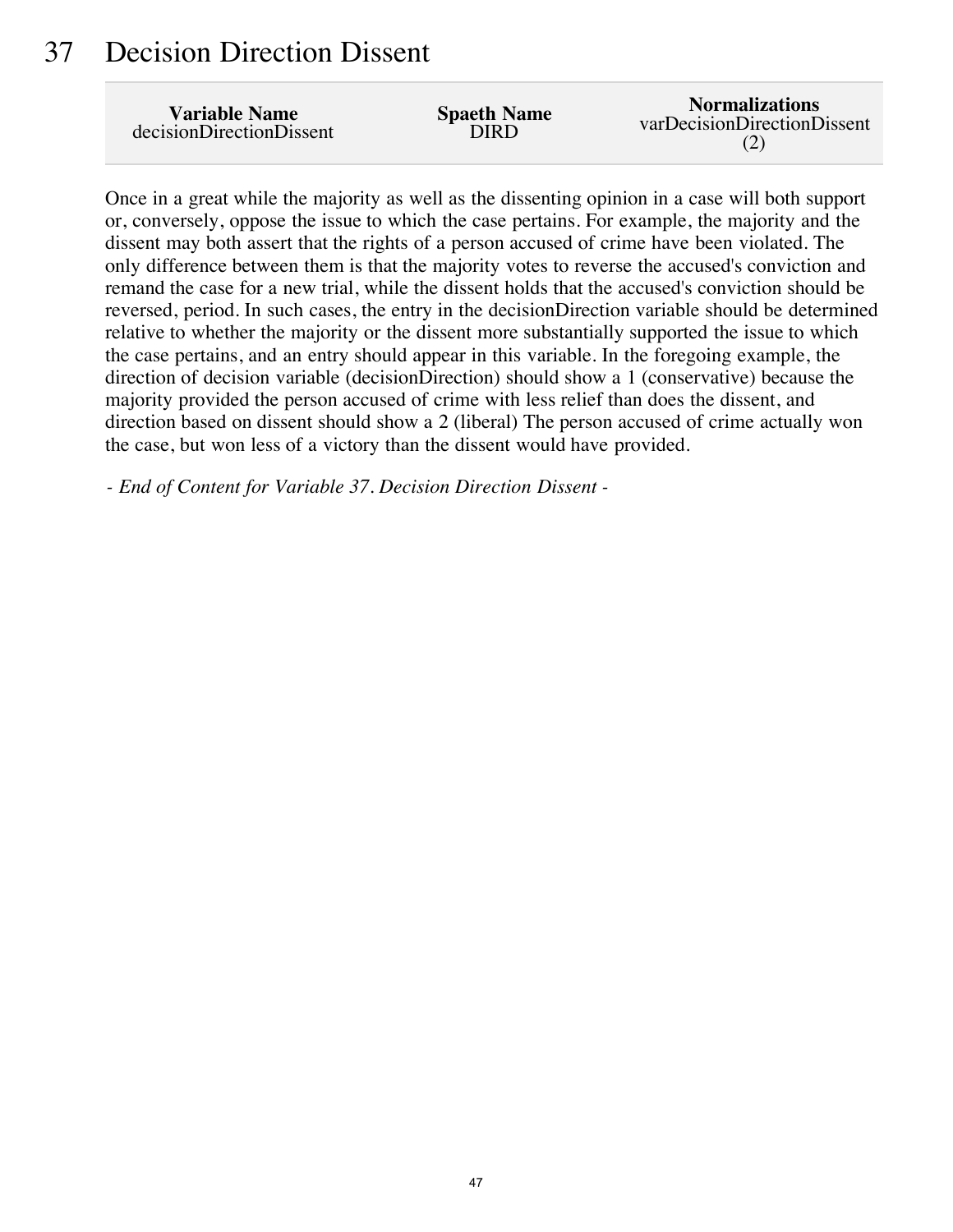# 37 Decision Direction Dissent

| Variable Name | Spaeth Name | Normalizations |
| --- | --- | --- |
| decisionDirectionDissent | DIRD | varDecisionDirectionDissent (2) |

Once in a great while the majority as well as the dissenting opinion in a case will both support or, conversely, oppose the issue to which the case pertains. For example, the majority and the dissent may both assert that the rights of a person accused of crime have been violated. The only difference between them is that the majority votes to reverse the accused's conviction and remand the case for a new trial, while the dissent holds that the accused's conviction should be reversed, period. In such cases, the entry in the decisionDirection variable should be determined relative to whether the majority or the dissent more substantially supported the issue to which the case pertains, and an entry should appear in this variable. In the foregoing example, the direction of decision variable (decisionDirection) should show a 1 (conservative) because the majority provided the person accused of crime with less relief than does the dissent, and direction based on dissent should show a 2 (liberal) The person accused of crime actually won the case, but won less of a victory than the dissent would have provided.

*- End of Content for Variable 37. Decision Direction Dissent -*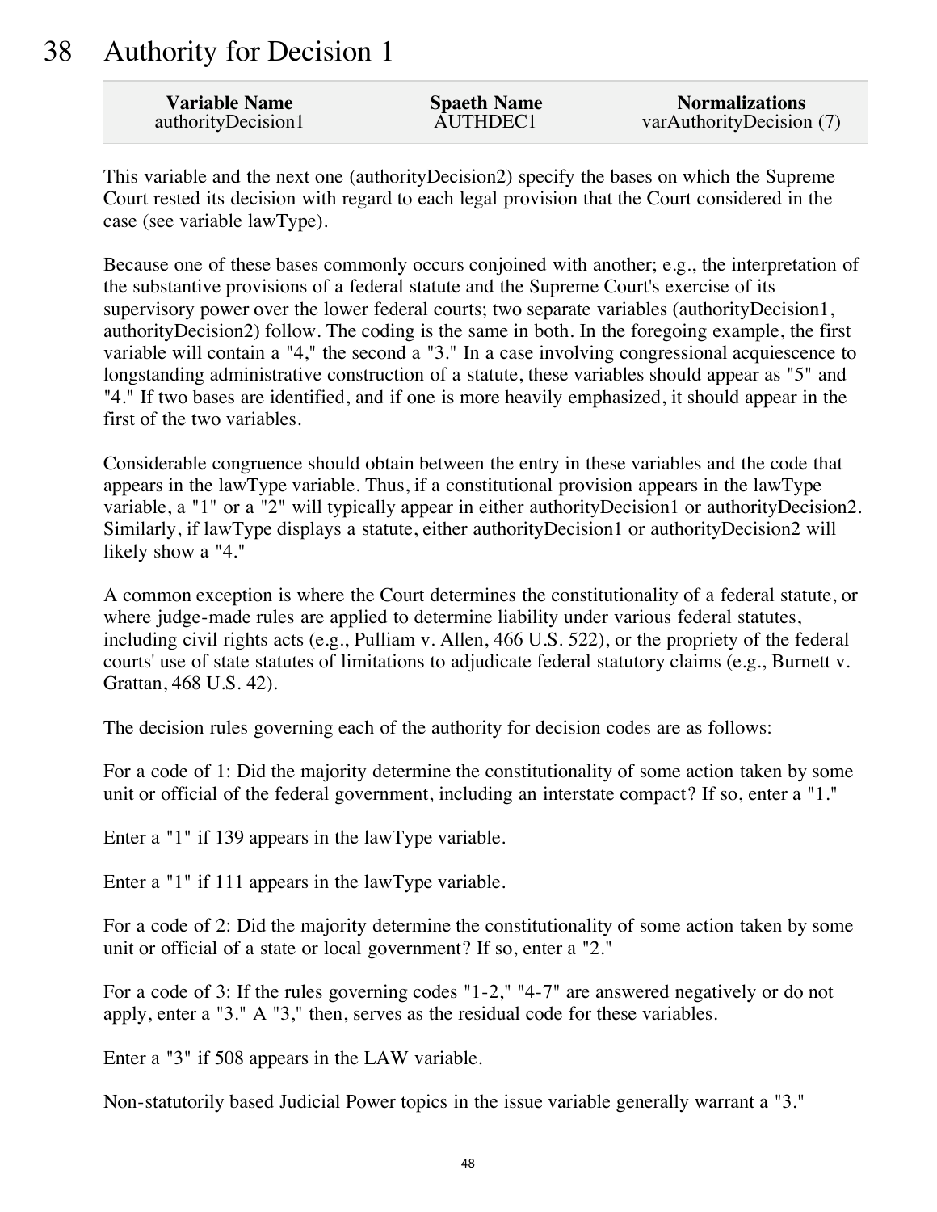# 38 Authority for Decision 1

| Variable Name | Spaeth Name | Normalizations |
| --- | --- | --- |
| authorityDecision1 | AUTHDEC1 | varAuthorityDecision (7) |

This variable and the next one (authorityDecision2) specify the bases on which the Supreme Court rested its decision with regard to each legal provision that the Court considered in the case (see variable lawType).

Because one of these bases commonly occurs conjoined with another; e.g., the interpretation of the substantive provisions of a federal statute and the Supreme Court's exercise of its supervisory power over the lower federal courts; two separate variables (authorityDecision1, authorityDecision2) follow. The coding is the same in both. In the foregoing example, the first variable will contain a "4," the second a "3." In a case involving congressional acquiescence to longstanding administrative construction of a statute, these variables should appear as "5" and "4." If two bases are identified, and if one is more heavily emphasized, it should appear in the first of the two variables.

Considerable congruence should obtain between the entry in these variables and the code that appears in the lawType variable. Thus, if a constitutional provision appears in the lawType variable, a "1" or a "2" will typically appear in either authorityDecision1 or authorityDecision2. Similarly, if lawType displays a statute, either authorityDecision1 or authorityDecision2 will likely show a "4."

A common exception is where the Court determines the constitutionality of a federal statute, or where judge-made rules are applied to determine liability under various federal statutes, including civil rights acts (e.g., Pulliam v. Allen, 466 U.S. 522), or the propriety of the federal courts' use of state statutes of limitations to adjudicate federal statutory claims (e.g., Burnett v. Grattan, 468 U.S. 42).

The decision rules governing each of the authority for decision codes are as follows:

For a code of 1: Did the majority determine the constitutionality of some action taken by some unit or official of the federal government, including an interstate compact? If so, enter a "1."

Enter a "1" if 139 appears in the lawType variable.

Enter a "1" if 111 appears in the lawType variable.

For a code of 2: Did the majority determine the constitutionality of some action taken by some unit or official of a state or local government? If so, enter a "2."

For a code of 3: If the rules governing codes "1-2," "4-7" are answered negatively or do not apply, enter a "3." A "3," then, serves as the residual code for these variables.

Enter a "3" if 508 appears in the LAW variable.

Non-statutorily based Judicial Power topics in the issue variable generally warrant a "3."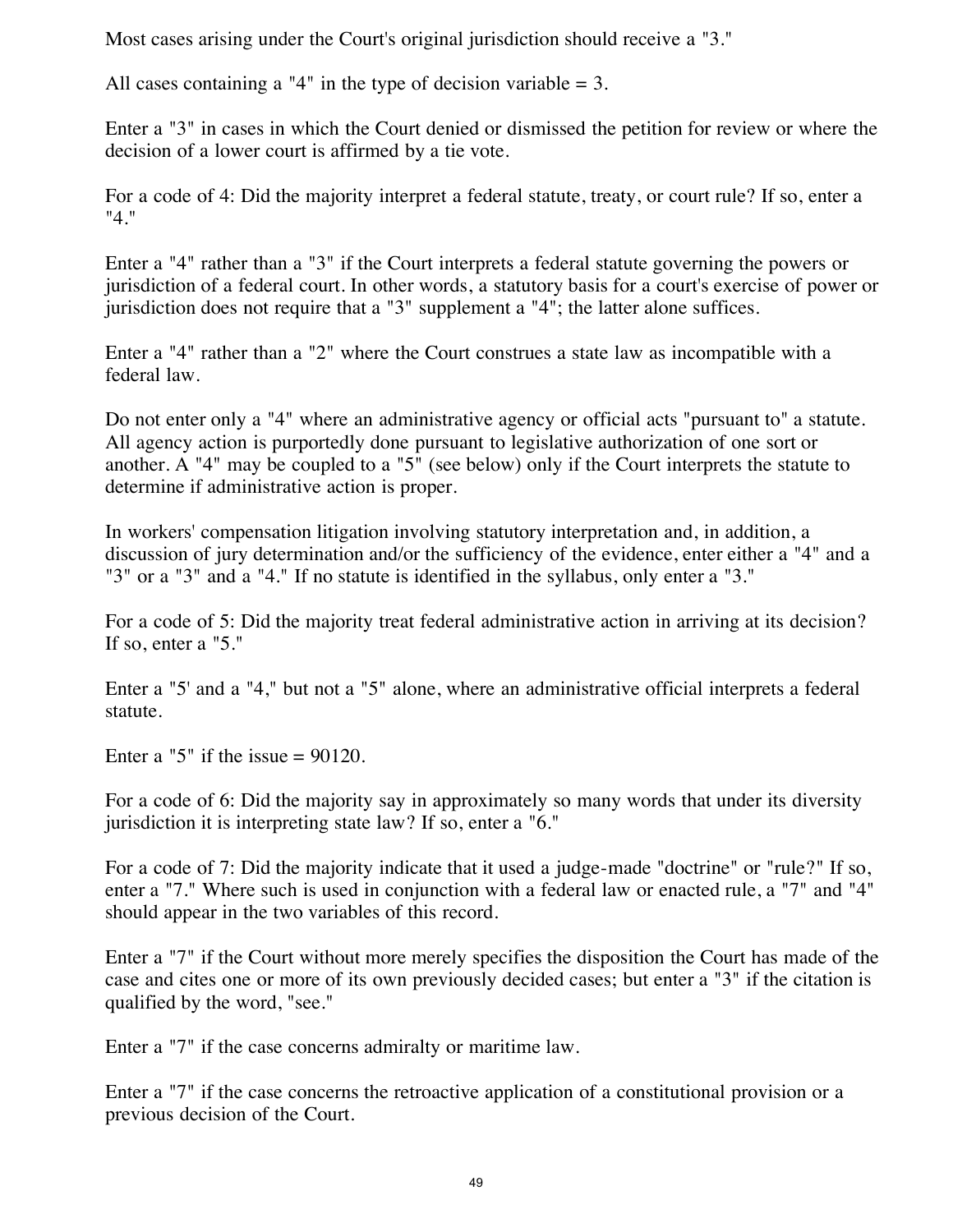Most cases arising under the Court's original jurisdiction should receive a "3."

All cases containing a "4" in the type of decision variable = 3.

Enter a "3" in cases in which the Court denied or dismissed the petition for review or where the decision of a lower court is affirmed by a tie vote.

For a code of 4: Did the majority interpret a federal statute, treaty, or court rule? If so, enter a "4."

Enter a "4" rather than a "3" if the Court interprets a federal statute governing the powers or jurisdiction of a federal court. In other words, a statutory basis for a court's exercise of power or jurisdiction does not require that a "3" supplement a "4"; the latter alone suffices.

Enter a "4" rather than a "2" where the Court construes a state law as incompatible with a federal law.

Do not enter only a "4" where an administrative agency or official acts "pursuant to" a statute. All agency action is purportedly done pursuant to legislative authorization of one sort or another. A "4" may be coupled to a "5" (see below) only if the Court interprets the statute to determine if administrative action is proper.

In workers' compensation litigation involving statutory interpretation and, in addition, a discussion of jury determination and/or the sufficiency of the evidence, enter either a "4" and a "3" or a "3" and a "4." If no statute is identified in the syllabus, only enter a "3."

For a code of 5: Did the majority treat federal administrative action in arriving at its decision? If so, enter a "5."

Enter a "5' and a "4," but not a "5" alone, where an administrative official interprets a federal statute.

Enter a "5" if the issue = 90120.

For a code of 6: Did the majority say in approximately so many words that under its diversity jurisdiction it is interpreting state law? If so, enter a "6."

For a code of 7: Did the majority indicate that it used a judge-made "doctrine" or "rule?" If so, enter a "7." Where such is used in conjunction with a federal law or enacted rule, a "7" and "4" should appear in the two variables of this record.

Enter a "7" if the Court without more merely specifies the disposition the Court has made of the case and cites one or more of its own previously decided cases; but enter a "3" if the citation is qualified by the word, "see."

Enter a "7" if the case concerns admiralty or maritime law.

Enter a "7" if the case concerns the retroactive application of a constitutional provision or a previous decision of the Court.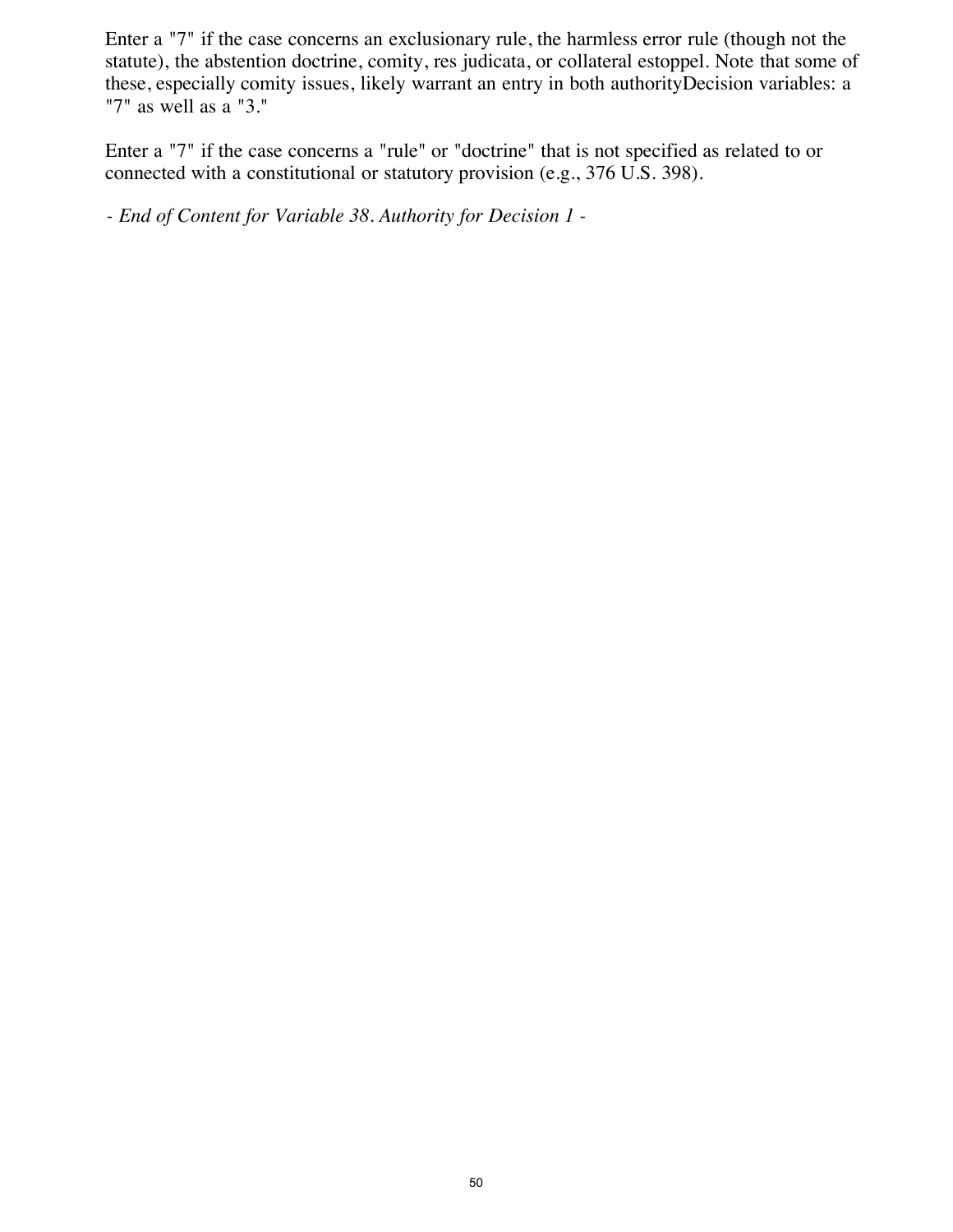Enter a "7" if the case concerns an exclusionary rule, the harmless error rule (though not the statute), the abstention doctrine, comity, res judicata, or collateral estoppel. Note that some of these, especially comity issues, likely warrant an entry in both authorityDecision variables: a "7" as well as a "3."

Enter a "7" if the case concerns a "rule" or "doctrine" that is not specified as related to or connected with a constitutional or statutory provision (e.g., 376 U.S. 398).

*- End of Content for Variable 38. Authority for Decision 1 -*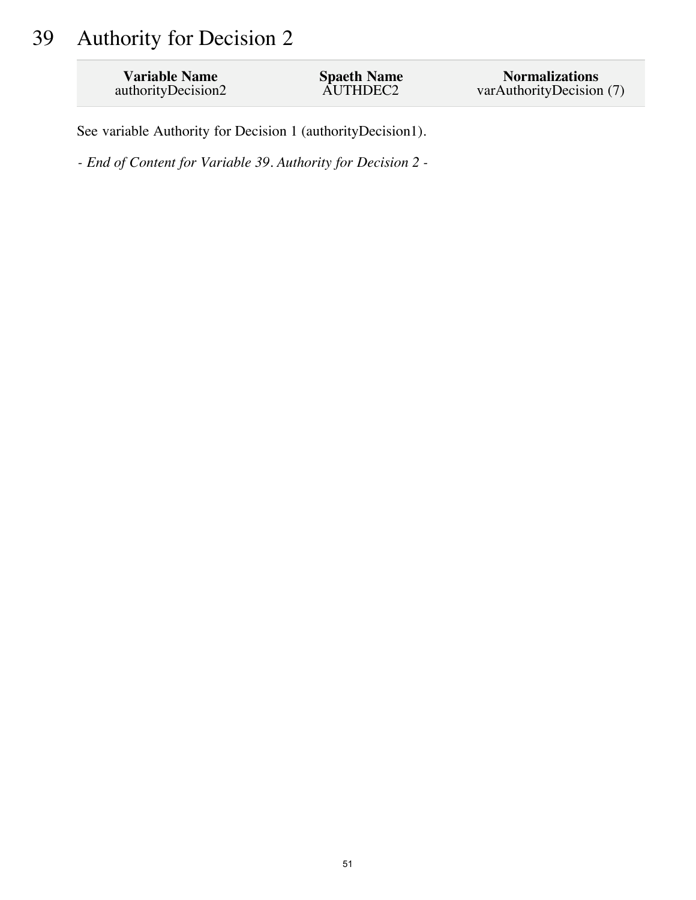# 39 Authority for Decision 2

| Variable Name | Spaeth Name | Normalizations |
|---|---|---|
| authorityDecision2 | AUTHDEC2 | varAuthorityDecision (7) |

See variable Authority for Decision 1 (authorityDecision1).

*- End of Content for Variable 39. Authority for Decision 2 -*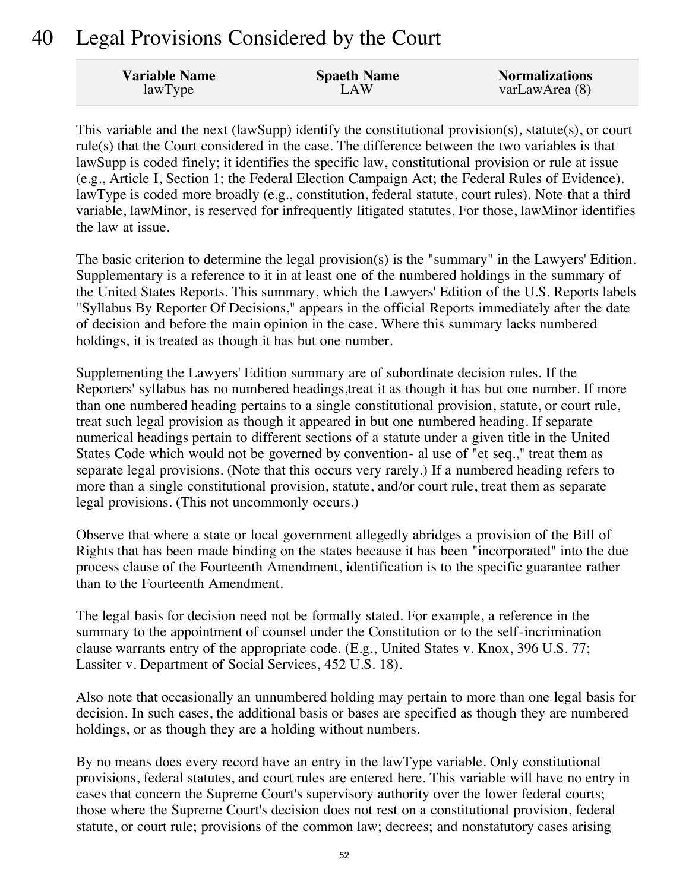# 40 Legal Provisions Considered by the Court

| Variable Name | Spaeth Name | Normalizations |
|---|---|---|
| lawType | LAW | varLawArea (8) |

This variable and the next (lawSupp) identify the constitutional provision(s), statute(s), or court rule(s) that the Court considered in the case. The difference between the two variables is that lawSupp is coded finely; it identifies the specific law, constitutional provision or rule at issue (e.g., Article I, Section 1; the Federal Election Campaign Act; the Federal Rules of Evidence). lawType is coded more broadly (e.g., constitution, federal statute, court rules). Note that a third variable, lawMinor, is reserved for infrequently litigated statutes. For those, lawMinor identifies the law at issue.

The basic criterion to determine the legal provision(s) is the "summary" in the Lawyers' Edition. Supplementary is a reference to it in at least one of the numbered holdings in the summary of the United States Reports. This summary, which the Lawyers' Edition of the U.S. Reports labels "Syllabus By Reporter Of Decisions," appears in the official Reports immediately after the date of decision and before the main opinion in the case. Where this summary lacks numbered holdings, it is treated as though it has but one number.

Supplementing the Lawyers' Edition summary are of subordinate decision rules. If the Reporters' syllabus has no numbered headings,treat it as though it has but one number. If more than one numbered heading pertains to a single constitutional provision, statute, or court rule, treat such legal provision as though it appeared in but one numbered heading. If separate numerical headings pertain to different sections of a statute under a given title in the United States Code which would not be governed by convention- al use of "et seq.," treat them as separate legal provisions. (Note that this occurs very rarely.) If a numbered heading refers to more than a single constitutional provision, statute, and/or court rule, treat them as separate legal provisions. (This not uncommonly occurs.)

Observe that where a state or local government allegedly abridges a provision of the Bill of Rights that has been made binding on the states because it has been "incorporated" into the due process clause of the Fourteenth Amendment, identification is to the specific guarantee rather than to the Fourteenth Amendment.

The legal basis for decision need not be formally stated. For example, a reference in the summary to the appointment of counsel under the Constitution or to the self-incrimination clause warrants entry of the appropriate code. (E.g., United States v. Knox, 396 U.S. 77; Lassiter v. Department of Social Services, 452 U.S. 18).

Also note that occasionally an unnumbered holding may pertain to more than one legal basis for decision. In such cases, the additional basis or bases are specified as though they are numbered holdings, or as though they are a holding without numbers.

By no means does every record have an entry in the lawType variable. Only constitutional provisions, federal statutes, and court rules are entered here. This variable will have no entry in cases that concern the Supreme Court's supervisory authority over the lower federal courts; those where the Supreme Court's decision does not rest on a constitutional provision, federal statute, or court rule; provisions of the common law; decrees; and nonstatutory cases arising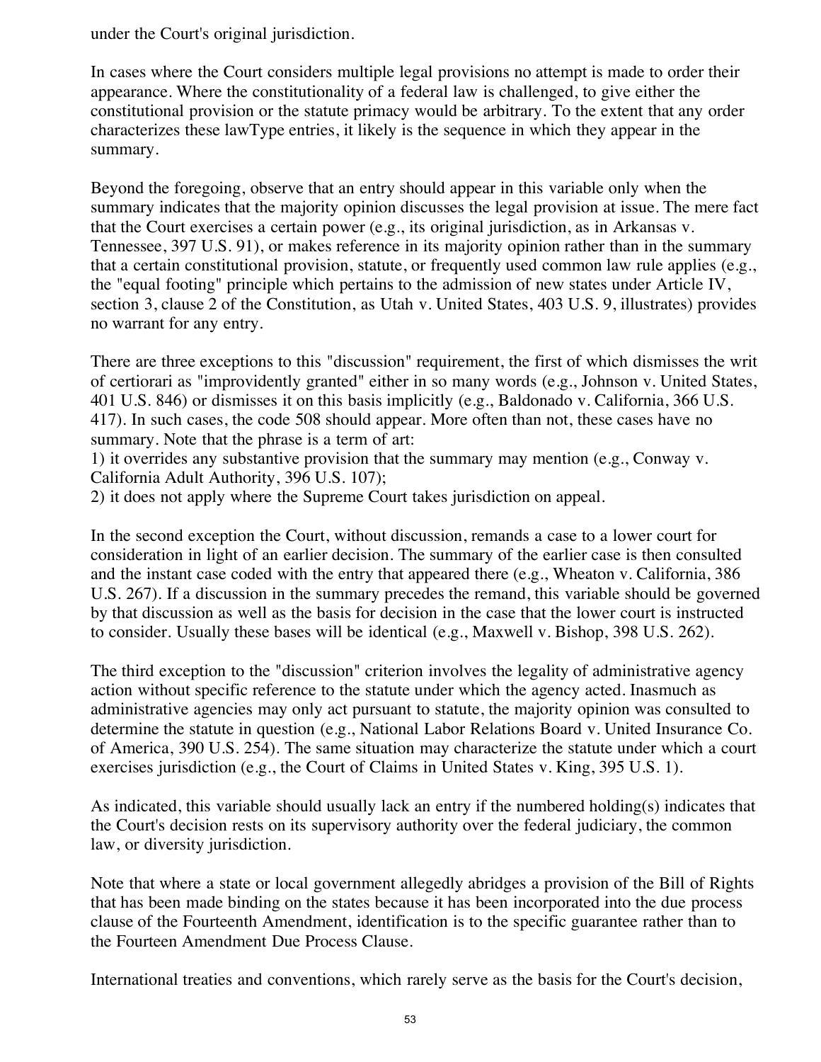under the Court's original jurisdiction.

In cases where the Court considers multiple legal provisions no attempt is made to order their appearance. Where the constitutionality of a federal law is challenged, to give either the constitutional provision or the statute primacy would be arbitrary. To the extent that any order characterizes these lawType entries, it likely is the sequence in which they appear in the summary.

Beyond the foregoing, observe that an entry should appear in this variable only when the summary indicates that the majority opinion discusses the legal provision at issue. The mere fact that the Court exercises a certain power (e.g., its original jurisdiction, as in Arkansas v. Tennessee, 397 U.S. 91), or makes reference in its majority opinion rather than in the summary that a certain constitutional provision, statute, or frequently used common law rule applies (e.g., the "equal footing" principle which pertains to the admission of new states under Article IV, section 3, clause 2 of the Constitution, as Utah v. United States, 403 U.S. 9, illustrates) provides no warrant for any entry.

There are three exceptions to this "discussion" requirement, the first of which dismisses the writ of certiorari as "improvidently granted" either in so many words (e.g., Johnson v. United States, 401 U.S. 846) or dismisses it on this basis implicitly (e.g., Baldonado v. California, 366 U.S. 417). In such cases, the code 508 should appear. More often than not, these cases have no summary. Note that the phrase is a term of art:
1) it overrides any substantive provision that the summary may mention (e.g., Conway v. California Adult Authority, 396 U.S. 107);
2) it does not apply where the Supreme Court takes jurisdiction on appeal.

In the second exception the Court, without discussion, remands a case to a lower court for consideration in light of an earlier decision. The summary of the earlier case is then consulted and the instant case coded with the entry that appeared there (e.g., Wheaton v. California, 386 U.S. 267). If a discussion in the summary precedes the remand, this variable should be governed by that discussion as well as the basis for decision in the case that the lower court is instructed to consider. Usually these bases will be identical (e.g., Maxwell v. Bishop, 398 U.S. 262).

The third exception to the "discussion" criterion involves the legality of administrative agency action without specific reference to the statute under which the agency acted. Inasmuch as administrative agencies may only act pursuant to statute, the majority opinion was consulted to determine the statute in question (e.g., National Labor Relations Board v. United Insurance Co. of America, 390 U.S. 254). The same situation may characterize the statute under which a court exercises jurisdiction (e.g., the Court of Claims in United States v. King, 395 U.S. 1).

As indicated, this variable should usually lack an entry if the numbered holding(s) indicates that the Court's decision rests on its supervisory authority over the federal judiciary, the common law, or diversity jurisdiction.

Note that where a state or local government allegedly abridges a provision of the Bill of Rights that has been made binding on the states because it has been incorporated into the due process clause of the Fourteenth Amendment, identification is to the specific guarantee rather than to the Fourteen Amendment Due Process Clause.

International treaties and conventions, which rarely serve as the basis for the Court's decision,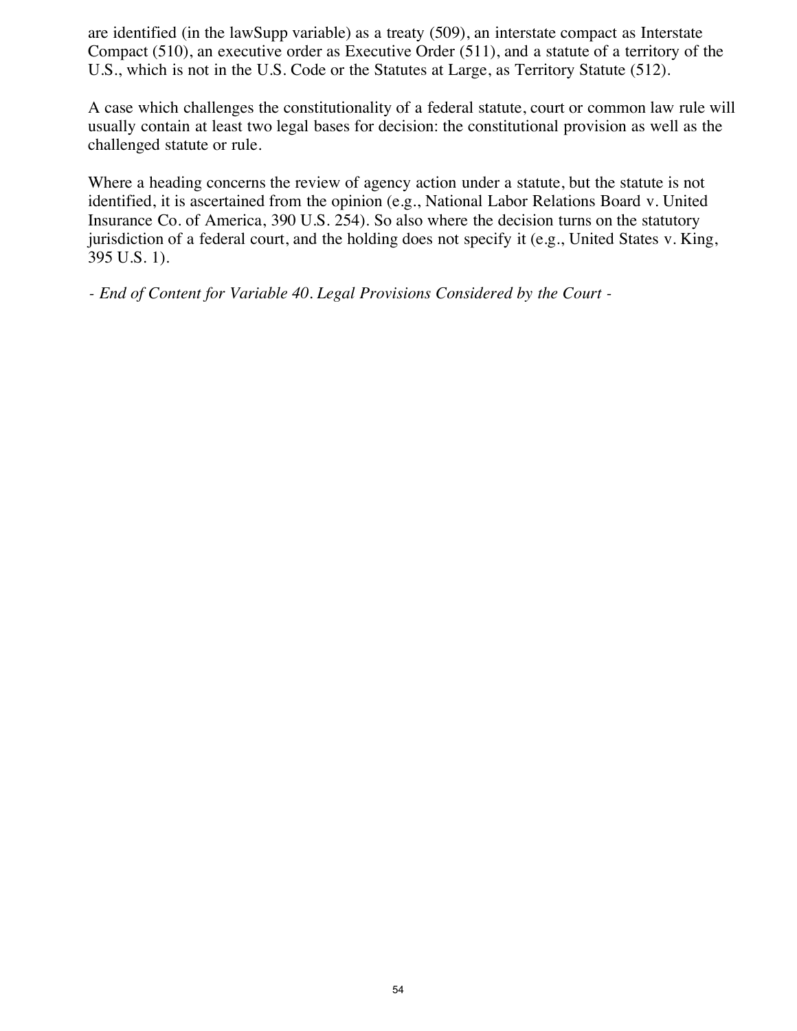are identified (in the lawSupp variable) as a treaty (509), an interstate compact as Interstate Compact (510), an executive order as Executive Order (511), and a statute of a territory of the U.S., which is not in the U.S. Code or the Statutes at Large, as Territory Statute (512).

A case which challenges the constitutionality of a federal statute, court or common law rule will usually contain at least two legal bases for decision: the constitutional provision as well as the challenged statute or rule.

Where a heading concerns the review of agency action under a statute, but the statute is not identified, it is ascertained from the opinion (e.g., National Labor Relations Board v. United Insurance Co. of America, 390 U.S. 254). So also where the decision turns on the statutory jurisdiction of a federal court, and the holding does not specify it (e.g., United States v. King, 395 U.S. 1).

*- End of Content for Variable 40. Legal Provisions Considered by the Court -*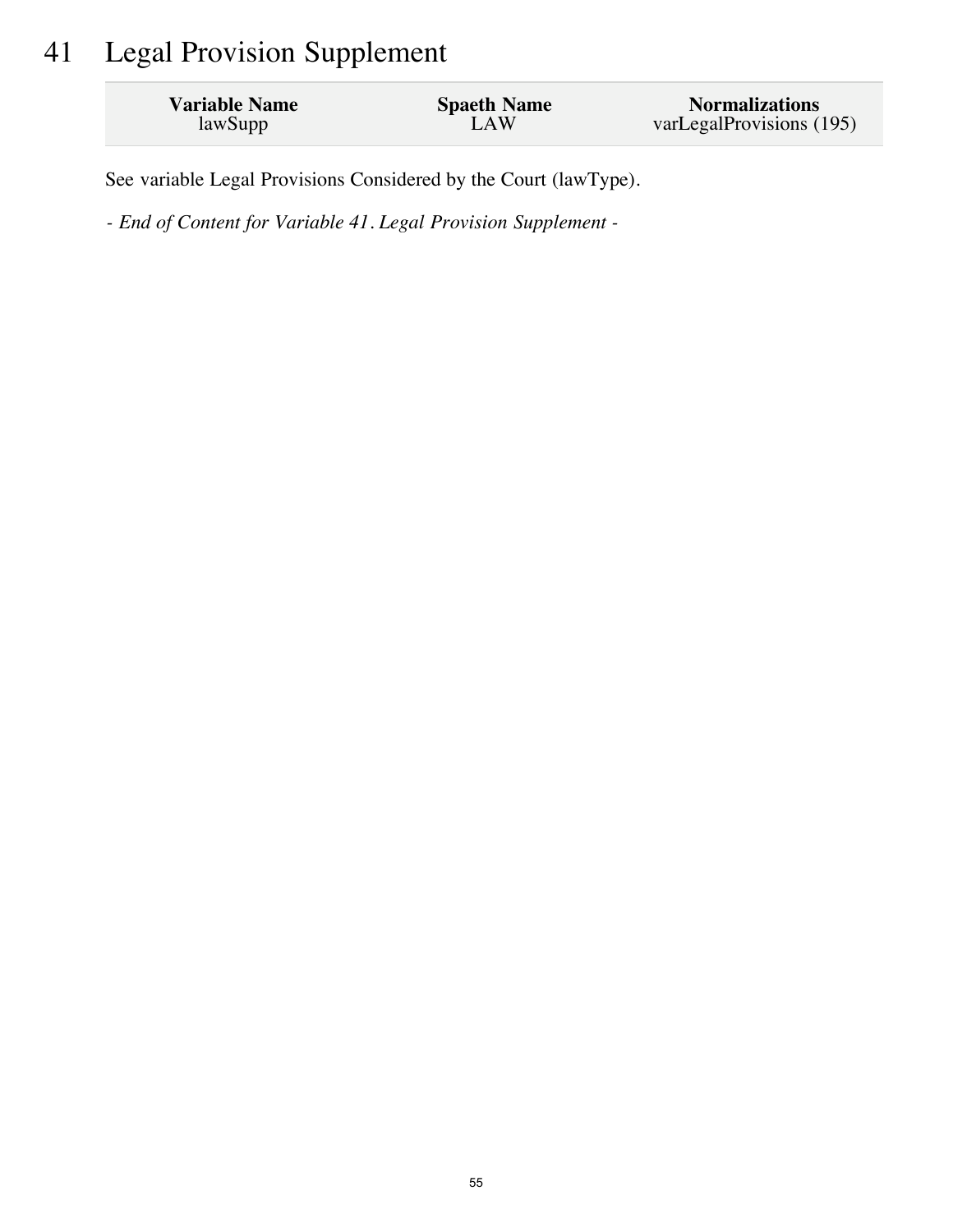# 41 Legal Provision Supplement

| Variable Name | Spaeth Name | Normalizations |
|---|---|---|
| lawSupp | LAW | varLegalProvisions (195) |

See variable Legal Provisions Considered by the Court (lawType).

*- End of Content for Variable 41. Legal Provision Supplement -*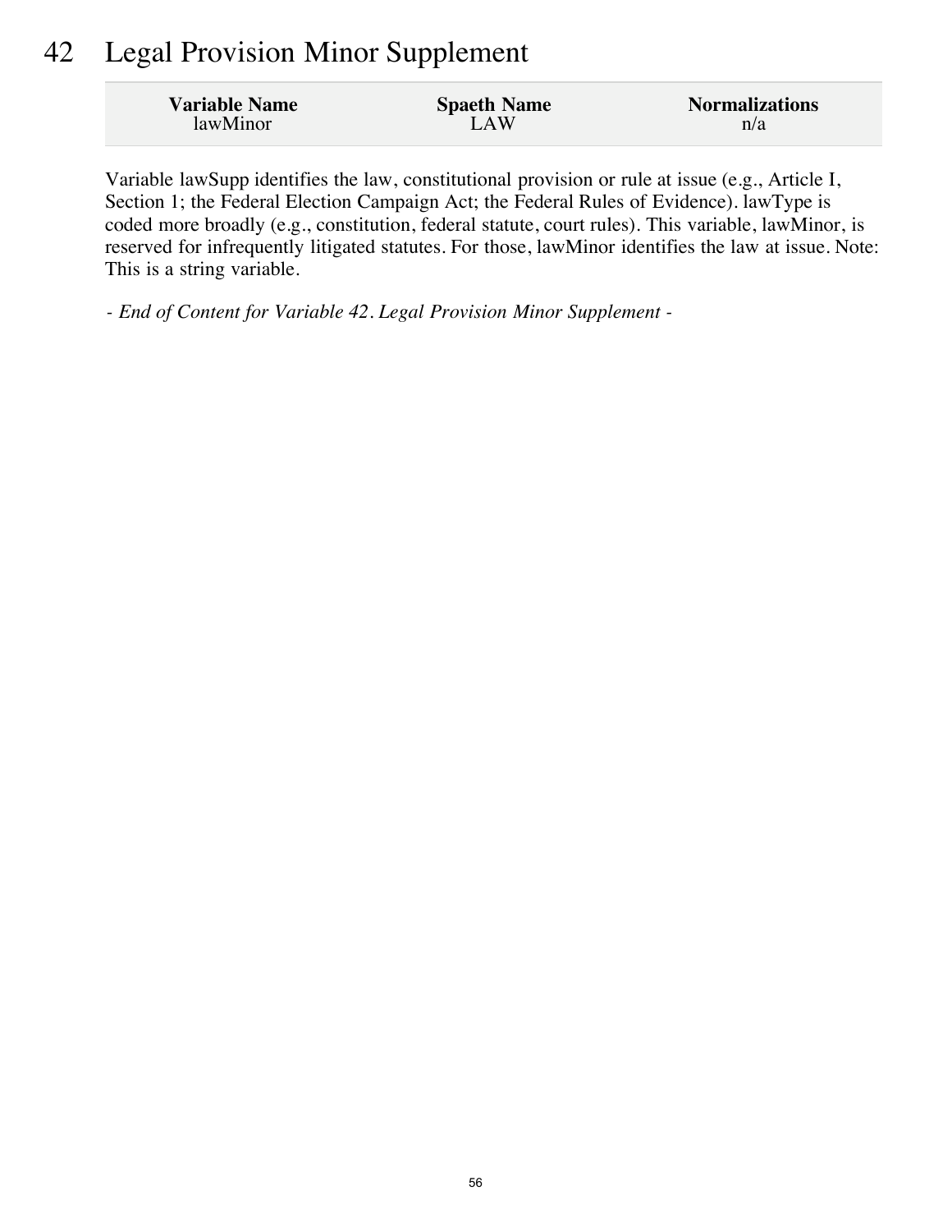# 42 Legal Provision Minor Supplement

| Variable Name | Spaeth Name | Normalizations |
|---|---|---|
| lawMinor | LAW | n/a |

Variable lawSupp identifies the law, constitutional provision or rule at issue (e.g., Article I, Section 1; the Federal Election Campaign Act; the Federal Rules of Evidence). lawType is coded more broadly (e.g., constitution, federal statute, court rules). This variable, lawMinor, is reserved for infrequently litigated statutes. For those, lawMinor identifies the law at issue. Note: This is a string variable.

*- End of Content for Variable 42. Legal Provision Minor Supplement -*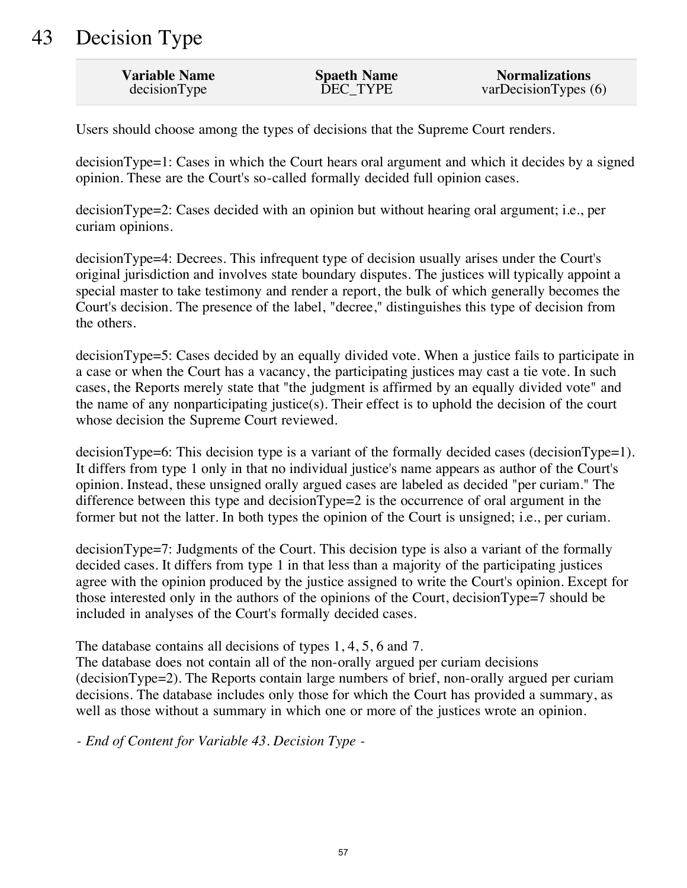# 43 Decision Type

| Variable Name | Spaeth Name | Normalizations |
| --- | --- | --- |
| decisionType | DEC_TYPE | varDecisionTypes (6) |

Users should choose among the types of decisions that the Supreme Court renders.

decisionType=1: Cases in which the Court hears oral argument and which it decides by a signed opinion. These are the Court's so-called formally decided full opinion cases.

decisionType=2: Cases decided with an opinion but without hearing oral argument; i.e., per curiam opinions.

decisionType=4: Decrees. This infrequent type of decision usually arises under the Court's original jurisdiction and involves state boundary disputes. The justices will typically appoint a special master to take testimony and render a report, the bulk of which generally becomes the Court's decision. The presence of the label, "decree," distinguishes this type of decision from the others.

decisionType=5: Cases decided by an equally divided vote. When a justice fails to participate in a case or when the Court has a vacancy, the participating justices may cast a tie vote. In such cases, the Reports merely state that "the judgment is affirmed by an equally divided vote" and the name of any nonparticipating justice(s). Their effect is to uphold the decision of the court whose decision the Supreme Court reviewed.

decisionType=6: This decision type is a variant of the formally decided cases (decisionType=1). It differs from type 1 only in that no individual justice's name appears as author of the Court's opinion. Instead, these unsigned orally argued cases are labeled as decided "per curiam." The difference between this type and decisionType=2 is the occurrence of oral argument in the former but not the latter. In both types the opinion of the Court is unsigned; i.e., per curiam.

decisionType=7: Judgments of the Court. This decision type is also a variant of the formally decided cases. It differs from type 1 in that less than a majority of the participating justices agree with the opinion produced by the justice assigned to write the Court's opinion. Except for those interested only in the authors of the opinions of the Court, decisionType=7 should be included in analyses of the Court's formally decided cases.

The database contains all decisions of types 1, 4, 5, 6 and 7.
The database does not contain all of the non-orally argued per curiam decisions (decisionType=2). The Reports contain large numbers of brief, non-orally argued per curiam decisions. The database includes only those for which the Court has provided a summary, as well as those without a summary in which one or more of the justices wrote an opinion.

*- End of Content for Variable 43. Decision Type -*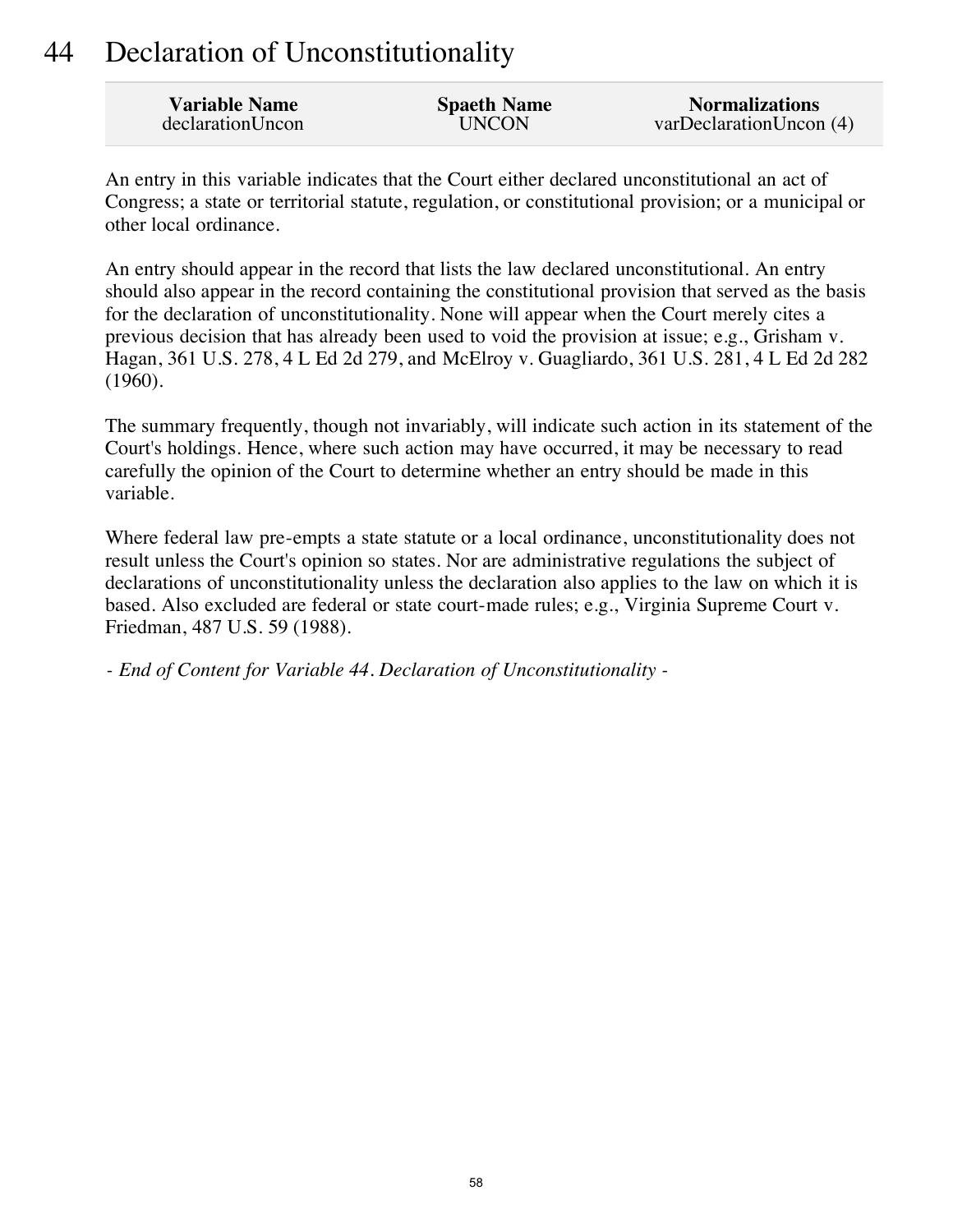# 44 Declaration of Unconstitutionality

| Variable Name | Spaeth Name | Normalizations |
| --- | --- | --- |
| declarationUncon | UNCON | varDeclarationUncon (4) |

An entry in this variable indicates that the Court either declared unconstitutional an act of Congress; a state or territorial statute, regulation, or constitutional provision; or a municipal or other local ordinance.

An entry should appear in the record that lists the law declared unconstitutional. An entry should also appear in the record containing the constitutional provision that served as the basis for the declaration of unconstitutionality. None will appear when the Court merely cites a previous decision that has already been used to void the provision at issue; e.g., Grisham v. Hagan, 361 U.S. 278, 4 L Ed 2d 279, and McElroy v. Guagliardo, 361 U.S. 281, 4 L Ed 2d 282 (1960).

The summary frequently, though not invariably, will indicate such action in its statement of the Court's holdings. Hence, where such action may have occurred, it may be necessary to read carefully the opinion of the Court to determine whether an entry should be made in this variable.

Where federal law pre-empts a state statute or a local ordinance, unconstitutionality does not result unless the Court's opinion so states. Nor are administrative regulations the subject of declarations of unconstitutionality unless the declaration also applies to the law on which it is based. Also excluded are federal or state court-made rules; e.g., Virginia Supreme Court v. Friedman, 487 U.S. 59 (1988).

*- End of Content for Variable 44. Declaration of Unconstitutionality -*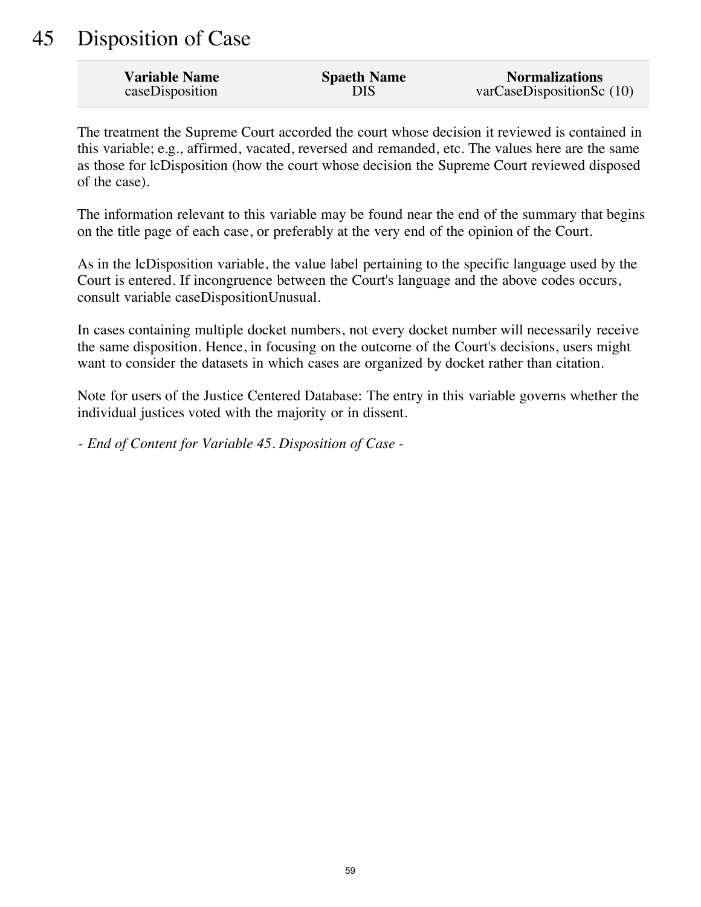# 45 Disposition of Case

| Variable Name | Spaeth Name | Normalizations |
|---|---|---|
| caseDisposition | DIS | varCaseDispositionSc (10) |

The treatment the Supreme Court accorded the court whose decision it reviewed is contained in this variable; e.g., affirmed, vacated, reversed and remanded, etc. The values here are the same as those for lcDisposition (how the court whose decision the Supreme Court reviewed disposed of the case).

The information relevant to this variable may be found near the end of the summary that begins on the title page of each case, or preferably at the very end of the opinion of the Court.

As in the lcDisposition variable, the value label pertaining to the specific language used by the Court is entered. If incongruence between the Court's language and the above codes occurs, consult variable caseDispositionUnusual.

In cases containing multiple docket numbers, not every docket number will necessarily receive the same disposition. Hence, in focusing on the outcome of the Court's decisions, users might want to consider the datasets in which cases are organized by docket rather than citation.

Note for users of the Justice Centered Database: The entry in this variable governs whether the individual justices voted with the majority or in dissent.

*- End of Content for Variable 45. Disposition of Case -*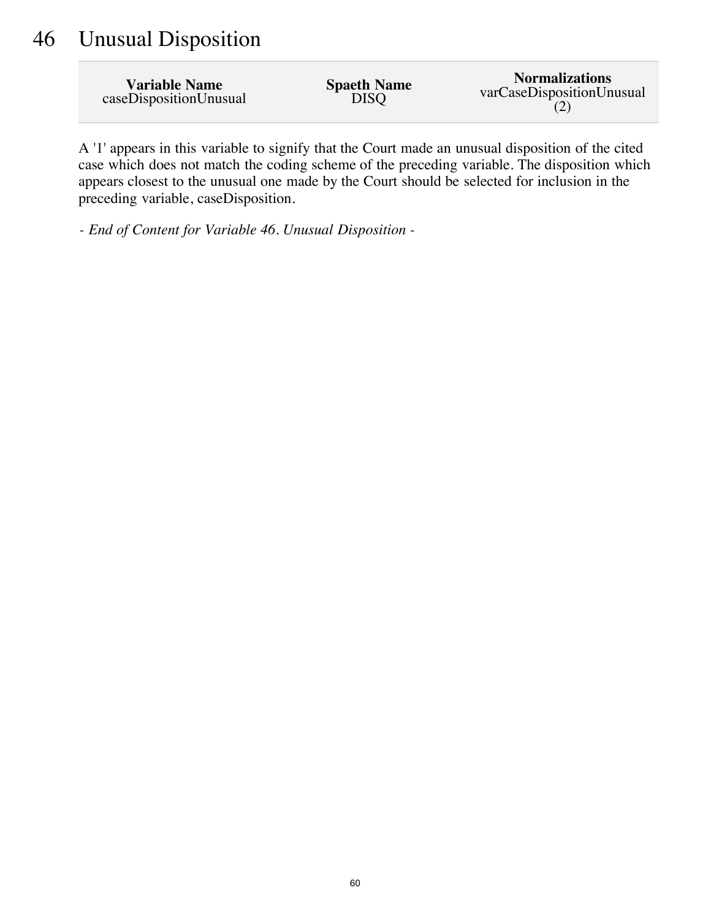# 46 Unusual Disposition

| Variable Name | Spaeth Name | Normalizations |
|---|---|---|
| caseDispositionUnusual | DISQ | varCaseDispositionUnusual (2) |

A '1' appears in this variable to signify that the Court made an unusual disposition of the cited case which does not match the coding scheme of the preceding variable. The disposition which appears closest to the unusual one made by the Court should be selected for inclusion in the preceding variable, caseDisposition.

*- End of Content for Variable 46. Unusual Disposition -*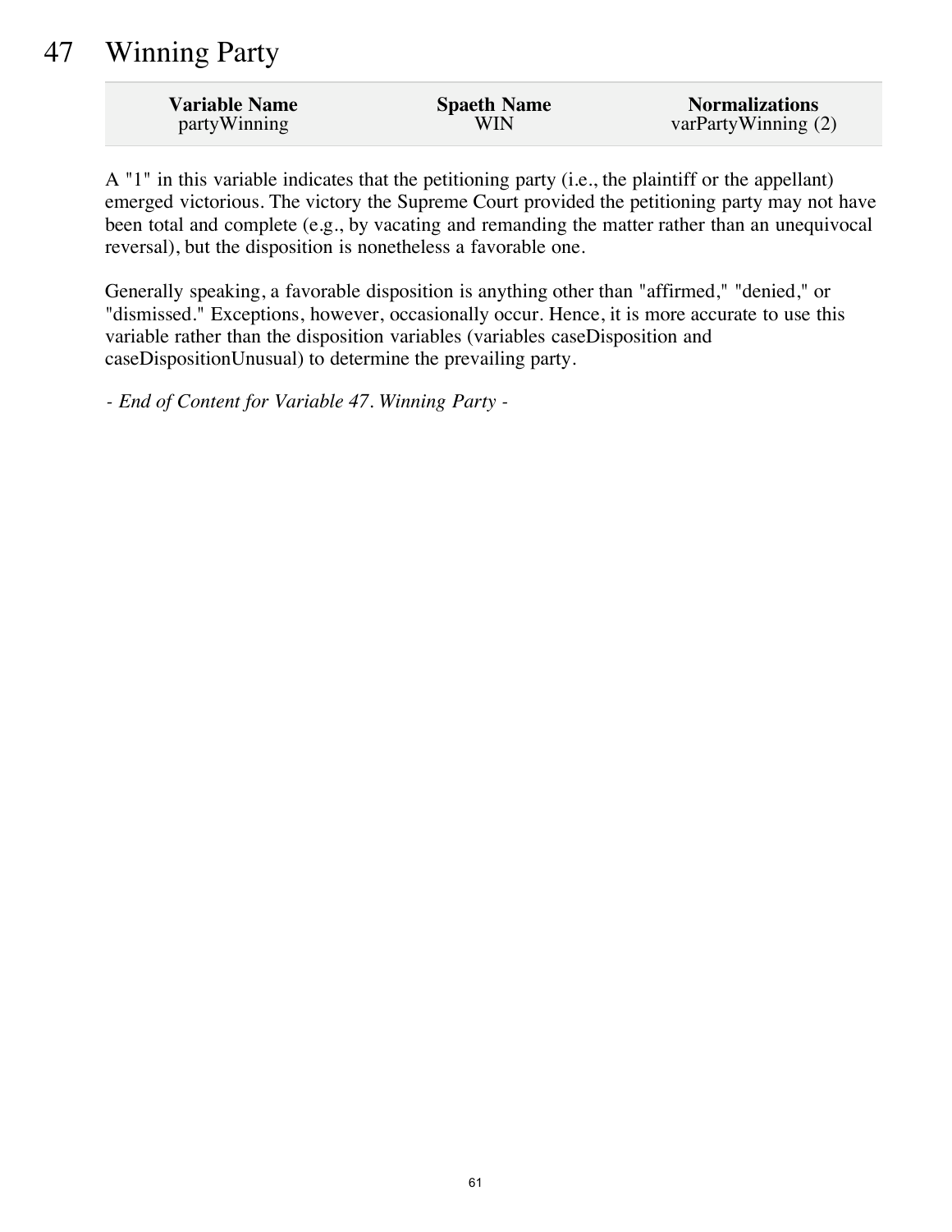# 47 Winning Party

| Variable Name | Spaeth Name | Normalizations |
| --- | --- | --- |
| partyWinning | WIN | varPartyWinning (2) |

A "1" in this variable indicates that the petitioning party (i.e., the plaintiff or the appellant) emerged victorious. The victory the Supreme Court provided the petitioning party may not have been total and complete (e.g., by vacating and remanding the matter rather than an unequivocal reversal), but the disposition is nonetheless a favorable one.

Generally speaking, a favorable disposition is anything other than "affirmed," "denied," or "dismissed." Exceptions, however, occasionally occur. Hence, it is more accurate to use this variable rather than the disposition variables (variables caseDisposition and caseDispositionUnusual) to determine the prevailing party.

*- End of Content for Variable 47. Winning Party -*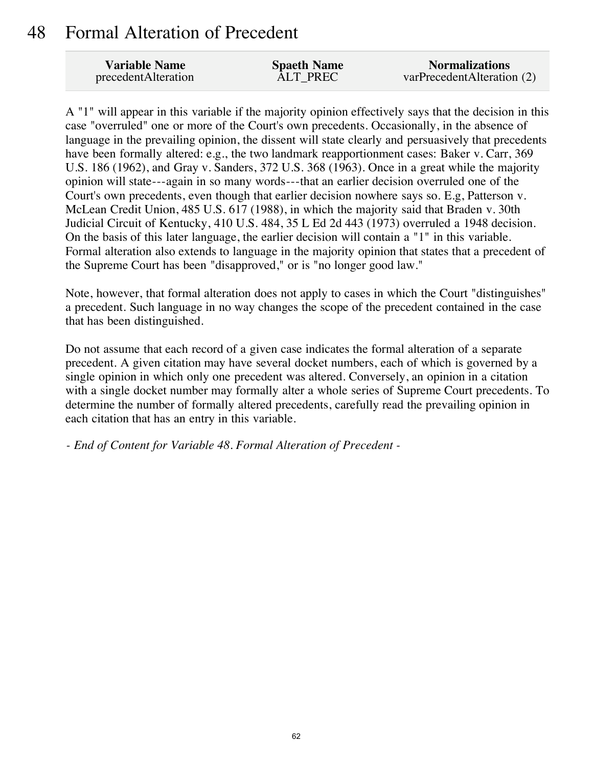# 48 Formal Alteration of Precedent

| Variable Name | Spaeth Name | Normalizations |
|---|---|---|
| precedentAlteration | ALT_PREC | varPrecedentAlteration (2) |

A "1" will appear in this variable if the majority opinion effectively says that the decision in this case "overruled" one or more of the Court's own precedents. Occasionally, in the absence of language in the prevailing opinion, the dissent will state clearly and persuasively that precedents have been formally altered: e.g., the two landmark reapportionment cases: Baker v. Carr, 369 U.S. 186 (1962), and Gray v. Sanders, 372 U.S. 368 (1963). Once in a great while the majority opinion will state---again in so many words---that an earlier decision overruled one of the Court's own precedents, even though that earlier decision nowhere says so. E.g, Patterson v. McLean Credit Union, 485 U.S. 617 (1988), in which the majority said that Braden v. 30th Judicial Circuit of Kentucky, 410 U.S. 484, 35 L Ed 2d 443 (1973) overruled a 1948 decision. On the basis of this later language, the earlier decision will contain a "1" in this variable. Formal alteration also extends to language in the majority opinion that states that a precedent of the Supreme Court has been "disapproved," or is "no longer good law."

Note, however, that formal alteration does not apply to cases in which the Court "distinguishes" a precedent. Such language in no way changes the scope of the precedent contained in the case that has been distinguished.

Do not assume that each record of a given case indicates the formal alteration of a separate precedent. A given citation may have several docket numbers, each of which is governed by a single opinion in which only one precedent was altered. Conversely, an opinion in a citation with a single docket number may formally alter a whole series of Supreme Court precedents. To determine the number of formally altered precedents, carefully read the prevailing opinion in each citation that has an entry in this variable.

*- End of Content for Variable 48. Formal Alteration of Precedent -*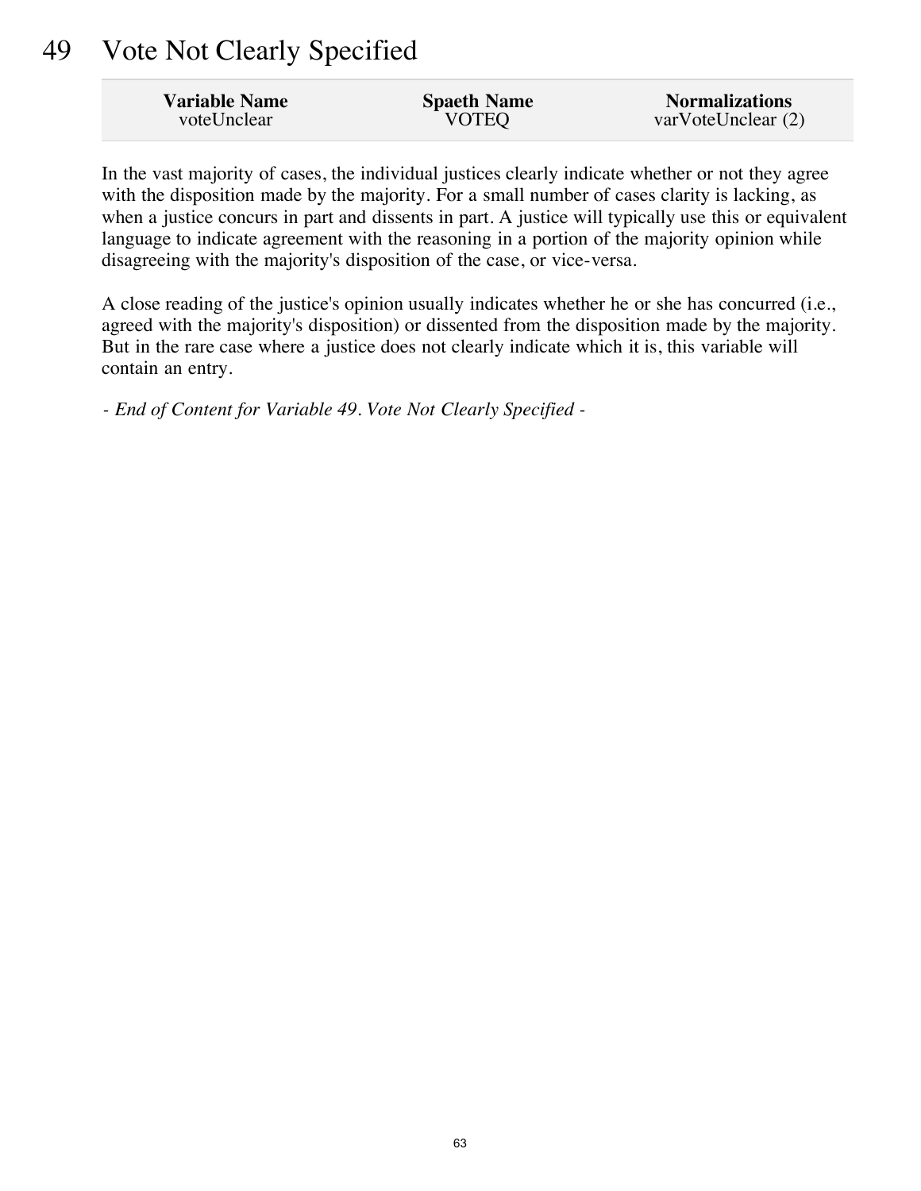# 49 Vote Not Clearly Specified

| Variable Name | Spaeth Name | Normalizations |
| --- | --- | --- |
| voteUnclear | VOTEQ | varVoteUnclear (2) |

In the vast majority of cases, the individual justices clearly indicate whether or not they agree with the disposition made by the majority. For a small number of cases clarity is lacking, as when a justice concurs in part and dissents in part. A justice will typically use this or equivalent language to indicate agreement with the reasoning in a portion of the majority opinion while disagreeing with the majority's disposition of the case, or vice-versa.

A close reading of the justice's opinion usually indicates whether he or she has concurred (i.e., agreed with the majority's disposition) or dissented from the disposition made by the majority. But in the rare case where a justice does not clearly indicate which it is, this variable will contain an entry.

*- End of Content for Variable 49. Vote Not Clearly Specified -*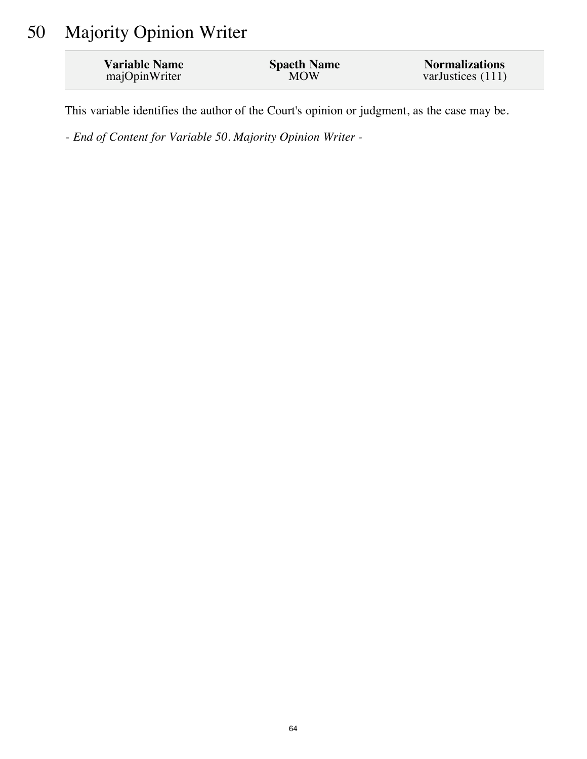# 50 Majority Opinion Writer

| Variable Name | Spaeth Name | Normalizations |
|---|---|---|
| majOpinWriter | MOW | varJustices (111) |

This variable identifies the author of the Court's opinion or judgment, as the case may be.

*- End of Content for Variable 50. Majority Opinion Writer -*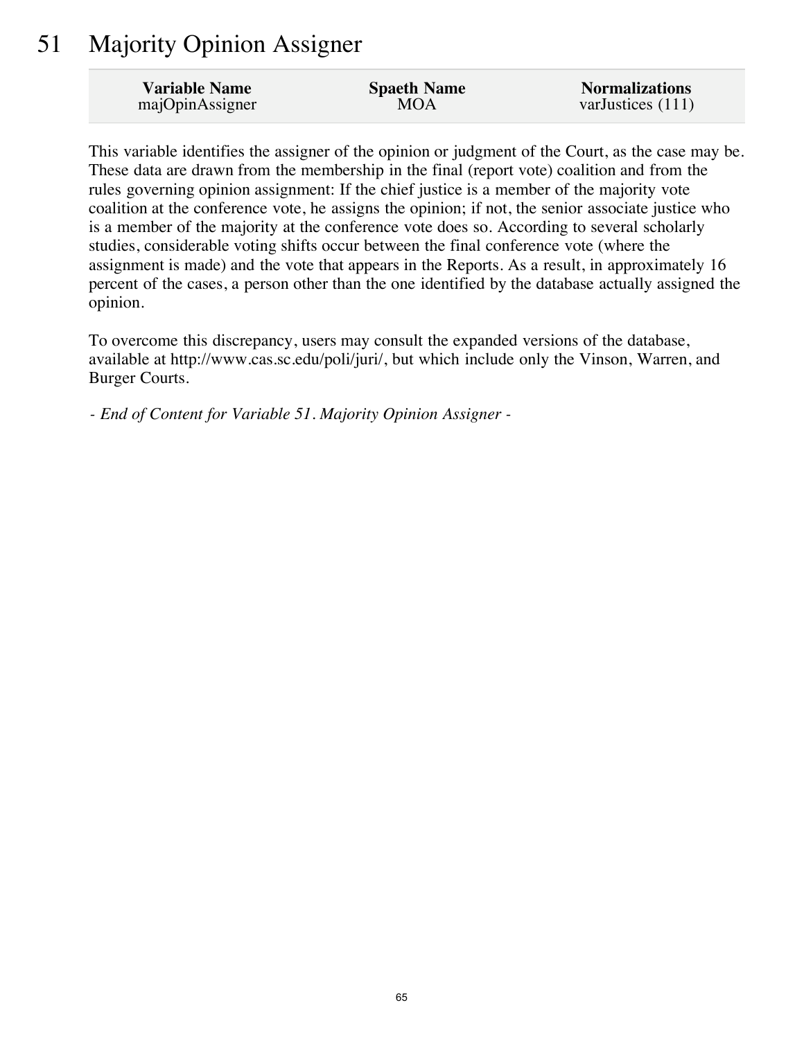# 51 Majority Opinion Assigner

| Variable Name | Spaeth Name | Normalizations |
|---|---|---|
| majOpinAssigner | MOA | varJustices (111) |

This variable identifies the assigner of the opinion or judgment of the Court, as the case may be. These data are drawn from the membership in the final (report vote) coalition and from the rules governing opinion assignment: If the chief justice is a member of the majority vote coalition at the conference vote, he assigns the opinion; if not, the senior associate justice who is a member of the majority at the conference vote does so. According to several scholarly studies, considerable voting shifts occur between the final conference vote (where the assignment is made) and the vote that appears in the Reports. As a result, in approximately 16 percent of the cases, a person other than the one identified by the database actually assigned the opinion.

To overcome this discrepancy, users may consult the expanded versions of the database, available at http://www.cas.sc.edu/poli/juri/, but which include only the Vinson, Warren, and Burger Courts.

*- End of Content for Variable 51. Majority Opinion Assigner -*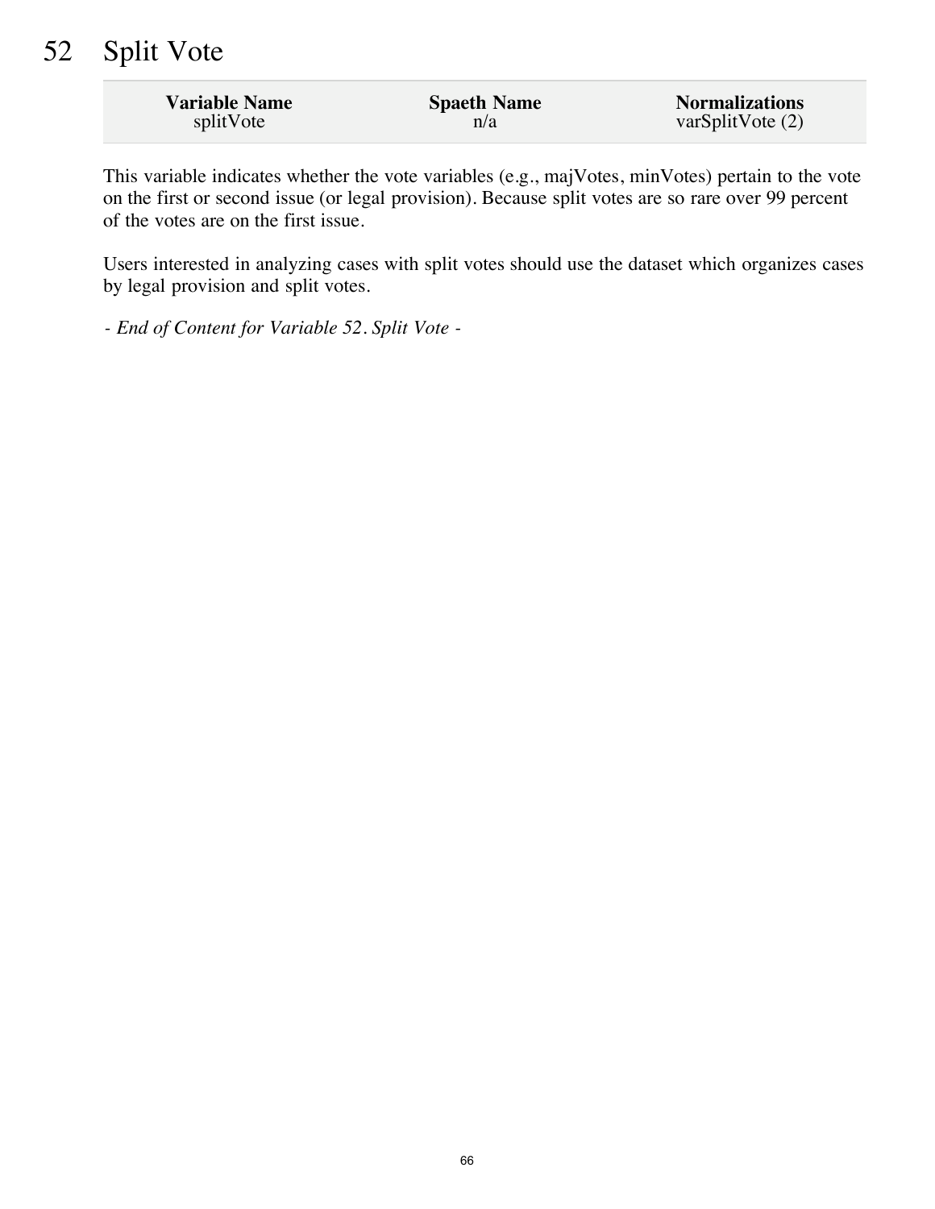# 52 Split Vote

| Variable Name | Spaeth Name | Normalizations |
|---|---|---|
| splitVote | n/a | varSplitVote (2) |

This variable indicates whether the vote variables (e.g., majVotes, minVotes) pertain to the vote on the first or second issue (or legal provision). Because split votes are so rare over 99 percent of the votes are on the first issue.

Users interested in analyzing cases with split votes should use the dataset which organizes cases by legal provision and split votes.

*- End of Content for Variable 52. Split Vote -*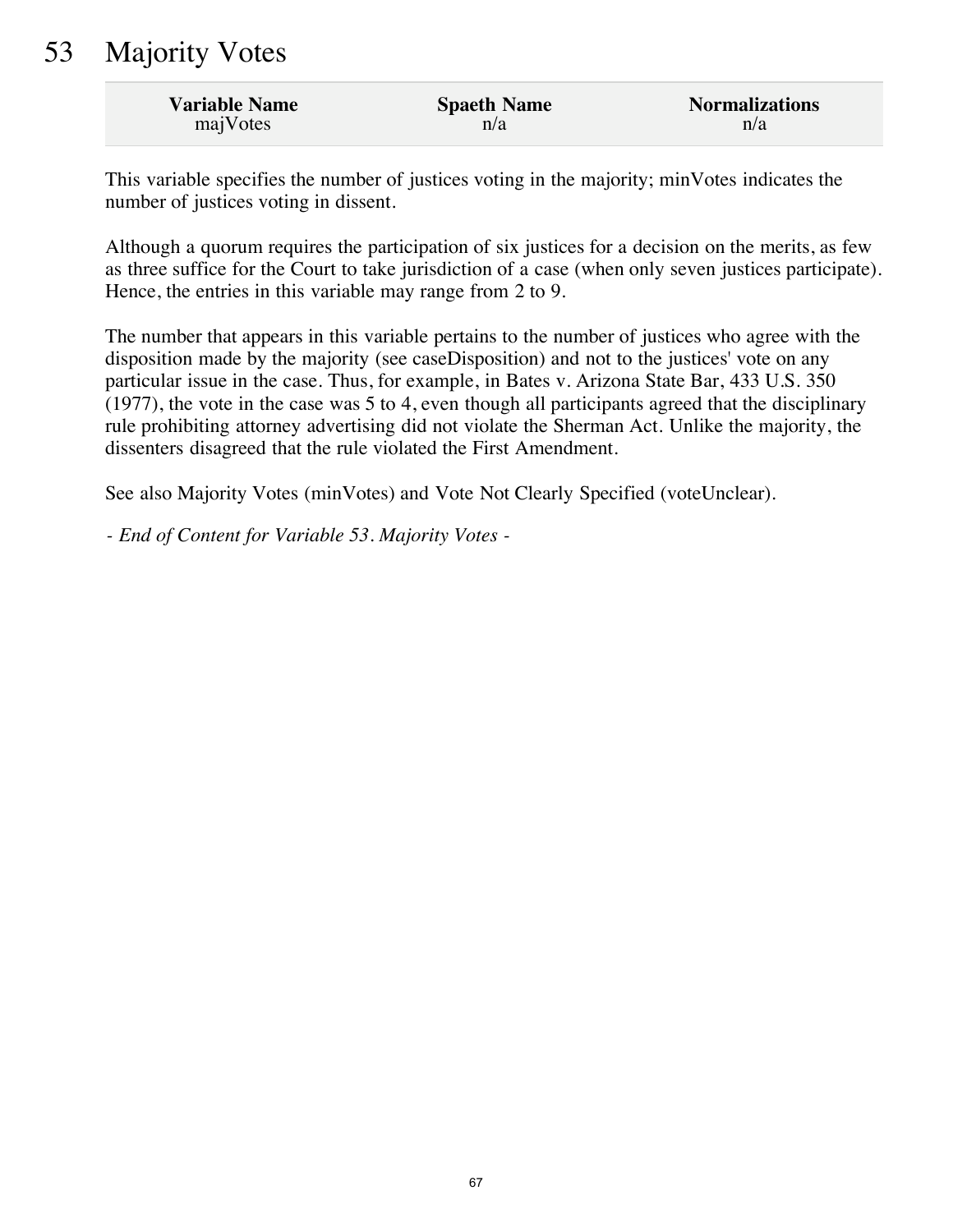# 53 Majority Votes

| Variable Name | Spaeth Name | Normalizations |
| --- | --- | --- |
| majVotes | n/a | n/a |

This variable specifies the number of justices voting in the majority; minVotes indicates the number of justices voting in dissent.

Although a quorum requires the participation of six justices for a decision on the merits, as few as three suffice for the Court to take jurisdiction of a case (when only seven justices participate). Hence, the entries in this variable may range from 2 to 9.

The number that appears in this variable pertains to the number of justices who agree with the disposition made by the majority (see caseDisposition) and not to the justices' vote on any particular issue in the case. Thus, for example, in Bates v. Arizona State Bar, 433 U.S. 350 (1977), the vote in the case was 5 to 4, even though all participants agreed that the disciplinary rule prohibiting attorney advertising did not violate the Sherman Act. Unlike the majority, the dissenters disagreed that the rule violated the First Amendment.

See also Majority Votes (minVotes) and Vote Not Clearly Specified (voteUnclear).

*- End of Content for Variable 53. Majority Votes -*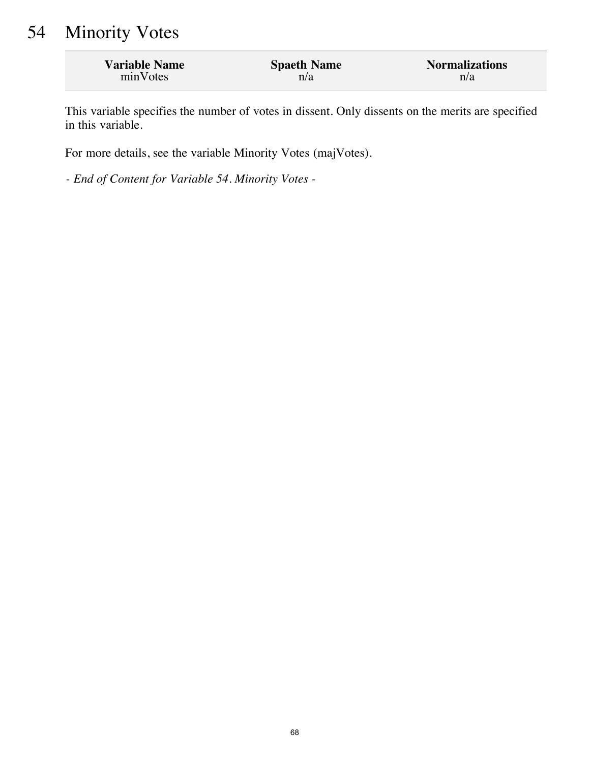# 54 Minority Votes

| Variable Name | Spaeth Name | Normalizations |
|---|---|---|
| minVotes | n/a | n/a |

This variable specifies the number of votes in dissent. Only dissents on the merits are specified in this variable.

For more details, see the variable Minority Votes (majVotes).

*- End of Content for Variable 54. Minority Votes -*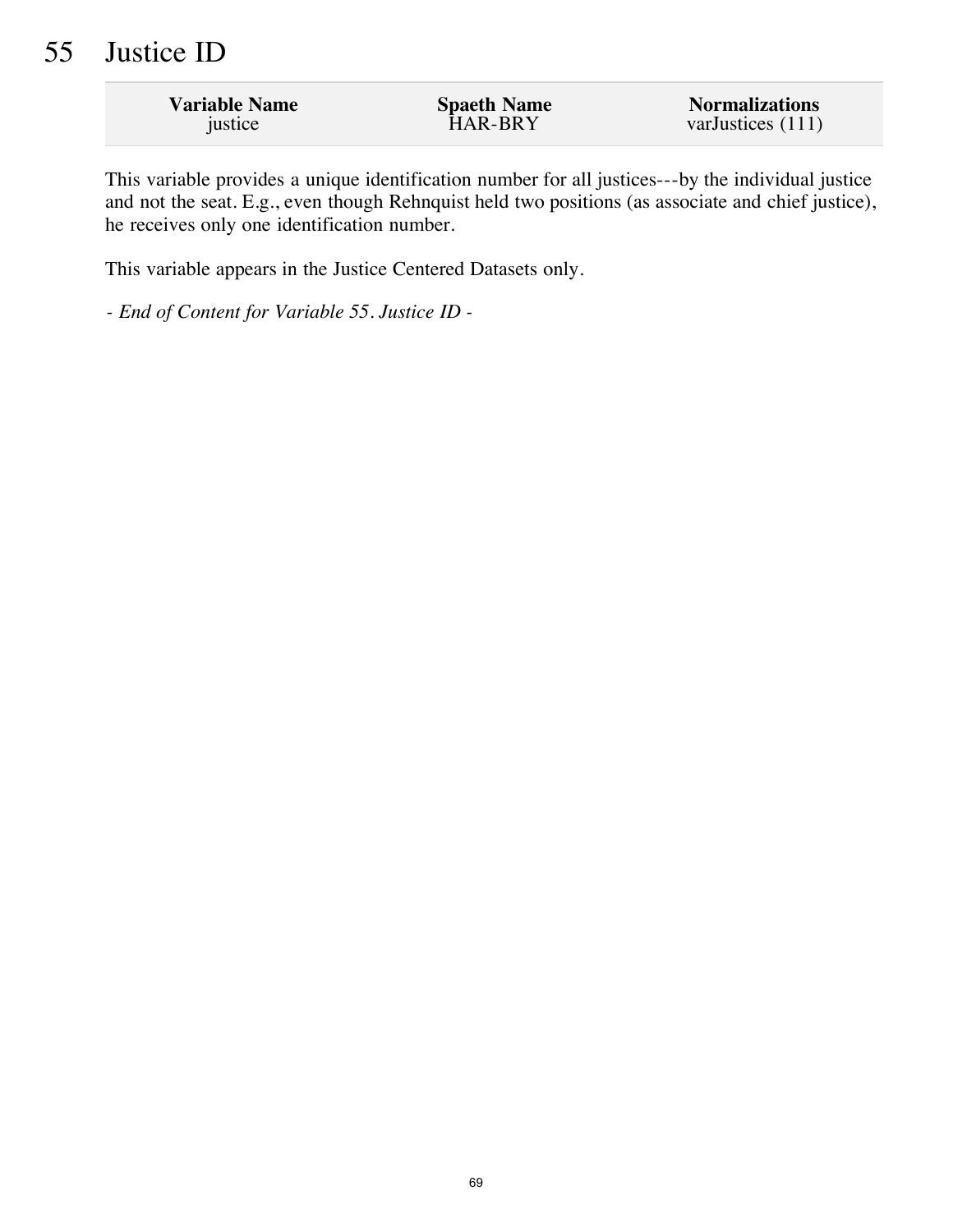# 55 Justice ID

| Variable Name | Spaeth Name | Normalizations |
|---|---|---|
| justice | HAR-BRY | varJustices (111) |

This variable provides a unique identification number for all justices---by the individual justice and not the seat. E.g., even though Rehnquist held two positions (as associate and chief justice), he receives only one identification number.

This variable appears in the Justice Centered Datasets only.

*- End of Content for Variable 55. Justice ID -*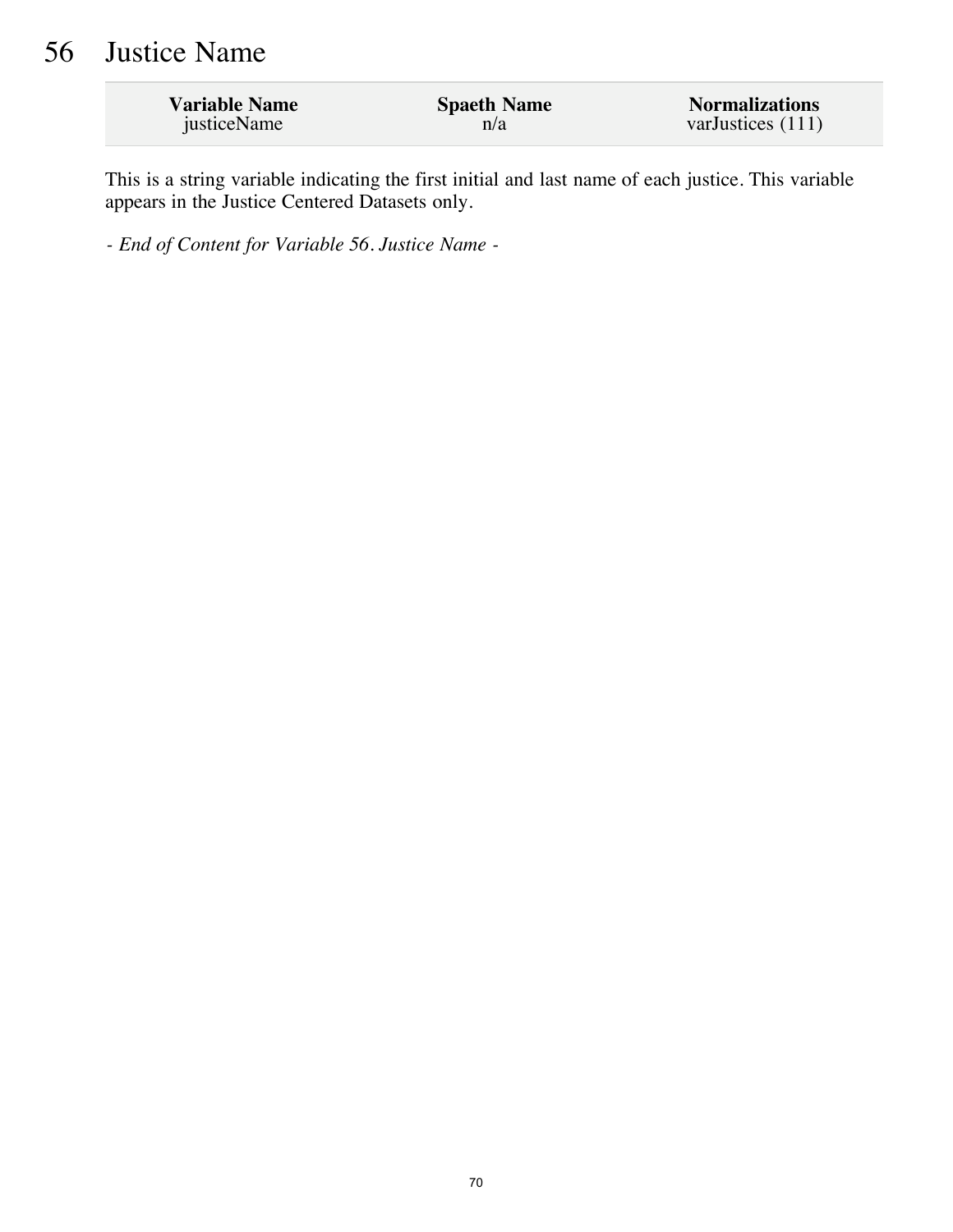# 56 Justice Name

| Variable Name | Spaeth Name | Normalizations |
|---|---|---|
| justiceName | n/a | varJustices (111) |

This is a string variable indicating the first initial and last name of each justice. This variable appears in the Justice Centered Datasets only.

*- End of Content for Variable 56. Justice Name -*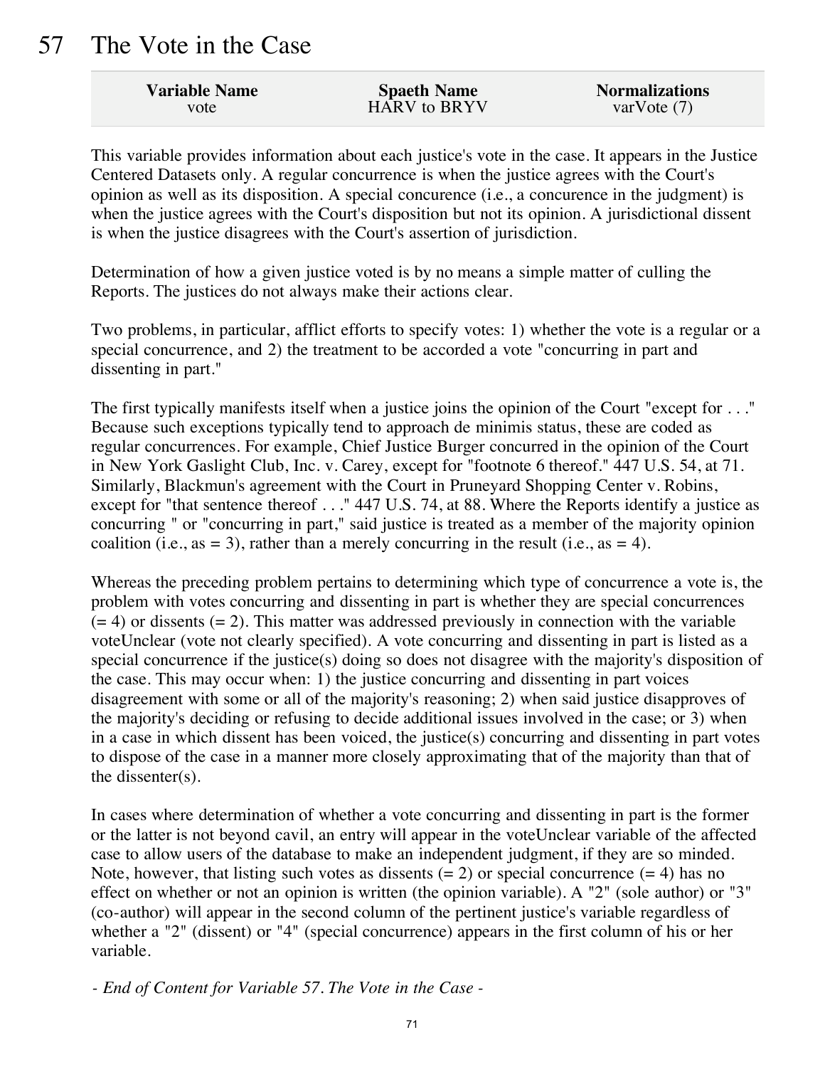# 57 The Vote in the Case

| Variable Name | Spaeth Name | Normalizations |
|---|---|---|
| vote | HARV to BRYV | varVote (7) |

This variable provides information about each justice's vote in the case. It appears in the Justice Centered Datasets only. A regular concurrence is when the justice agrees with the Court's opinion as well as its disposition. A special concurence (i.e., a concurence in the judgment) is when the justice agrees with the Court's disposition but not its opinion. A jurisdictional dissent is when the justice disagrees with the Court's assertion of jurisdiction.

Determination of how a given justice voted is by no means a simple matter of culling the Reports. The justices do not always make their actions clear.

Two problems, in particular, afflict efforts to specify votes: 1) whether the vote is a regular or a special concurrence, and 2) the treatment to be accorded a vote "concurring in part and dissenting in part."

The first typically manifests itself when a justice joins the opinion of the Court "except for . . ." Because such exceptions typically tend to approach de minimis status, these are coded as regular concurrences. For example, Chief Justice Burger concurred in the opinion of the Court in New York Gaslight Club, Inc. v. Carey, except for "footnote 6 thereof." 447 U.S. 54, at 71. Similarly, Blackmun's agreement with the Court in Pruneyard Shopping Center v. Robins, except for "that sentence thereof . . ." 447 U.S. 74, at 88. Where the Reports identify a justice as concurring " or "concurring in part," said justice is treated as a member of the majority opinion coalition (i.e., as = 3), rather than a merely concurring in the result (i.e., as = 4).

Whereas the preceding problem pertains to determining which type of concurrence a vote is, the problem with votes concurring and dissenting in part is whether they are special concurrences (= 4) or dissents (= 2). This matter was addressed previously in connection with the variable voteUnclear (vote not clearly specified). A vote concurring and dissenting in part is listed as a special concurrence if the justice(s) doing so does not disagree with the majority's disposition of the case. This may occur when: 1) the justice concurring and dissenting in part voices disagreement with some or all of the majority's reasoning; 2) when said justice disapproves of the majority's deciding or refusing to decide additional issues involved in the case; or 3) when in a case in which dissent has been voiced, the justice(s) concurring and dissenting in part votes to dispose of the case in a manner more closely approximating that of the majority than that of the dissenter(s).

In cases where determination of whether a vote concurring and dissenting in part is the former or the latter is not beyond cavil, an entry will appear in the voteUnclear variable of the affected case to allow users of the database to make an independent judgment, if they are so minded. Note, however, that listing such votes as dissents (= 2) or special concurrence (= 4) has no effect on whether or not an opinion is written (the opinion variable). A "2" (sole author) or "3" (co-author) will appear in the second column of the pertinent justice's variable regardless of whether a "2" (dissent) or "4" (special concurrence) appears in the first column of his or her variable.

*- End of Content for Variable 57. The Vote in the Case -*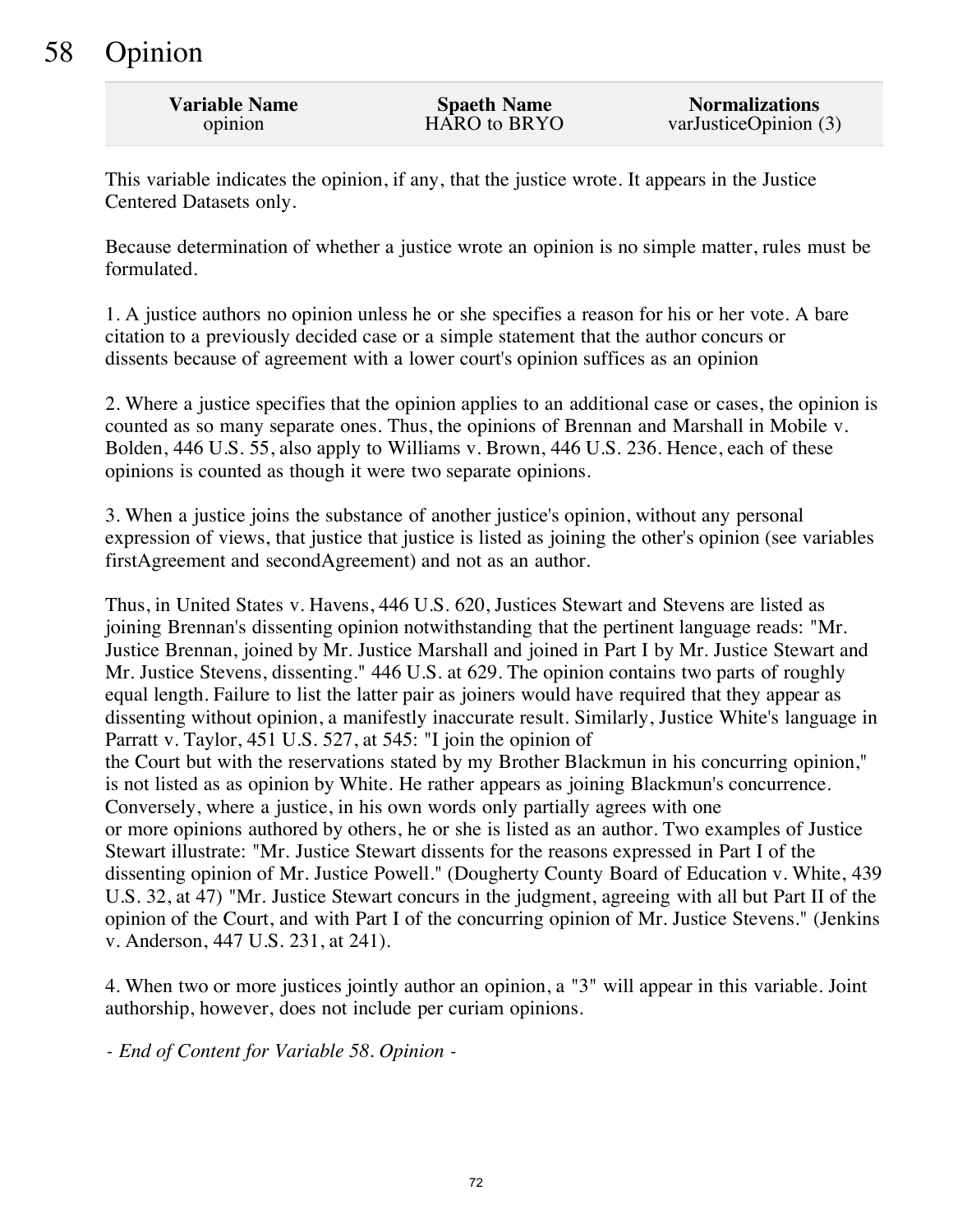# 58 Opinion

| Variable Name | Spaeth Name | Normalizations |
| --- | --- | --- |
| opinion | HARO to BRYO | varJusticeOpinion (3) |

This variable indicates the opinion, if any, that the justice wrote. It appears in the Justice Centered Datasets only.

Because determination of whether a justice wrote an opinion is no simple matter, rules must be formulated.

1. A justice authors no opinion unless he or she specifies a reason for his or her vote. A bare citation to a previously decided case or a simple statement that the author concurs or dissents because of agreement with a lower court's opinion suffices as an opinion

2. Where a justice specifies that the opinion applies to an additional case or cases, the opinion is counted as so many separate ones. Thus, the opinions of Brennan and Marshall in Mobile v. Bolden, 446 U.S. 55, also apply to Williams v. Brown, 446 U.S. 236. Hence, each of these opinions is counted as though it were two separate opinions.

3. When a justice joins the substance of another justice's opinion, without any personal expression of views, that justice that justice is listed as joining the other's opinion (see variables firstAgreement and secondAgreement) and not as an author.

Thus, in United States v. Havens, 446 U.S. 620, Justices Stewart and Stevens are listed as joining Brennan's dissenting opinion notwithstanding that the pertinent language reads: "Mr. Justice Brennan, joined by Mr. Justice Marshall and joined in Part I by Mr. Justice Stewart and Mr. Justice Stevens, dissenting." 446 U.S. at 629. The opinion contains two parts of roughly equal length. Failure to list the latter pair as joiners would have required that they appear as dissenting without opinion, a manifestly inaccurate result. Similarly, Justice White's language in Parratt v. Taylor, 451 U.S. 527, at 545: "I join the opinion of the Court but with the reservations stated by my Brother Blackmun in his concurring opinion," is not listed as as opinion by White. He rather appears as joining Blackmun's concurrence. Conversely, where a justice, in his own words only partially agrees with one or more opinions authored by others, he or she is listed as an author. Two examples of Justice Stewart illustrate: "Mr. Justice Stewart dissents for the reasons expressed in Part I of the dissenting opinion of Mr. Justice Powell." (Dougherty County Board of Education v. White, 439 U.S. 32, at 47) "Mr. Justice Stewart concurs in the judgment, agreeing with all but Part II of the opinion of the Court, and with Part I of the concurring opinion of Mr. Justice Stevens." (Jenkins v. Anderson, 447 U.S. 231, at 241).

4. When two or more justices jointly author an opinion, a "3" will appear in this variable. Joint authorship, however, does not include per curiam opinions.

*- End of Content for Variable 58. Opinion -*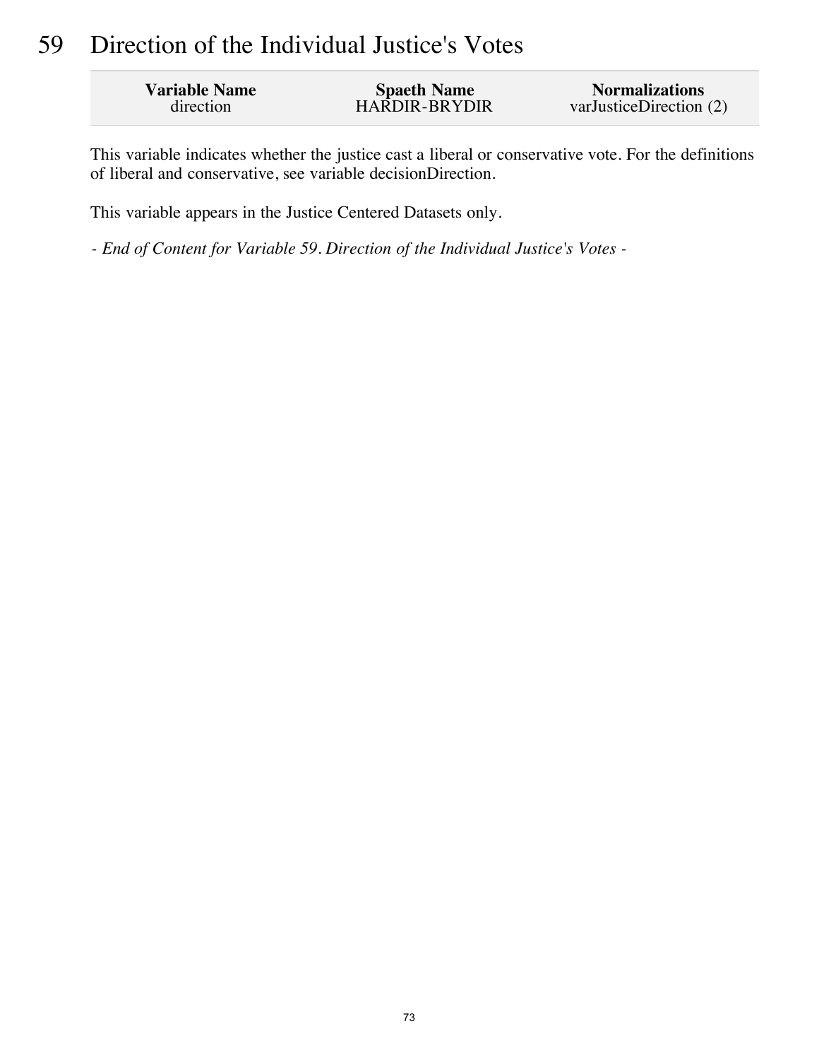# 59 Direction of the Individual Justice's Votes

| Variable Name | Spaeth Name | Normalizations |
| --- | --- | --- |
| direction | HARDIR-BRYDIR | varJusticeDirection (2) |

This variable indicates whether the justice cast a liberal or conservative vote. For the definitions of liberal and conservative, see variable decisionDirection.

This variable appears in the Justice Centered Datasets only.

*- End of Content for Variable 59. Direction of the Individual Justice's Votes -*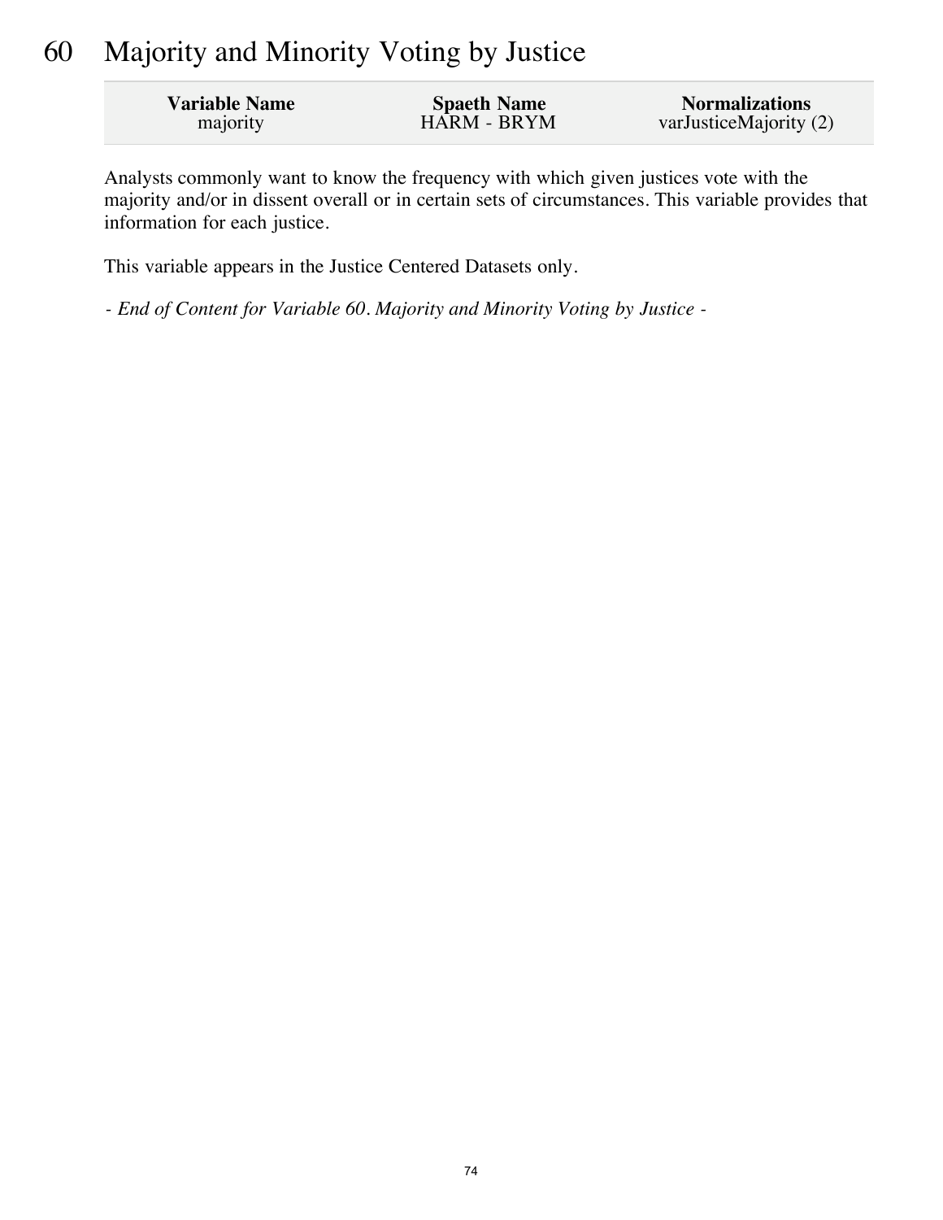# 60 Majority and Minority Voting by Justice

| Variable Name | Spaeth Name | Normalizations |
| --- | --- | --- |
| majority | HARM - BRYM | varJusticeMajority (2) |

Analysts commonly want to know the frequency with which given justices vote with the majority and/or in dissent overall or in certain sets of circumstances. This variable provides that information for each justice.

This variable appears in the Justice Centered Datasets only.

*- End of Content for Variable 60. Majority and Minority Voting by Justice -*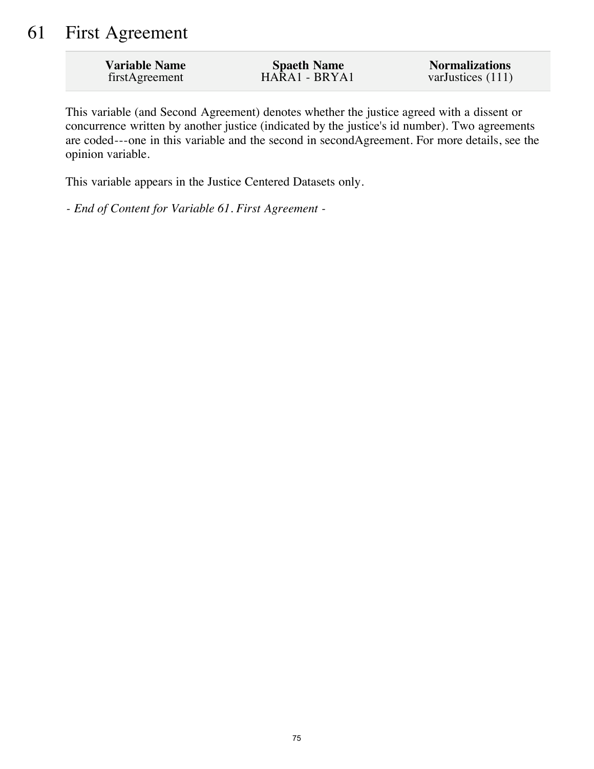# 61 First Agreement

| Variable Name | Spaeth Name | Normalizations |
| --- | --- | --- |
| firstAgreement | HARA1 - BRYA1 | varJustices (111) |

This variable (and Second Agreement) denotes whether the justice agreed with a dissent or concurrence written by another justice (indicated by the justice's id number). Two agreements are coded---one in this variable and the second in secondAgreement. For more details, see the opinion variable.

This variable appears in the Justice Centered Datasets only.

*- End of Content for Variable 61. First Agreement -*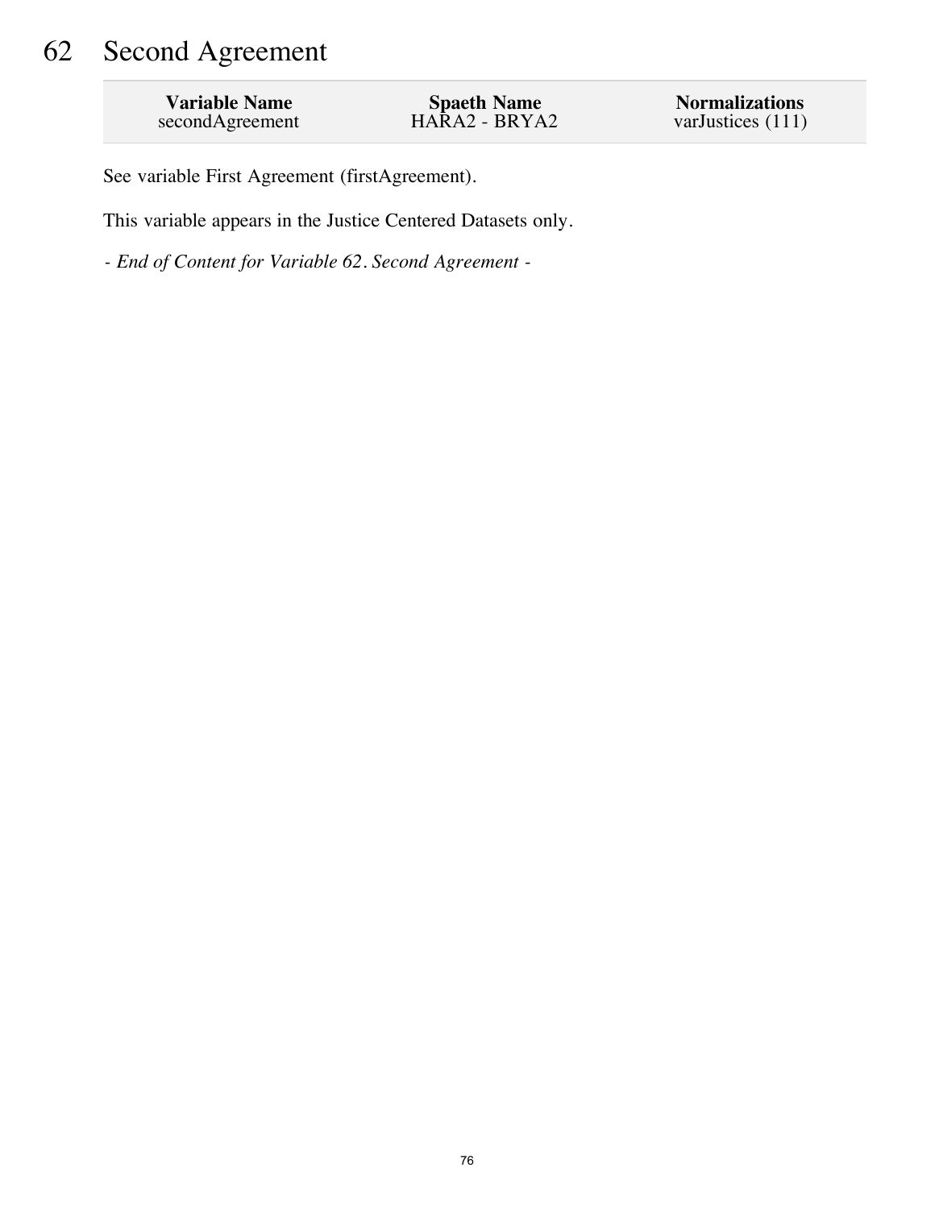# 62 Second Agreement

| Variable Name | Spaeth Name | Normalizations |
| --- | --- | --- |
| secondAgreement | HARA2 - BRYA2 | varJustices (111) |

See variable First Agreement (firstAgreement).

This variable appears in the Justice Centered Datasets only.

*- End of Content for Variable 62. Second Agreement -*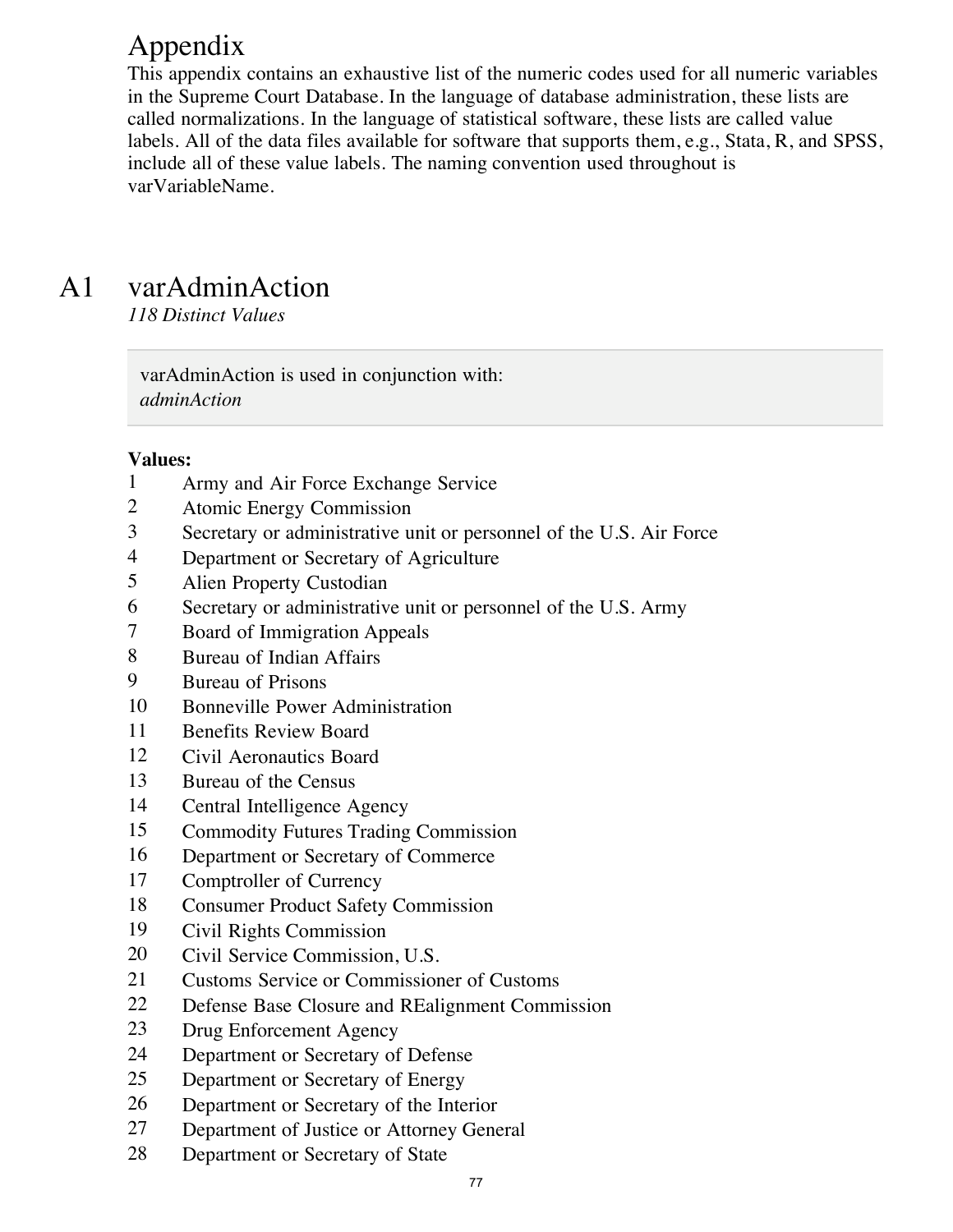# Appendix

This appendix contains an exhaustive list of the numeric codes used for all numeric variables in the Supreme Court Database. In the language of database administration, these lists are called normalizations. In the language of statistical software, these lists are called value labels. All of the data files available for software that supports them, e.g., Stata, R, and SPSS, include all of these value labels. The naming convention used throughout is varVariableName.

## A1 varAdminAction

*118 Distinct Values*

> varAdminAction is used in conjunction with:
> *adminAction*

**Values:**

1 Army and Air Force Exchange Service
2 Atomic Energy Commission
3 Secretary or administrative unit or personnel of the U.S. Air Force
4 Department or Secretary of Agriculture
5 Alien Property Custodian
6 Secretary or administrative unit or personnel of the U.S. Army
7 Board of Immigration Appeals
8 Bureau of Indian Affairs
9 Bureau of Prisons
10 Bonneville Power Administration
11 Benefits Review Board
12 Civil Aeronautics Board
13 Bureau of the Census
14 Central Intelligence Agency
15 Commodity Futures Trading Commission
16 Department or Secretary of Commerce
17 Comptroller of Currency
18 Consumer Product Safety Commission
19 Civil Rights Commission
20 Civil Service Commission, U.S.
21 Customs Service or Commissioner of Customs
22 Defense Base Closure and REalignment Commission
23 Drug Enforcement Agency
24 Department or Secretary of Defense
25 Department or Secretary of Energy
26 Department or Secretary of the Interior
27 Department of Justice or Attorney General
28 Department or Secretary of State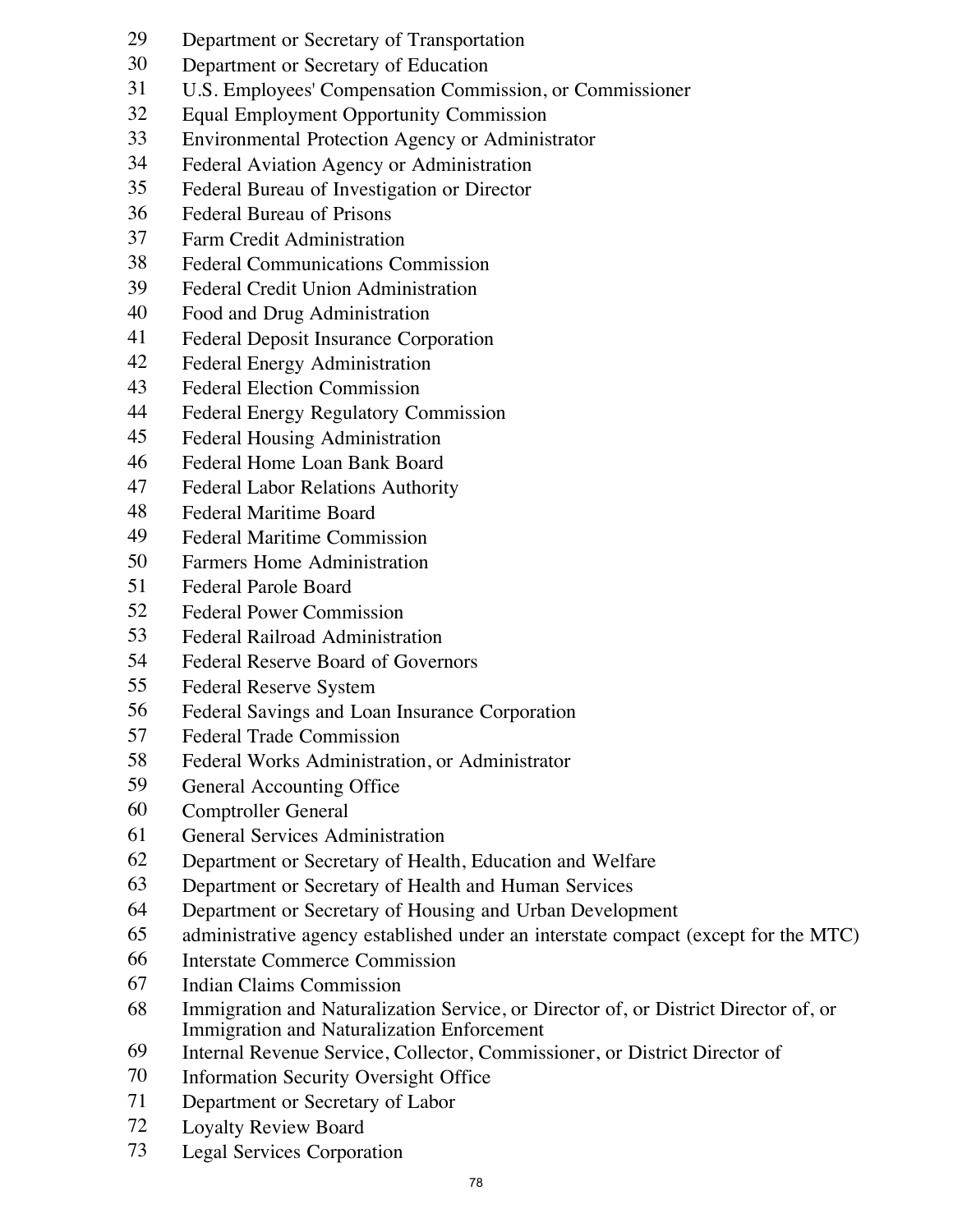29 Department or Secretary of Transportation
30 Department or Secretary of Education
31 U.S. Employees' Compensation Commission, or Commissioner
32 Equal Employment Opportunity Commission
33 Environmental Protection Agency or Administrator
34 Federal Aviation Agency or Administration
35 Federal Bureau of Investigation or Director
36 Federal Bureau of Prisons
37 Farm Credit Administration
38 Federal Communications Commission
39 Federal Credit Union Administration
40 Food and Drug Administration
41 Federal Deposit Insurance Corporation
42 Federal Energy Administration
43 Federal Election Commission
44 Federal Energy Regulatory Commission
45 Federal Housing Administration
46 Federal Home Loan Bank Board
47 Federal Labor Relations Authority
48 Federal Maritime Board
49 Federal Maritime Commission
50 Farmers Home Administration
51 Federal Parole Board
52 Federal Power Commission
53 Federal Railroad Administration
54 Federal Reserve Board of Governors
55 Federal Reserve System
56 Federal Savings and Loan Insurance Corporation
57 Federal Trade Commission
58 Federal Works Administration, or Administrator
59 General Accounting Office
60 Comptroller General
61 General Services Administration
62 Department or Secretary of Health, Education and Welfare
63 Department or Secretary of Health and Human Services
64 Department or Secretary of Housing and Urban Development
65 administrative agency established under an interstate compact (except for the MTC)
66 Interstate Commerce Commission
67 Indian Claims Commission
68 Immigration and Naturalization Service, or Director of, or District Director of, or Immigration and Naturalization Enforcement
69 Internal Revenue Service, Collector, Commissioner, or District Director of
70 Information Security Oversight Office
71 Department or Secretary of Labor
72 Loyalty Review Board
73 Legal Services Corporation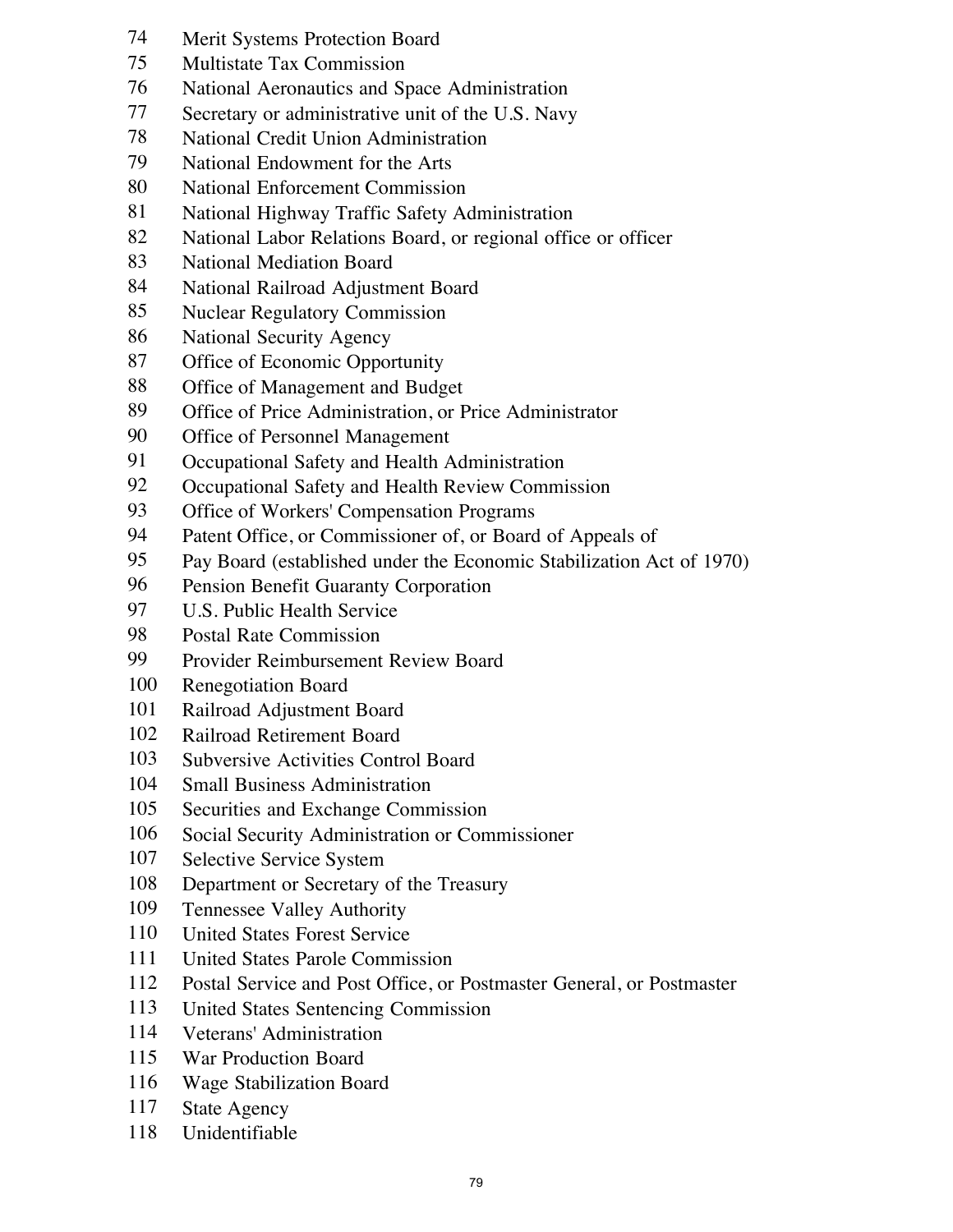74 Merit Systems Protection Board
75 Multistate Tax Commission
76 National Aeronautics and Space Administration
77 Secretary or administrative unit of the U.S. Navy
78 National Credit Union Administration
79 National Endowment for the Arts
80 National Enforcement Commission
81 National Highway Traffic Safety Administration
82 National Labor Relations Board, or regional office or officer
83 National Mediation Board
84 National Railroad Adjustment Board
85 Nuclear Regulatory Commission
86 National Security Agency
87 Office of Economic Opportunity
88 Office of Management and Budget
89 Office of Price Administration, or Price Administrator
90 Office of Personnel Management
91 Occupational Safety and Health Administration
92 Occupational Safety and Health Review Commission
93 Office of Workers' Compensation Programs
94 Patent Office, or Commissioner of, or Board of Appeals of
95 Pay Board (established under the Economic Stabilization Act of 1970)
96 Pension Benefit Guaranty Corporation
97 U.S. Public Health Service
98 Postal Rate Commission
99 Provider Reimbursement Review Board
100 Renegotiation Board
101 Railroad Adjustment Board
102 Railroad Retirement Board
103 Subversive Activities Control Board
104 Small Business Administration
105 Securities and Exchange Commission
106 Social Security Administration or Commissioner
107 Selective Service System
108 Department or Secretary of the Treasury
109 Tennessee Valley Authority
110 United States Forest Service
111 United States Parole Commission
112 Postal Service and Post Office, or Postmaster General, or Postmaster
113 United States Sentencing Commission
114 Veterans' Administration
115 War Production Board
116 Wage Stabilization Board
117 State Agency
118 Unidentifiable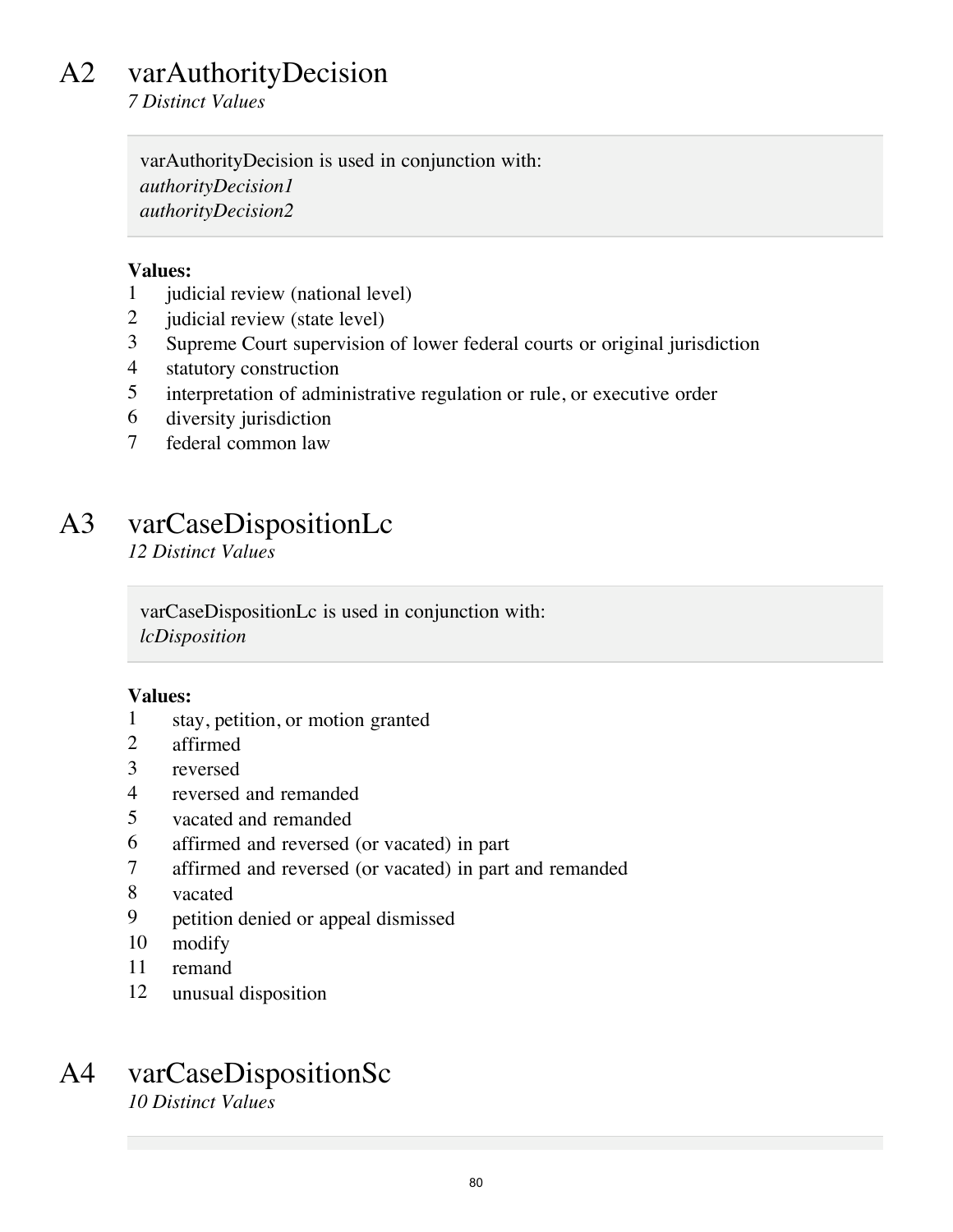## A2 varAuthorityDecision

*7 Distinct Values*

> varAuthorityDecision is used in conjunction with:
> *authorityDecision1*
> *authorityDecision2*

**Values:**

1 judicial review (national level)
2 judicial review (state level)
3 Supreme Court supervision of lower federal courts or original jurisdiction
4 statutory construction
5 interpretation of administrative regulation or rule, or executive order
6 diversity jurisdiction
7 federal common law

## A3 varCaseDispositionLc

*12 Distinct Values*

> varCaseDispositionLc is used in conjunction with:
> *lcDisposition*

**Values:**

1 stay, petition, or motion granted
2 affirmed
3 reversed
4 reversed and remanded
5 vacated and remanded
6 affirmed and reversed (or vacated) in part
7 affirmed and reversed (or vacated) in part and remanded
8 vacated
9 petition denied or appeal dismissed
10 modify
11 remand
12 unusual disposition

## A4 varCaseDispositionSc

*10 Distinct Values*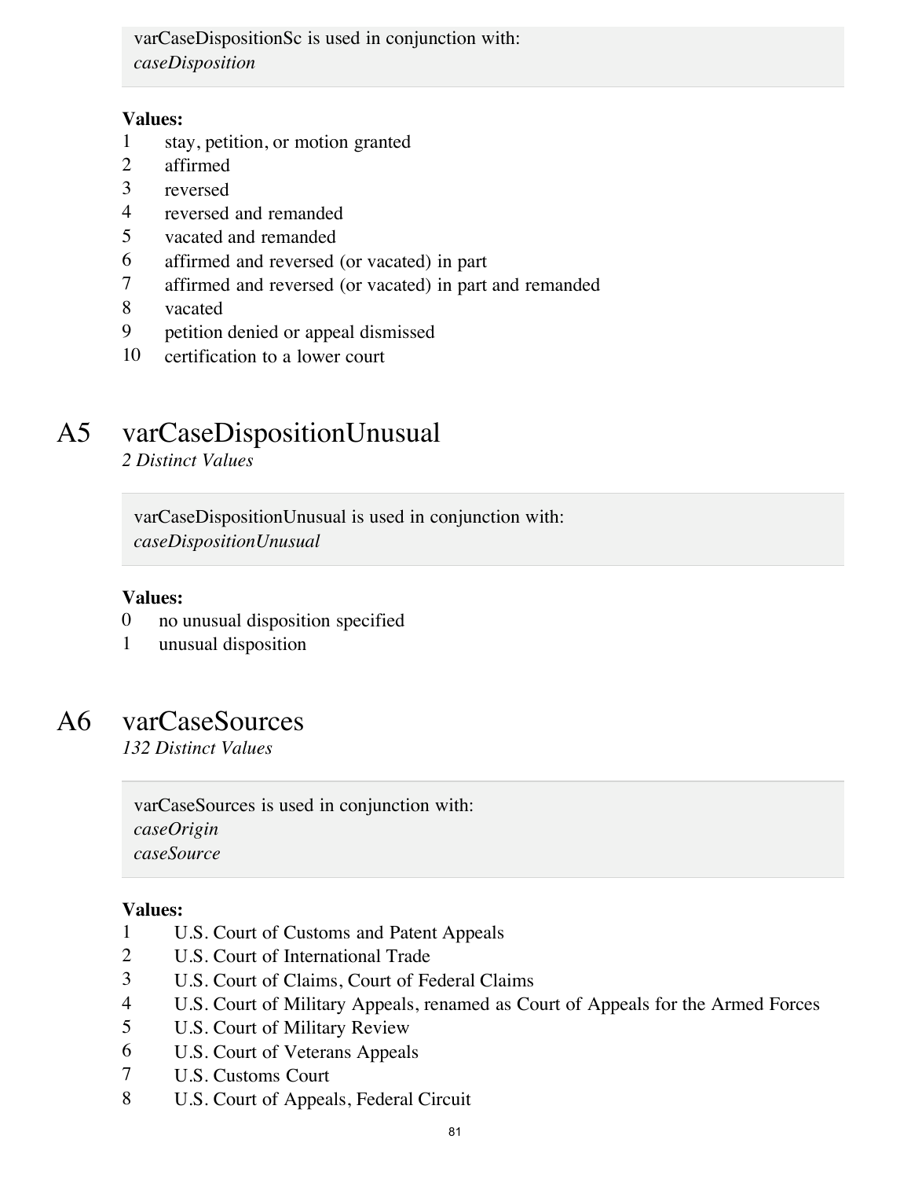varCaseDispositionSc is used in conjunction with:
*caseDisposition*

**Values:**

1 stay, petition, or motion granted
2 affirmed
3 reversed
4 reversed and remanded
5 vacated and remanded
6 affirmed and reversed (or vacated) in part
7 affirmed and reversed (or vacated) in part and remanded
8 vacated
9 petition denied or appeal dismissed
10 certification to a lower court

## A5 varCaseDispositionUnusual

*2 Distinct Values*

varCaseDispositionUnusual is used in conjunction with:
*caseDispositionUnusual*

**Values:**

0 no unusual disposition specified
1 unusual disposition

## A6 varCaseSources

*132 Distinct Values*

varCaseSources is used in conjunction with:
*caseOrigin*
*caseSource*

**Values:**

1 U.S. Court of Customs and Patent Appeals
2 U.S. Court of International Trade
3 U.S. Court of Claims, Court of Federal Claims
4 U.S. Court of Military Appeals, renamed as Court of Appeals for the Armed Forces
5 U.S. Court of Military Review
6 U.S. Court of Veterans Appeals
7 U.S. Customs Court
8 U.S. Court of Appeals, Federal Circuit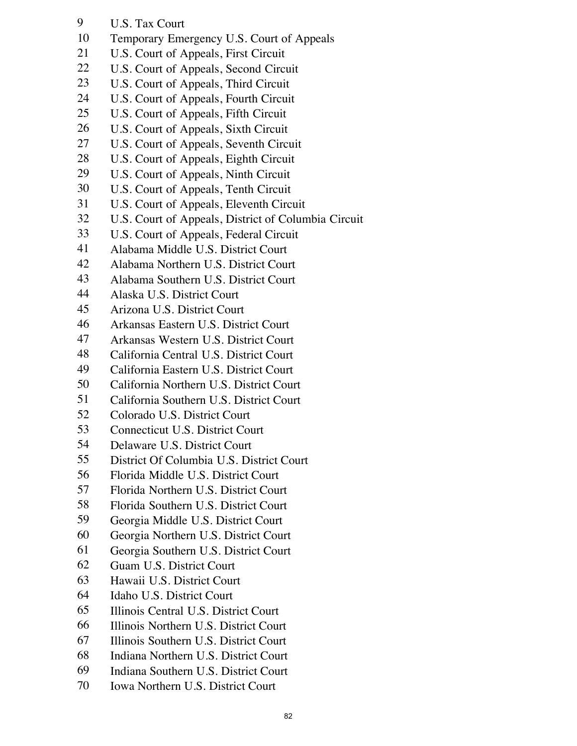9 U.S. Tax Court
10 Temporary Emergency U.S. Court of Appeals
21 U.S. Court of Appeals, First Circuit
22 U.S. Court of Appeals, Second Circuit
23 U.S. Court of Appeals, Third Circuit
24 U.S. Court of Appeals, Fourth Circuit
25 U.S. Court of Appeals, Fifth Circuit
26 U.S. Court of Appeals, Sixth Circuit
27 U.S. Court of Appeals, Seventh Circuit
28 U.S. Court of Appeals, Eighth Circuit
29 U.S. Court of Appeals, Ninth Circuit
30 U.S. Court of Appeals, Tenth Circuit
31 U.S. Court of Appeals, Eleventh Circuit
32 U.S. Court of Appeals, District of Columbia Circuit
33 U.S. Court of Appeals, Federal Circuit
41 Alabama Middle U.S. District Court
42 Alabama Northern U.S. District Court
43 Alabama Southern U.S. District Court
44 Alaska U.S. District Court
45 Arizona U.S. District Court
46 Arkansas Eastern U.S. District Court
47 Arkansas Western U.S. District Court
48 California Central U.S. District Court
49 California Eastern U.S. District Court
50 California Northern U.S. District Court
51 California Southern U.S. District Court
52 Colorado U.S. District Court
53 Connecticut U.S. District Court
54 Delaware U.S. District Court
55 District Of Columbia U.S. District Court
56 Florida Middle U.S. District Court
57 Florida Northern U.S. District Court
58 Florida Southern U.S. District Court
59 Georgia Middle U.S. District Court
60 Georgia Northern U.S. District Court
61 Georgia Southern U.S. District Court
62 Guam U.S. District Court
63 Hawaii U.S. District Court
64 Idaho U.S. District Court
65 Illinois Central U.S. District Court
66 Illinois Northern U.S. District Court
67 Illinois Southern U.S. District Court
68 Indiana Northern U.S. District Court
69 Indiana Southern U.S. District Court
70 Iowa Northern U.S. District Court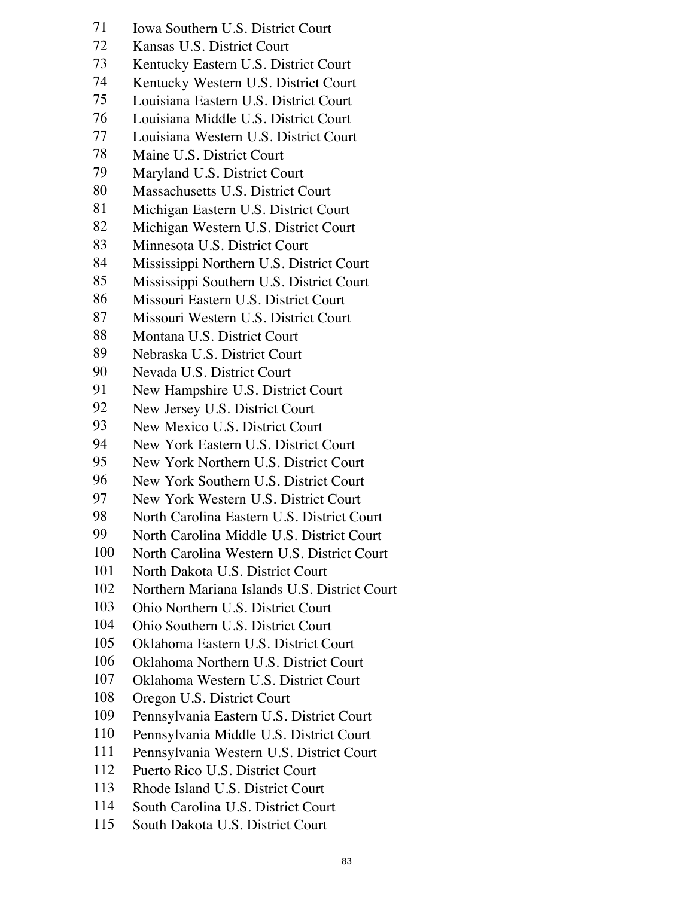71 Iowa Southern U.S. District Court
72 Kansas U.S. District Court
73 Kentucky Eastern U.S. District Court
74 Kentucky Western U.S. District Court
75 Louisiana Eastern U.S. District Court
76 Louisiana Middle U.S. District Court
77 Louisiana Western U.S. District Court
78 Maine U.S. District Court
79 Maryland U.S. District Court
80 Massachusetts U.S. District Court
81 Michigan Eastern U.S. District Court
82 Michigan Western U.S. District Court
83 Minnesota U.S. District Court
84 Mississippi Northern U.S. District Court
85 Mississippi Southern U.S. District Court
86 Missouri Eastern U.S. District Court
87 Missouri Western U.S. District Court
88 Montana U.S. District Court
89 Nebraska U.S. District Court
90 Nevada U.S. District Court
91 New Hampshire U.S. District Court
92 New Jersey U.S. District Court
93 New Mexico U.S. District Court
94 New York Eastern U.S. District Court
95 New York Northern U.S. District Court
96 New York Southern U.S. District Court
97 New York Western U.S. District Court
98 North Carolina Eastern U.S. District Court
99 North Carolina Middle U.S. District Court
100 North Carolina Western U.S. District Court
101 North Dakota U.S. District Court
102 Northern Mariana Islands U.S. District Court
103 Ohio Northern U.S. District Court
104 Ohio Southern U.S. District Court
105 Oklahoma Eastern U.S. District Court
106 Oklahoma Northern U.S. District Court
107 Oklahoma Western U.S. District Court
108 Oregon U.S. District Court
109 Pennsylvania Eastern U.S. District Court
110 Pennsylvania Middle U.S. District Court
111 Pennsylvania Western U.S. District Court
112 Puerto Rico U.S. District Court
113 Rhode Island U.S. District Court
114 South Carolina U.S. District Court
115 South Dakota U.S. District Court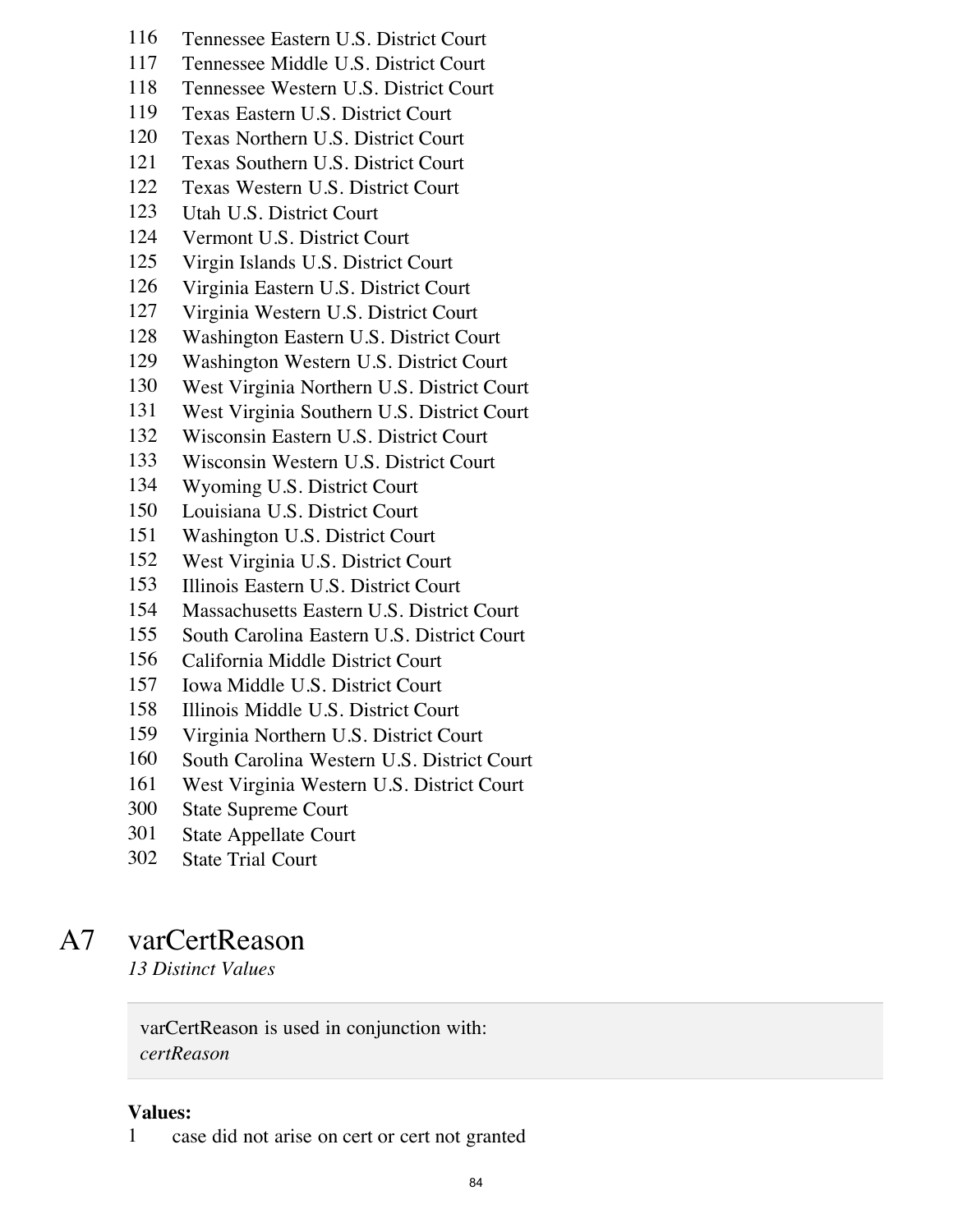116 Tennessee Eastern U.S. District Court
117 Tennessee Middle U.S. District Court
118 Tennessee Western U.S. District Court
119 Texas Eastern U.S. District Court
120 Texas Northern U.S. District Court
121 Texas Southern U.S. District Court
122 Texas Western U.S. District Court
123 Utah U.S. District Court
124 Vermont U.S. District Court
125 Virgin Islands U.S. District Court
126 Virginia Eastern U.S. District Court
127 Virginia Western U.S. District Court
128 Washington Eastern U.S. District Court
129 Washington Western U.S. District Court
130 West Virginia Northern U.S. District Court
131 West Virginia Southern U.S. District Court
132 Wisconsin Eastern U.S. District Court
133 Wisconsin Western U.S. District Court
134 Wyoming U.S. District Court
150 Louisiana U.S. District Court
151 Washington U.S. District Court
152 West Virginia U.S. District Court
153 Illinois Eastern U.S. District Court
154 Massachusetts Eastern U.S. District Court
155 South Carolina Eastern U.S. District Court
156 California Middle District Court
157 Iowa Middle U.S. District Court
158 Illinois Middle U.S. District Court
159 Virginia Northern U.S. District Court
160 South Carolina Western U.S. District Court
161 West Virginia Western U.S. District Court
300 State Supreme Court
301 State Appellate Court
302 State Trial Court

# A7 varCertReason

*13 Distinct Values*

varCertReason is used in conjunction with:
*certReason*

**Values:**

1 case did not arise on cert or cert not granted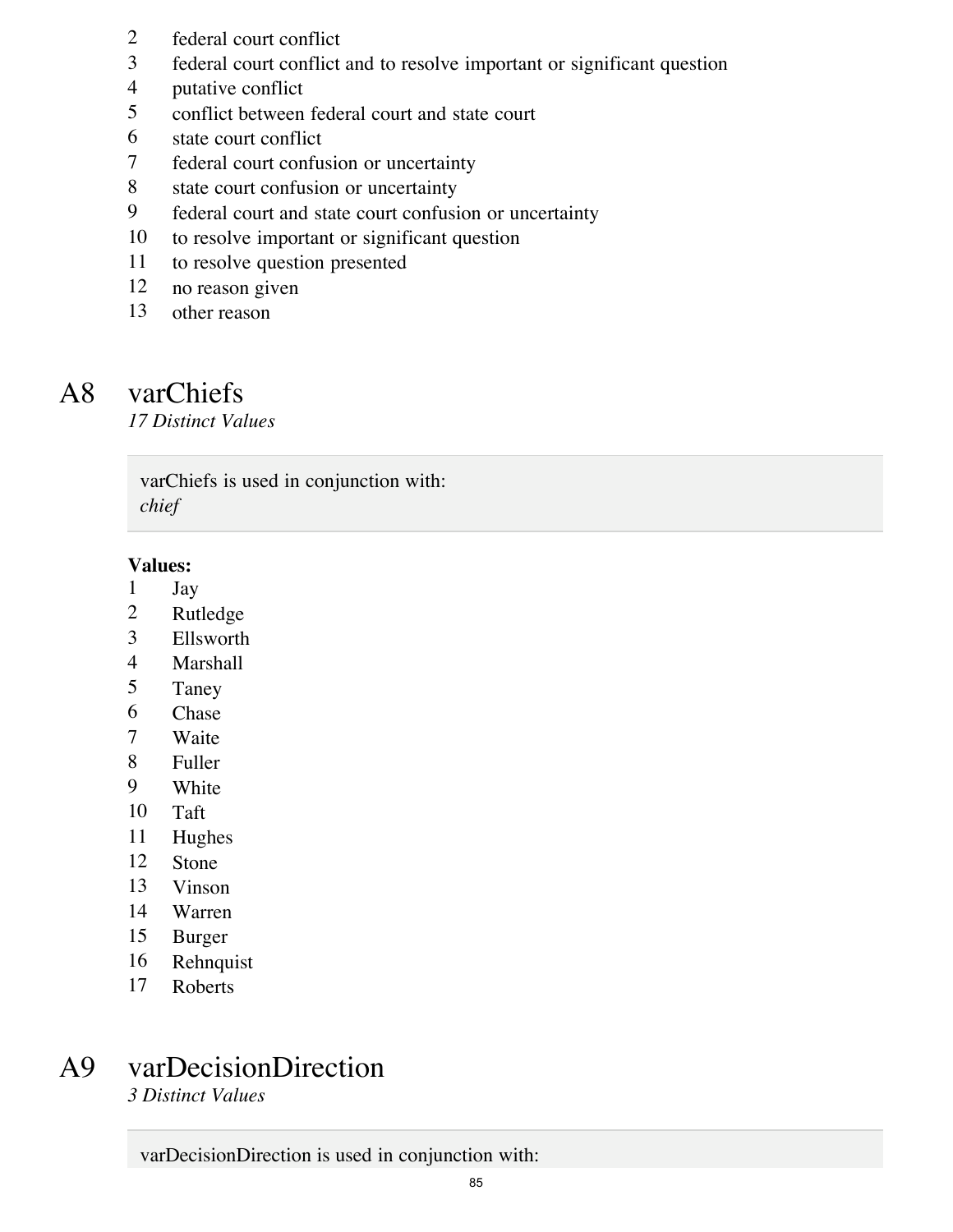2 federal court conflict
3 federal court conflict and to resolve important or significant question
4 putative conflict
5 conflict between federal court and state court
6 state court conflict
7 federal court confusion or uncertainty
8 state court confusion or uncertainty
9 federal court and state court confusion or uncertainty
10 to resolve important or significant question
11 to resolve question presented
12 no reason given
13 other reason

# A8 varChiefs

*17 Distinct Values*

varChiefs is used in conjunction with:
*chief*

**Values:**

1 Jay
2 Rutledge
3 Ellsworth
4 Marshall
5 Taney
6 Chase
7 Waite
8 Fuller
9 White
10 Taft
11 Hughes
12 Stone
13 Vinson
14 Warren
15 Burger
16 Rehnquist
17 Roberts

# A9 varDecisionDirection

*3 Distinct Values*

varDecisionDirection is used in conjunction with: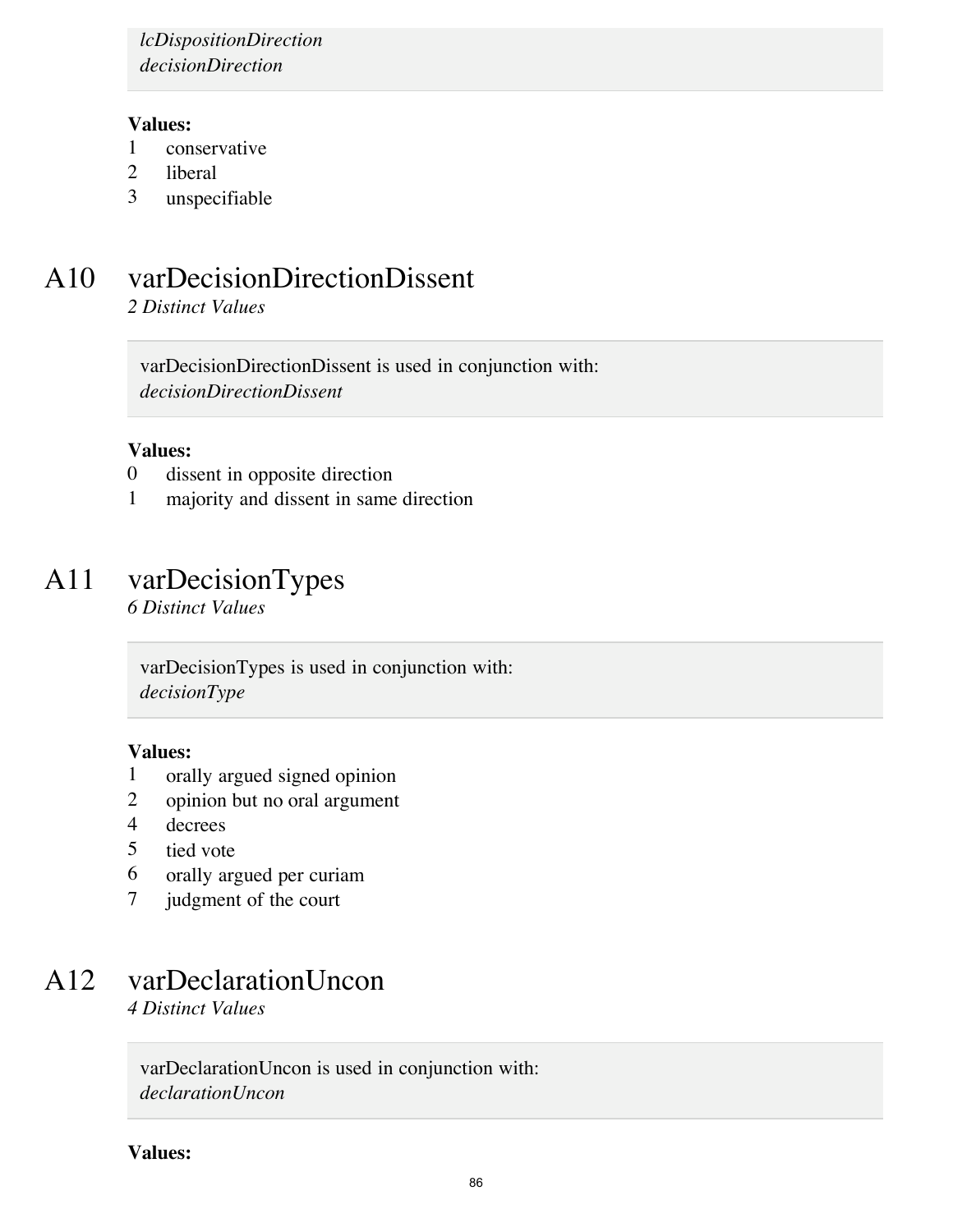*lcDispositionDirection*
*decisionDirection*

**Values:**

1 conservative
2 liberal
3 unspecifiable

## A10 varDecisionDirectionDissent

*2 Distinct Values*

varDecisionDirectionDissent is used in conjunction with:
*decisionDirectionDissent*

**Values:**

0 dissent in opposite direction
1 majority and dissent in same direction

## A11 varDecisionTypes

*6 Distinct Values*

varDecisionTypes is used in conjunction with:
*decisionType*

**Values:**

1 orally argued signed opinion
2 opinion but no oral argument
4 decrees
5 tied vote
6 orally argued per curiam
7 judgment of the court

## A12 varDeclarationUncon

*4 Distinct Values*

varDeclarationUncon is used in conjunction with:
*declarationUncon*

**Values:**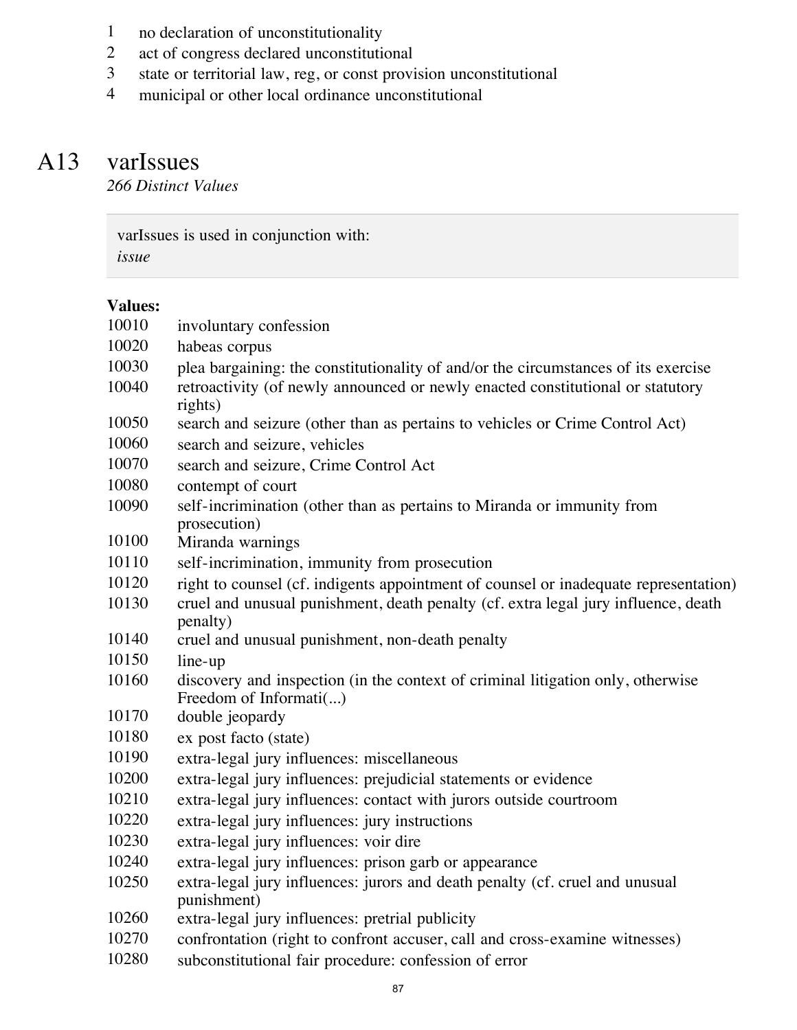| | |
|---|---|
| 1 | no declaration of unconstitutionality |
| 2 | act of congress declared unconstitutional |
| 3 | state or territorial law, reg, or const provision unconstitutional |
| 4 | municipal or other local ordinance unconstitutional |

## A13 varIssues

*266 Distinct Values*

> varIssues is used in conjunction with:
> *issue*

**Values:**

| | |
|---|---|
| 10010 | involuntary confession |
| 10020 | habeas corpus |
| 10030 | plea bargaining: the constitutionality of and/or the circumstances of its exercise |
| 10040 | retroactivity (of newly announced or newly enacted constitutional or statutory rights) |
| 10050 | search and seizure (other than as pertains to vehicles or Crime Control Act) |
| 10060 | search and seizure, vehicles |
| 10070 | search and seizure, Crime Control Act |
| 10080 | contempt of court |
| 10090 | self-incrimination (other than as pertains to Miranda or immunity from prosecution) |
| 10100 | Miranda warnings |
| 10110 | self-incrimination, immunity from prosecution |
| 10120 | right to counsel (cf. indigents appointment of counsel or inadequate representation) |
| 10130 | cruel and unusual punishment, death penalty (cf. extra legal jury influence, death penalty) |
| 10140 | cruel and unusual punishment, non-death penalty |
| 10150 | line-up |
| 10160 | discovery and inspection (in the context of criminal litigation only, otherwise Freedom of Informati(...) |
| 10170 | double jeopardy |
| 10180 | ex post facto (state) |
| 10190 | extra-legal jury influences: miscellaneous |
| 10200 | extra-legal jury influences: prejudicial statements or evidence |
| 10210 | extra-legal jury influences: contact with jurors outside courtroom |
| 10220 | extra-legal jury influences: jury instructions |
| 10230 | extra-legal jury influences: voir dire |
| 10240 | extra-legal jury influences: prison garb or appearance |
| 10250 | extra-legal jury influences: jurors and death penalty (cf. cruel and unusual punishment) |
| 10260 | extra-legal jury influences: pretrial publicity |
| 10270 | confrontation (right to confront accuser, call and cross-examine witnesses) |
| 10280 | subconstitutional fair procedure: confession of error |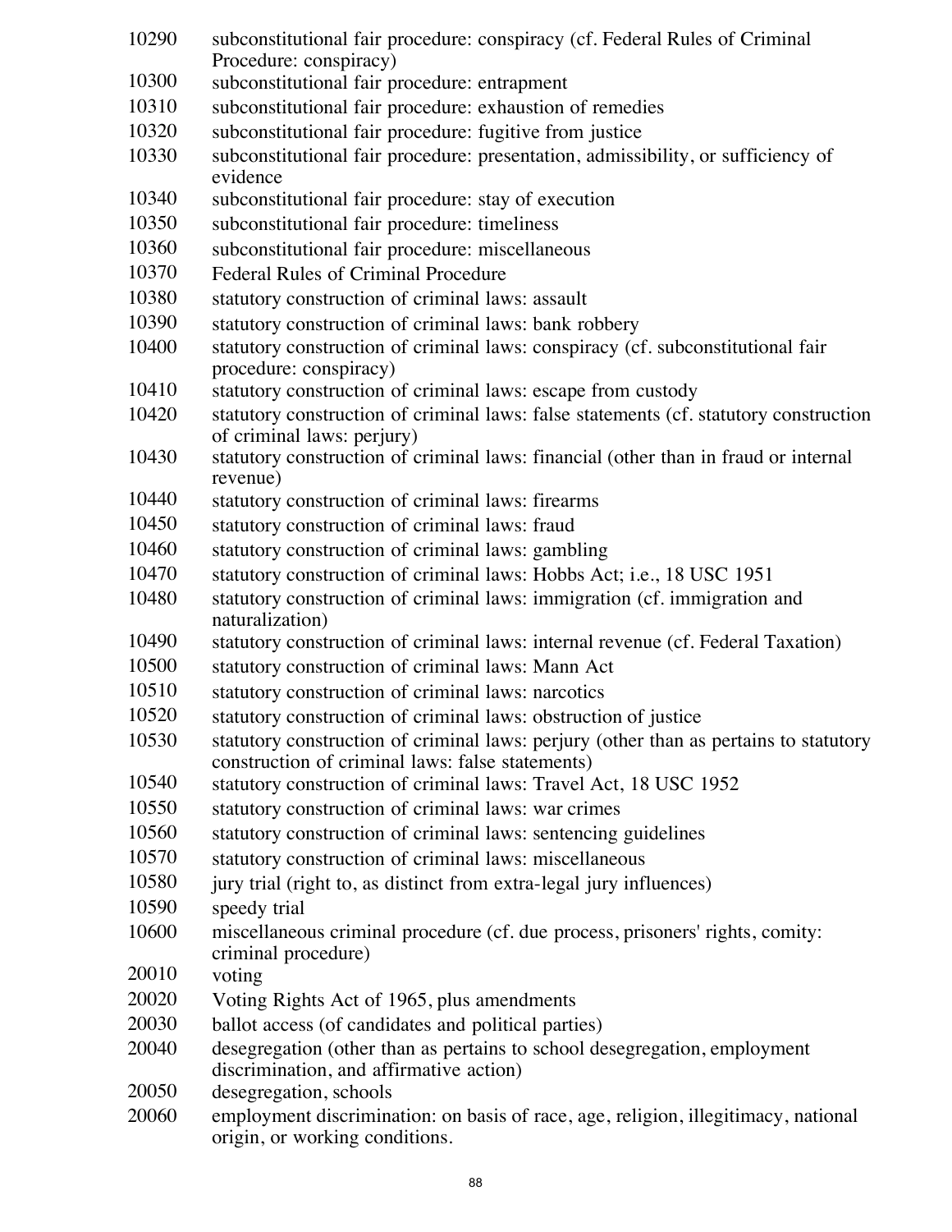10290 subconstitutional fair procedure: conspiracy (cf. Federal Rules of Criminal Procedure: conspiracy)

10300 subconstitutional fair procedure: entrapment

10310 subconstitutional fair procedure: exhaustion of remedies

10320 subconstitutional fair procedure: fugitive from justice

10330 subconstitutional fair procedure: presentation, admissibility, or sufficiency of evidence

10340 subconstitutional fair procedure: stay of execution

10350 subconstitutional fair procedure: timeliness

10360 subconstitutional fair procedure: miscellaneous

10370 Federal Rules of Criminal Procedure

10380 statutory construction of criminal laws: assault

10390 statutory construction of criminal laws: bank robbery

10400 statutory construction of criminal laws: conspiracy (cf. subconstitutional fair procedure: conspiracy)

10410 statutory construction of criminal laws: escape from custody

10420 statutory construction of criminal laws: false statements (cf. statutory construction of criminal laws: perjury)

10430 statutory construction of criminal laws: financial (other than in fraud or internal revenue)

10440 statutory construction of criminal laws: firearms

10450 statutory construction of criminal laws: fraud

10460 statutory construction of criminal laws: gambling

10470 statutory construction of criminal laws: Hobbs Act; i.e., 18 USC 1951

10480 statutory construction of criminal laws: immigration (cf. immigration and naturalization)

10490 statutory construction of criminal laws: internal revenue (cf. Federal Taxation)

10500 statutory construction of criminal laws: Mann Act

10510 statutory construction of criminal laws: narcotics

10520 statutory construction of criminal laws: obstruction of justice

10530 statutory construction of criminal laws: perjury (other than as pertains to statutory construction of criminal laws: false statements)

10540 statutory construction of criminal laws: Travel Act, 18 USC 1952

10550 statutory construction of criminal laws: war crimes

10560 statutory construction of criminal laws: sentencing guidelines

10570 statutory construction of criminal laws: miscellaneous

10580 jury trial (right to, as distinct from extra-legal jury influences)

10590 speedy trial

10600 miscellaneous criminal procedure (cf. due process, prisoners' rights, comity: criminal procedure)

20010 voting

20020 Voting Rights Act of 1965, plus amendments

20030 ballot access (of candidates and political parties)

20040 desegregation (other than as pertains to school desegregation, employment discrimination, and affirmative action)

20050 desegregation, schools

20060 employment discrimination: on basis of race, age, religion, illegitimacy, national origin, or working conditions.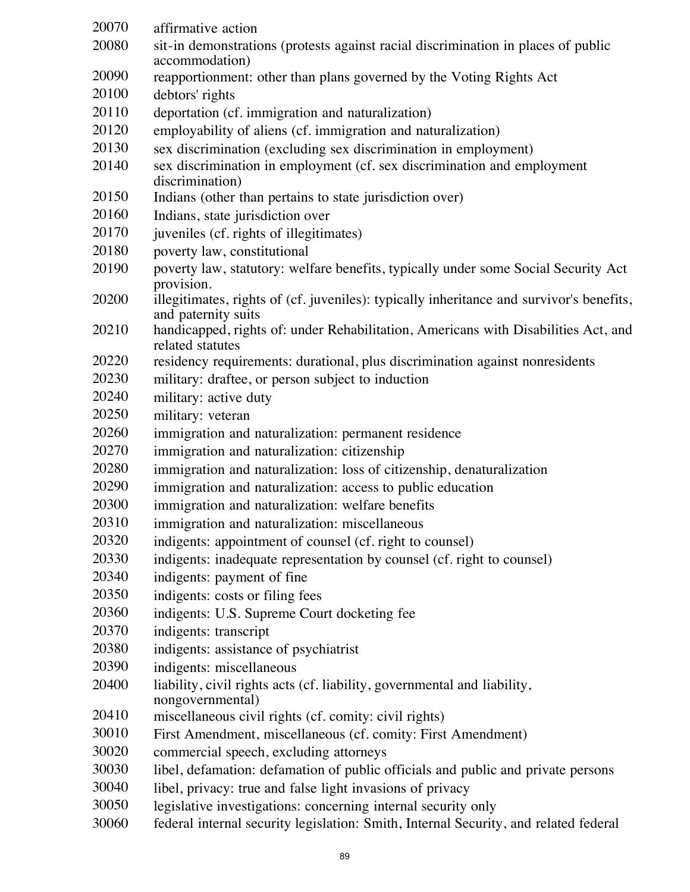20070 affirmative action
20080 sit-in demonstrations (protests against racial discrimination in places of public accommodation)
20090 reapportionment: other than plans governed by the Voting Rights Act
20100 debtors' rights
20110 deportation (cf. immigration and naturalization)
20120 employability of aliens (cf. immigration and naturalization)
20130 sex discrimination (excluding sex discrimination in employment)
20140 sex discrimination in employment (cf. sex discrimination and employment discrimination)
20150 Indians (other than pertains to state jurisdiction over)
20160 Indians, state jurisdiction over
20170 juveniles (cf. rights of illegitimates)
20180 poverty law, constitutional
20190 poverty law, statutory: welfare benefits, typically under some Social Security Act provision.
20200 illegitimates, rights of (cf. juveniles): typically inheritance and survivor's benefits, and paternity suits
20210 handicapped, rights of: under Rehabilitation, Americans with Disabilities Act, and related statutes
20220 residency requirements: durational, plus discrimination against nonresidents
20230 military: draftee, or person subject to induction
20240 military: active duty
20250 military: veteran
20260 immigration and naturalization: permanent residence
20270 immigration and naturalization: citizenship
20280 immigration and naturalization: loss of citizenship, denaturalization
20290 immigration and naturalization: access to public education
20300 immigration and naturalization: welfare benefits
20310 immigration and naturalization: miscellaneous
20320 indigents: appointment of counsel (cf. right to counsel)
20330 indigents: inadequate representation by counsel (cf. right to counsel)
20340 indigents: payment of fine
20350 indigents: costs or filing fees
20360 indigents: U.S. Supreme Court docketing fee
20370 indigents: transcript
20380 indigents: assistance of psychiatrist
20390 indigents: miscellaneous
20400 liability, civil rights acts (cf. liability, governmental and liability, nongovernmental)
20410 miscellaneous civil rights (cf. comity: civil rights)
30010 First Amendment, miscellaneous (cf. comity: First Amendment)
30020 commercial speech, excluding attorneys
30030 libel, defamation: defamation of public officials and public and private persons
30040 libel, privacy: true and false light invasions of privacy
30050 legislative investigations: concerning internal security only
30060 federal internal security legislation: Smith, Internal Security, and related federal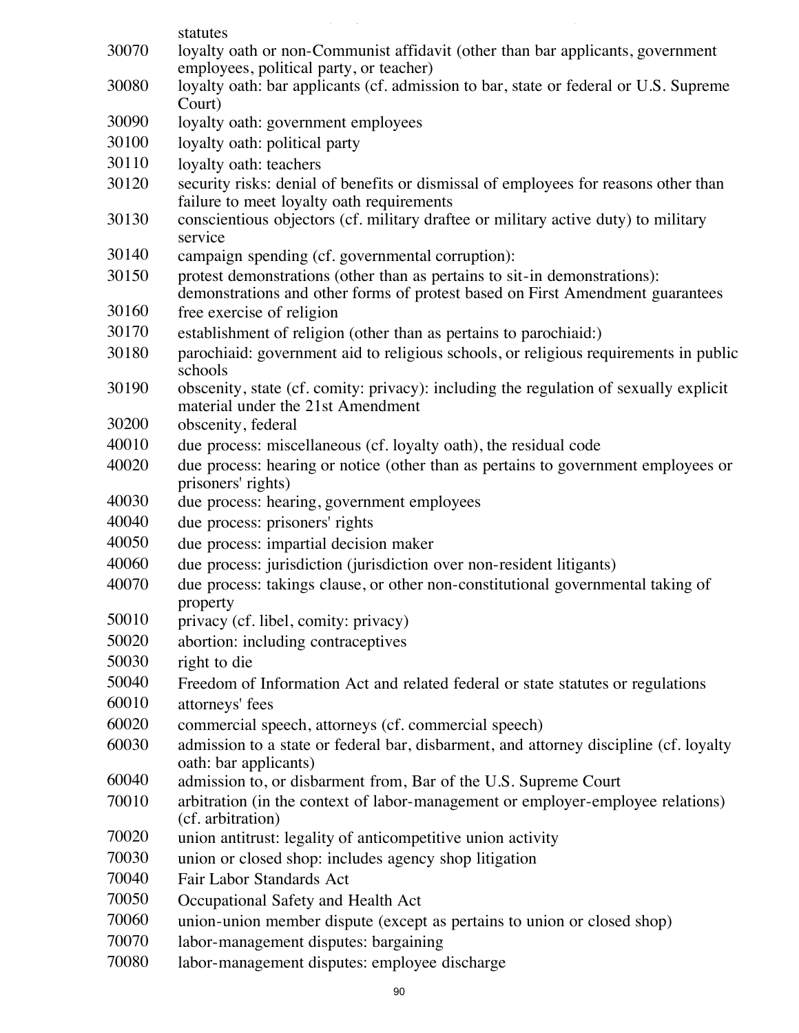statutes

| | |
|---|---|
| 30070 | loyalty oath or non-Communist affidavit (other than bar applicants, government employees, political party, or teacher) |
| 30080 | loyalty oath: bar applicants (cf. admission to bar, state or federal or U.S. Supreme Court) |
| 30090 | loyalty oath: government employees |
| 30100 | loyalty oath: political party |
| 30110 | loyalty oath: teachers |
| 30120 | security risks: denial of benefits or dismissal of employees for reasons other than failure to meet loyalty oath requirements |
| 30130 | conscientious objectors (cf. military draftee or military active duty) to military service |
| 30140 | campaign spending (cf. governmental corruption): |
| 30150 | protest demonstrations (other than as pertains to sit-in demonstrations): demonstrations and other forms of protest based on First Amendment guarantees |
| 30160 | free exercise of religion |
| 30170 | establishment of religion (other than as pertains to parochiaid:) |
| 30180 | parochiaid: government aid to religious schools, or religious requirements in public schools |
| 30190 | obscenity, state (cf. comity: privacy): including the regulation of sexually explicit material under the 21st Amendment |
| 30200 | obscenity, federal |
| 40010 | due process: miscellaneous (cf. loyalty oath), the residual code |
| 40020 | due process: hearing or notice (other than as pertains to government employees or prisoners' rights) |
| 40030 | due process: hearing, government employees |
| 40040 | due process: prisoners' rights |
| 40050 | due process: impartial decision maker |
| 40060 | due process: jurisdiction (jurisdiction over non-resident litigants) |
| 40070 | due process: takings clause, or other non-constitutional governmental taking of property |
| 50010 | privacy (cf. libel, comity: privacy) |
| 50020 | abortion: including contraceptives |
| 50030 | right to die |
| 50040 | Freedom of Information Act and related federal or state statutes or regulations |
| 60010 | attorneys' fees |
| 60020 | commercial speech, attorneys (cf. commercial speech) |
| 60030 | admission to a state or federal bar, disbarment, and attorney discipline (cf. loyalty oath: bar applicants) |
| 60040 | admission to, or disbarment from, Bar of the U.S. Supreme Court |
| 70010 | arbitration (in the context of labor-management or employer-employee relations) (cf. arbitration) |
| 70020 | union antitrust: legality of anticompetitive union activity |
| 70030 | union or closed shop: includes agency shop litigation |
| 70040 | Fair Labor Standards Act |
| 70050 | Occupational Safety and Health Act |
| 70060 | union-union member dispute (except as pertains to union or closed shop) |
| 70070 | labor-management disputes: bargaining |
| 70080 | labor-management disputes: employee discharge |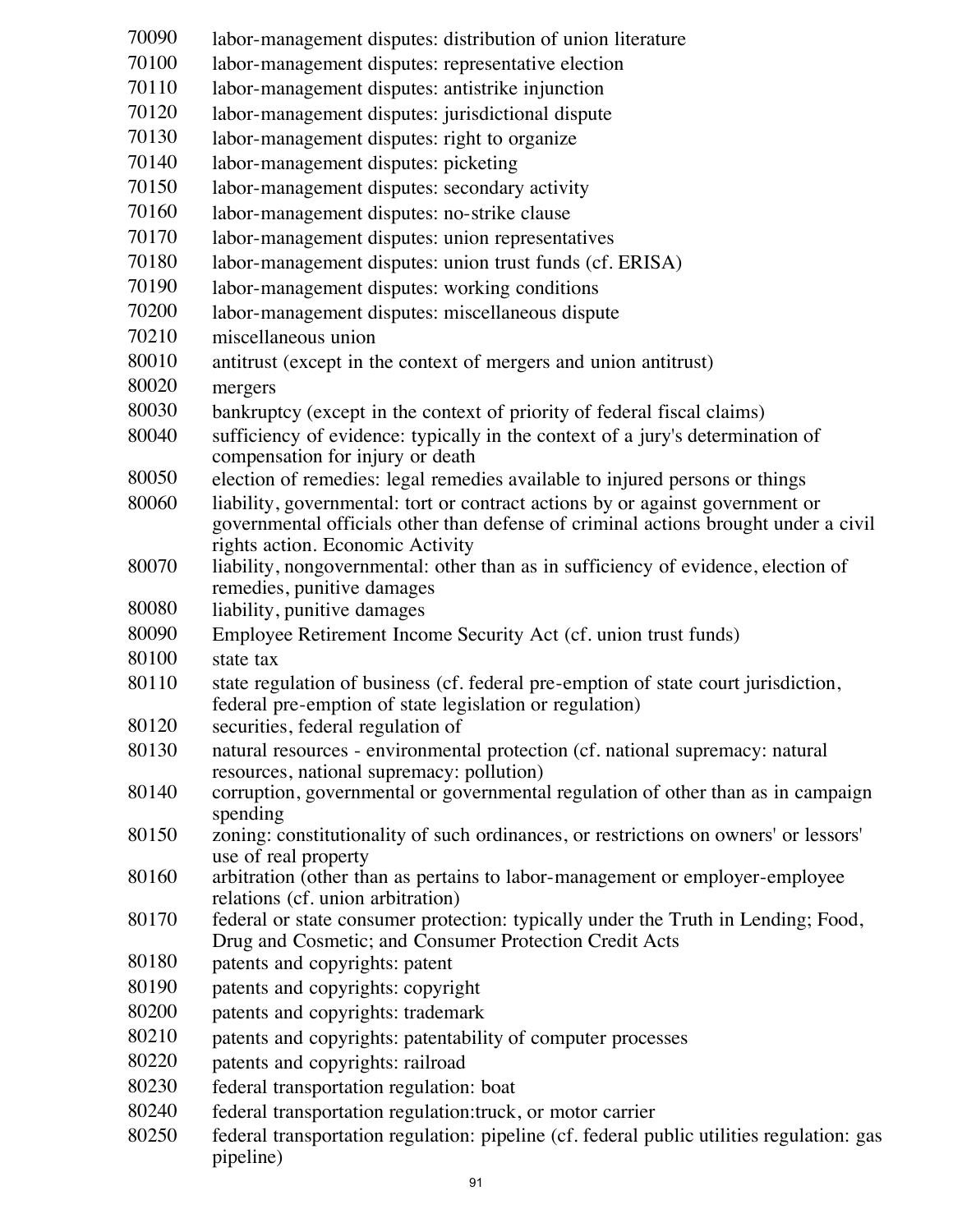| | |
|---|---|
| 70090 | labor-management disputes: distribution of union literature |
| 70100 | labor-management disputes: representative election |
| 70110 | labor-management disputes: antistrike injunction |
| 70120 | labor-management disputes: jurisdictional dispute |
| 70130 | labor-management disputes: right to organize |
| 70140 | labor-management disputes: picketing |
| 70150 | labor-management disputes: secondary activity |
| 70160 | labor-management disputes: no-strike clause |
| 70170 | labor-management disputes: union representatives |
| 70180 | labor-management disputes: union trust funds (cf. ERISA) |
| 70190 | labor-management disputes: working conditions |
| 70200 | labor-management disputes: miscellaneous dispute |
| 70210 | miscellaneous union |
| 80010 | antitrust (except in the context of mergers and union antitrust) |
| 80020 | mergers |
| 80030 | bankruptcy (except in the context of priority of federal fiscal claims) |
| 80040 | sufficiency of evidence: typically in the context of a jury's determination of compensation for injury or death |
| 80050 | election of remedies: legal remedies available to injured persons or things |
| 80060 | liability, governmental: tort or contract actions by or against government or governmental officials other than defense of criminal actions brought under a civil rights action. Economic Activity |
| 80070 | liability, nongovernmental: other than as in sufficiency of evidence, election of remedies, punitive damages |
| 80080 | liability, punitive damages |
| 80090 | Employee Retirement Income Security Act (cf. union trust funds) |
| 80100 | state tax |
| 80110 | state regulation of business (cf. federal pre-emption of state court jurisdiction, federal pre-emption of state legislation or regulation) |
| 80120 | securities, federal regulation of |
| 80130 | natural resources - environmental protection (cf. national supremacy: natural resources, national supremacy: pollution) |
| 80140 | corruption, governmental or governmental regulation of other than as in campaign spending |
| 80150 | zoning: constitutionality of such ordinances, or restrictions on owners' or lessors' use of real property |
| 80160 | arbitration (other than as pertains to labor-management or employer-employee relations (cf. union arbitration) |
| 80170 | federal or state consumer protection: typically under the Truth in Lending; Food, Drug and Cosmetic; and Consumer Protection Credit Acts |
| 80180 | patents and copyrights: patent |
| 80190 | patents and copyrights: copyright |
| 80200 | patents and copyrights: trademark |
| 80210 | patents and copyrights: patentability of computer processes |
| 80220 | patents and copyrights: railroad |
| 80230 | federal transportation regulation: boat |
| 80240 | federal transportation regulation:truck, or motor carrier |
| 80250 | federal transportation regulation: pipeline (cf. federal public utilities regulation: gas pipeline) |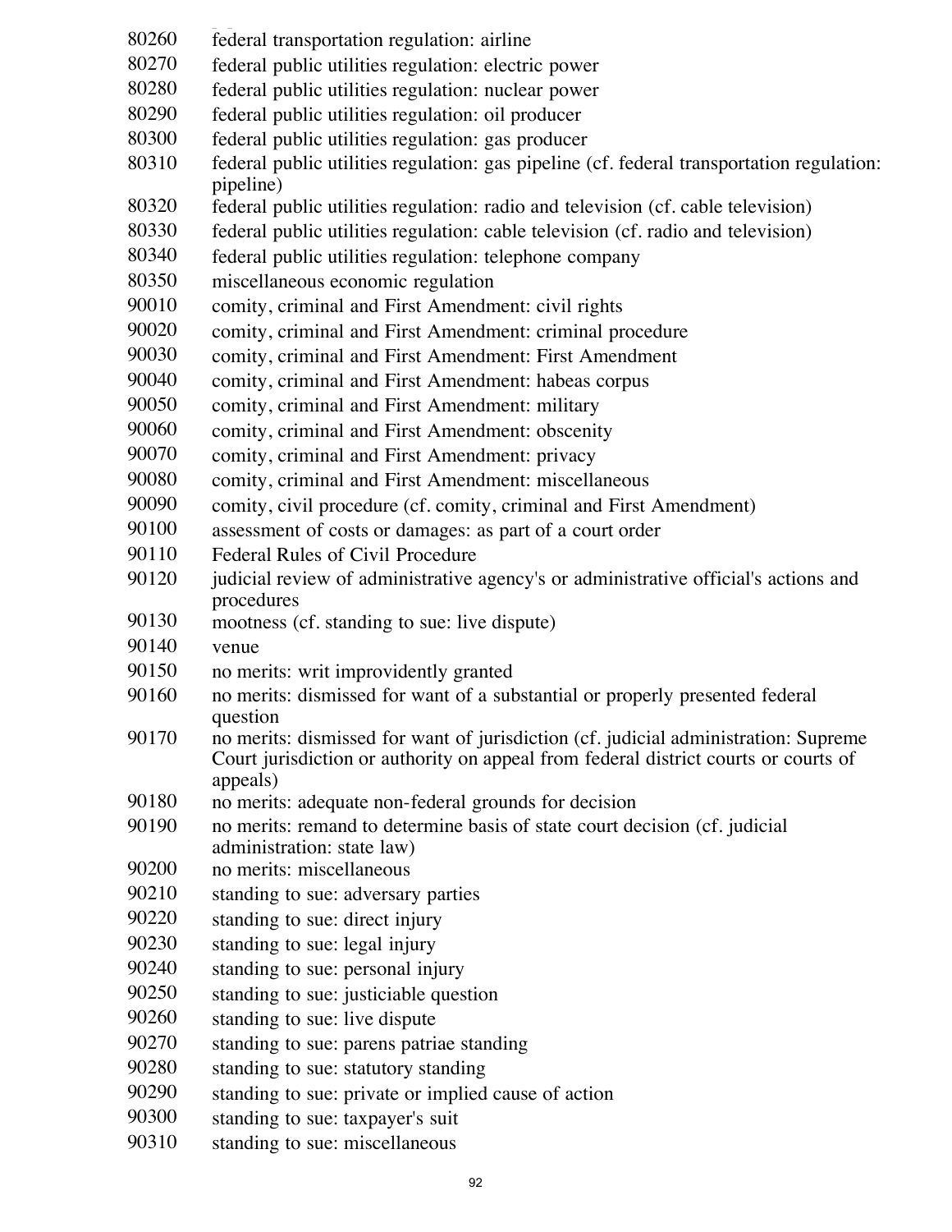80260 federal transportation regulation: airline
80270 federal public utilities regulation: electric power
80280 federal public utilities regulation: nuclear power
80290 federal public utilities regulation: oil producer
80300 federal public utilities regulation: gas producer
80310 federal public utilities regulation: gas pipeline (cf. federal transportation regulation: pipeline)
80320 federal public utilities regulation: radio and television (cf. cable television)
80330 federal public utilities regulation: cable television (cf. radio and television)
80340 federal public utilities regulation: telephone company
80350 miscellaneous economic regulation
90010 comity, criminal and First Amendment: civil rights
90020 comity, criminal and First Amendment: criminal procedure
90030 comity, criminal and First Amendment: First Amendment
90040 comity, criminal and First Amendment: habeas corpus
90050 comity, criminal and First Amendment: military
90060 comity, criminal and First Amendment: obscenity
90070 comity, criminal and First Amendment: privacy
90080 comity, criminal and First Amendment: miscellaneous
90090 comity, civil procedure (cf. comity, criminal and First Amendment)
90100 assessment of costs or damages: as part of a court order
90110 Federal Rules of Civil Procedure
90120 judicial review of administrative agency's or administrative official's actions and procedures
90130 mootness (cf. standing to sue: live dispute)
90140 venue
90150 no merits: writ improvidently granted
90160 no merits: dismissed for want of a substantial or properly presented federal question
90170 no merits: dismissed for want of jurisdiction (cf. judicial administration: Supreme Court jurisdiction or authority on appeal from federal district courts or courts of appeals)
90180 no merits: adequate non-federal grounds for decision
90190 no merits: remand to determine basis of state court decision (cf. judicial administration: state law)
90200 no merits: miscellaneous
90210 standing to sue: adversary parties
90220 standing to sue: direct injury
90230 standing to sue: legal injury
90240 standing to sue: personal injury
90250 standing to sue: justiciable question
90260 standing to sue: live dispute
90270 standing to sue: parens patriae standing
90280 standing to sue: statutory standing
90290 standing to sue: private or implied cause of action
90300 standing to sue: taxpayer's suit
90310 standing to sue: miscellaneous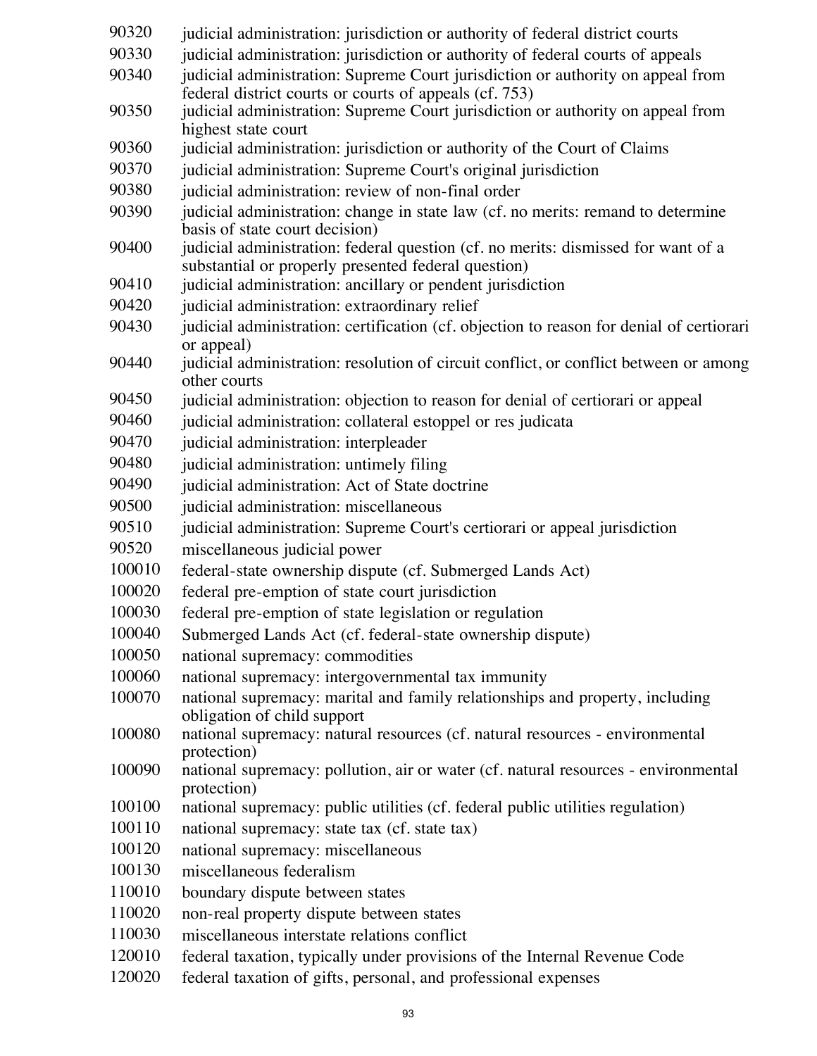| | |
|---|---|
| 90320 | judicial administration: jurisdiction or authority of federal district courts |
| 90330 | judicial administration: jurisdiction or authority of federal courts of appeals |
| 90340 | judicial administration: Supreme Court jurisdiction or authority on appeal from federal district courts or courts of appeals (cf. 753) |
| 90350 | judicial administration: Supreme Court jurisdiction or authority on appeal from highest state court |
| 90360 | judicial administration: jurisdiction or authority of the Court of Claims |
| 90370 | judicial administration: Supreme Court's original jurisdiction |
| 90380 | judicial administration: review of non-final order |
| 90390 | judicial administration: change in state law (cf. no merits: remand to determine basis of state court decision) |
| 90400 | judicial administration: federal question (cf. no merits: dismissed for want of a substantial or properly presented federal question) |
| 90410 | judicial administration: ancillary or pendent jurisdiction |
| 90420 | judicial administration: extraordinary relief |
| 90430 | judicial administration: certification (cf. objection to reason for denial of certiorari or appeal) |
| 90440 | judicial administration: resolution of circuit conflict, or conflict between or among other courts |
| 90450 | judicial administration: objection to reason for denial of certiorari or appeal |
| 90460 | judicial administration: collateral estoppel or res judicata |
| 90470 | judicial administration: interpleader |
| 90480 | judicial administration: untimely filing |
| 90490 | judicial administration: Act of State doctrine |
| 90500 | judicial administration: miscellaneous |
| 90510 | judicial administration: Supreme Court's certiorari or appeal jurisdiction |
| 90520 | miscellaneous judicial power |
| 100010 | federal-state ownership dispute (cf. Submerged Lands Act) |
| 100020 | federal pre-emption of state court jurisdiction |
| 100030 | federal pre-emption of state legislation or regulation |
| 100040 | Submerged Lands Act (cf. federal-state ownership dispute) |
| 100050 | national supremacy: commodities |
| 100060 | national supremacy: intergovernmental tax immunity |
| 100070 | national supremacy: marital and family relationships and property, including obligation of child support |
| 100080 | national supremacy: natural resources (cf. natural resources - environmental protection) |
| 100090 | national supremacy: pollution, air or water (cf. natural resources - environmental protection) |
| 100100 | national supremacy: public utilities (cf. federal public utilities regulation) |
| 100110 | national supremacy: state tax (cf. state tax) |
| 100120 | national supremacy: miscellaneous |
| 100130 | miscellaneous federalism |
| 110010 | boundary dispute between states |
| 110020 | non-real property dispute between states |
| 110030 | miscellaneous interstate relations conflict |
| 120010 | federal taxation, typically under provisions of the Internal Revenue Code |
| 120020 | federal taxation of gifts, personal, and professional expenses |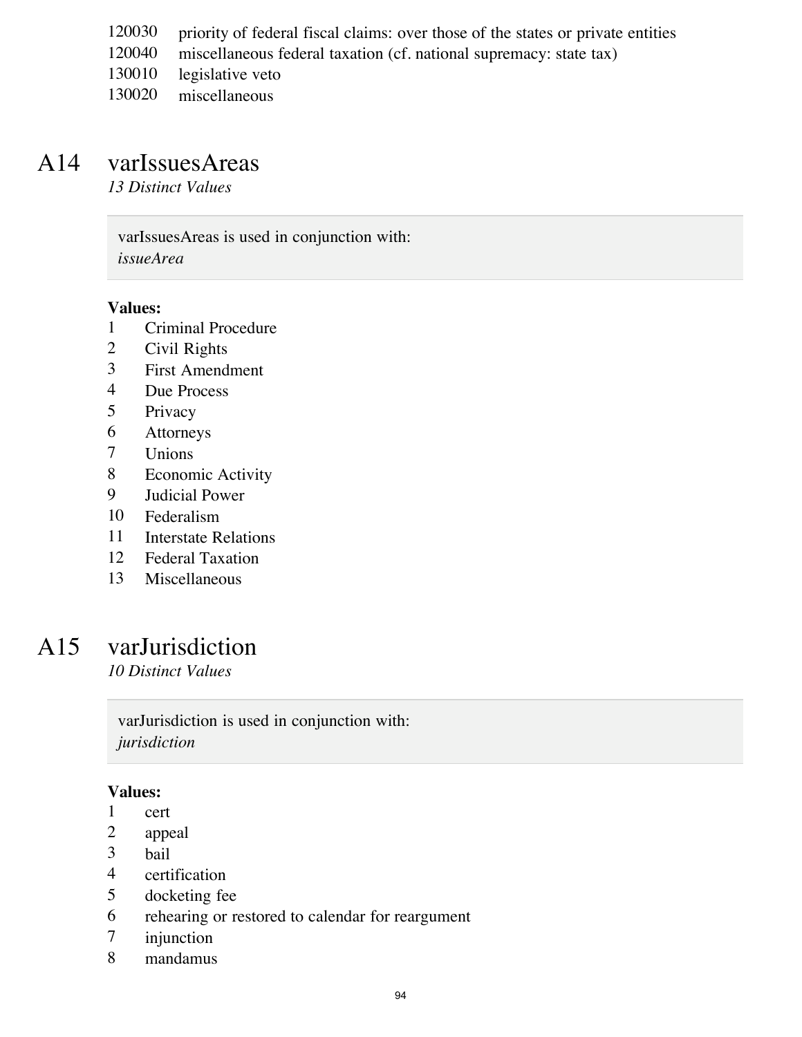120030 priority of federal fiscal claims: over those of the states or private entities
120040 miscellaneous federal taxation (cf. national supremacy: state tax)
130010 legislative veto
130020 miscellaneous

## A14 varIssuesAreas

*13 Distinct Values*

> varIssuesAreas is used in conjunction with:
> *issueArea*

**Values:**

1 Criminal Procedure
2 Civil Rights
3 First Amendment
4 Due Process
5 Privacy
6 Attorneys
7 Unions
8 Economic Activity
9 Judicial Power
10 Federalism
11 Interstate Relations
12 Federal Taxation
13 Miscellaneous

## A15 varJurisdiction

*10 Distinct Values*

> varJurisdiction is used in conjunction with:
> *jurisdiction*

**Values:**

1 cert
2 appeal
3 bail
4 certification
5 docketing fee
6 rehearing or restored to calendar for reargument
7 injunction
8 mandamus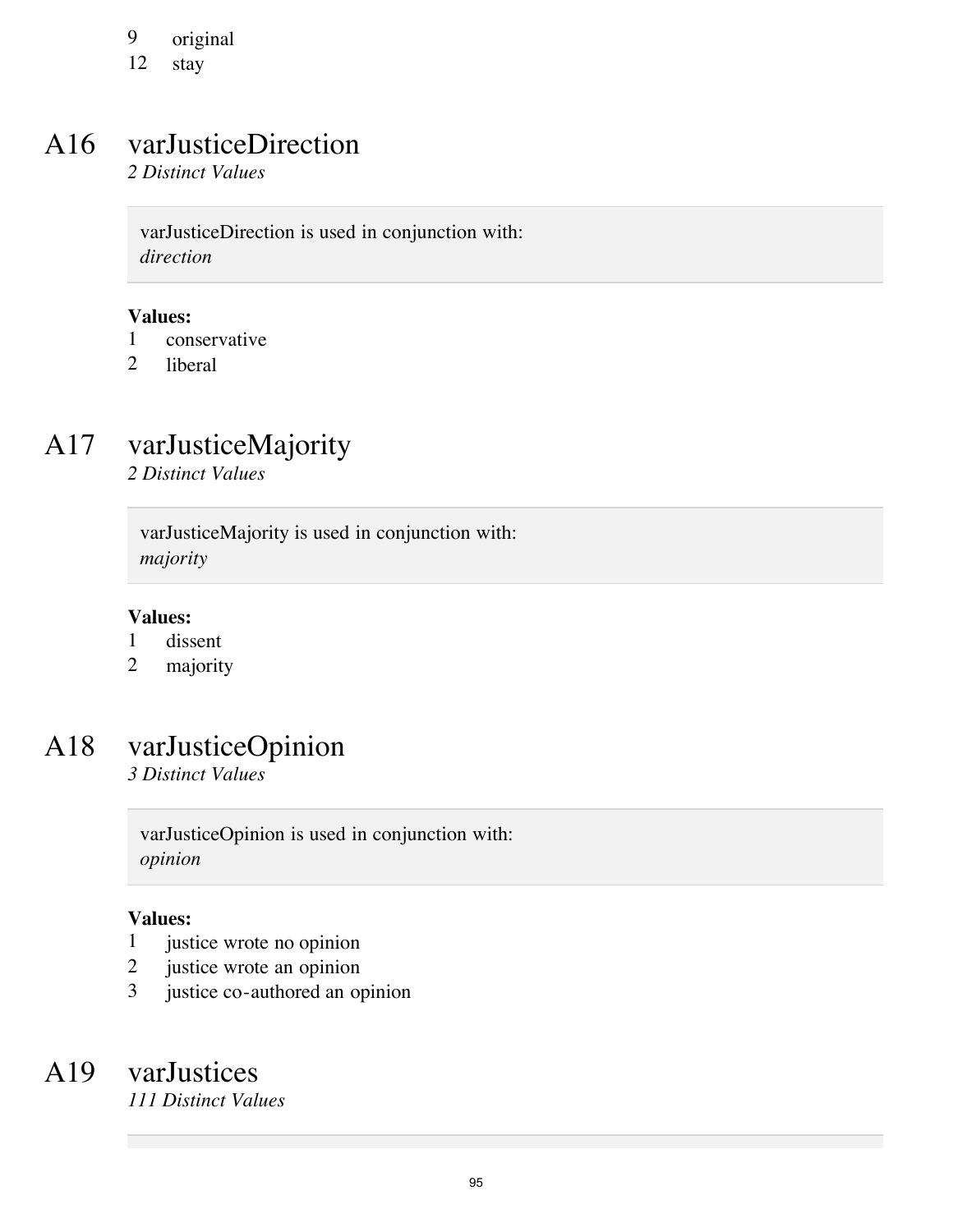9 original
12 stay

## A16 varJusticeDirection

*2 Distinct Values*

> varJusticeDirection is used in conjunction with:
> *direction*

**Values:**

1 conservative
2 liberal

## A17 varJusticeMajority

*2 Distinct Values*

> varJusticeMajority is used in conjunction with:
> *majority*

**Values:**

1 dissent
2 majority

## A18 varJusticeOpinion

*3 Distinct Values*

> varJusticeOpinion is used in conjunction with:
> *opinion*

**Values:**

1 justice wrote no opinion
2 justice wrote an opinion
3 justice co-authored an opinion

## A19 varJustices

*111 Distinct Values*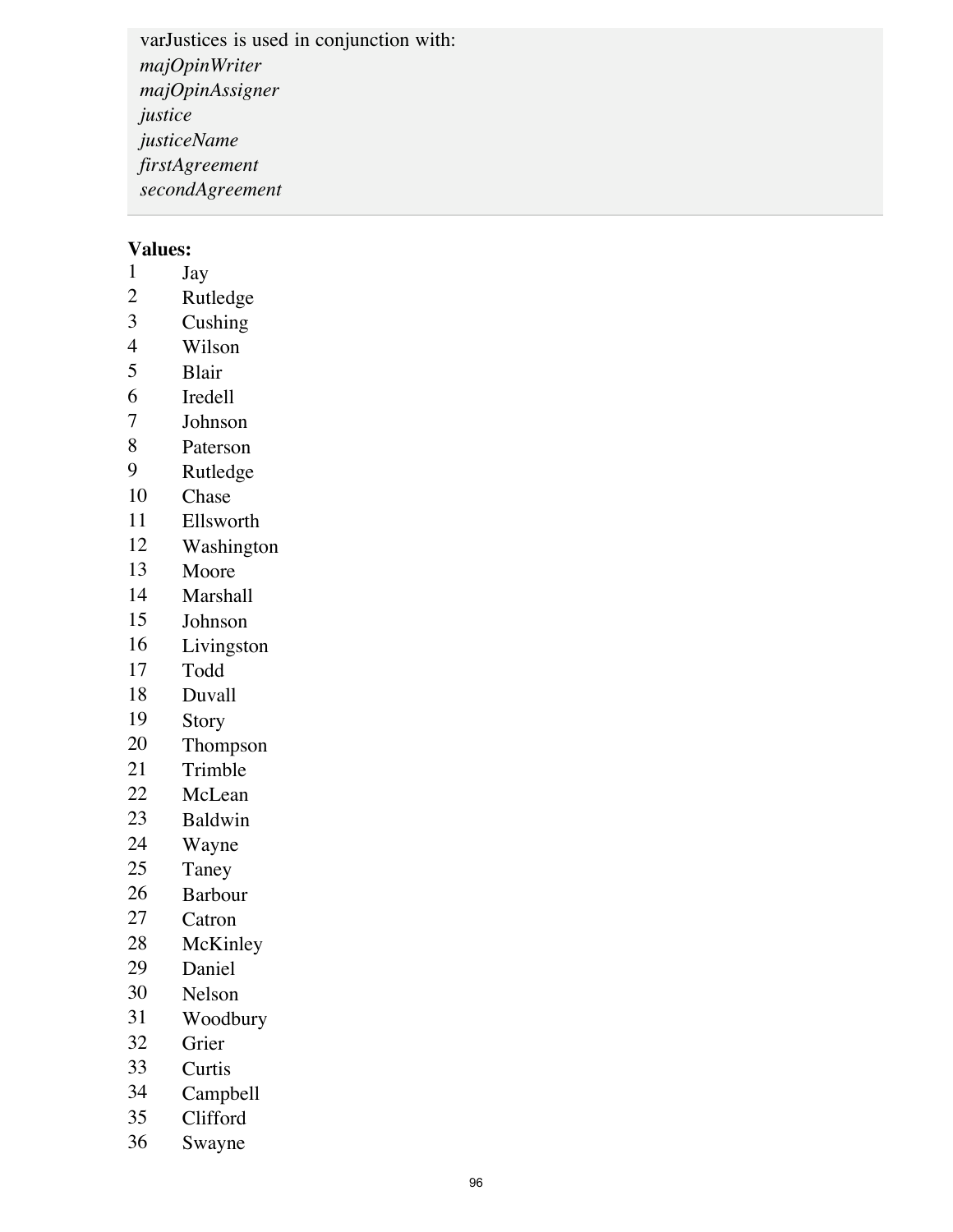varJustices is used in conjunction with:
*majOpinWriter*
*majOpinAssigner*
*justice*
*justiceName*
*firstAgreement*
*secondAgreement*

**Values:**

| | |
|---|---|
| 1 | Jay |
| 2 | Rutledge |
| 3 | Cushing |
| 4 | Wilson |
| 5 | Blair |
| 6 | Iredell |
| 7 | Johnson |
| 8 | Paterson |
| 9 | Rutledge |
| 10 | Chase |
| 11 | Ellsworth |
| 12 | Washington |
| 13 | Moore |
| 14 | Marshall |
| 15 | Johnson |
| 16 | Livingston |
| 17 | Todd |
| 18 | Duvall |
| 19 | Story |
| 20 | Thompson |
| 21 | Trimble |
| 22 | McLean |
| 23 | Baldwin |
| 24 | Wayne |
| 25 | Taney |
| 26 | Barbour |
| 27 | Catron |
| 28 | McKinley |
| 29 | Daniel |
| 30 | Nelson |
| 31 | Woodbury |
| 32 | Grier |
| 33 | Curtis |
| 34 | Campbell |
| 35 | Clifford |
| 36 | Swayne |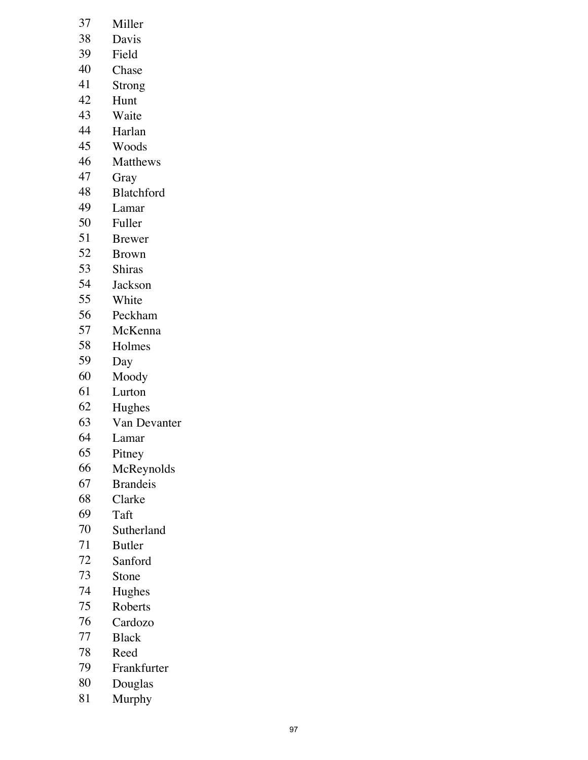37 Miller
38 Davis
39 Field
40 Chase
41 Strong
42 Hunt
43 Waite
44 Harlan
45 Woods
46 Matthews
47 Gray
48 Blatchford
49 Lamar
50 Fuller
51 Brewer
52 Brown
53 Shiras
54 Jackson
55 White
56 Peckham
57 McKenna
58 Holmes
59 Day
60 Moody
61 Lurton
62 Hughes
63 Van Devanter
64 Lamar
65 Pitney
66 McReynolds
67 Brandeis
68 Clarke
69 Taft
70 Sutherland
71 Butler
72 Sanford
73 Stone
74 Hughes
75 Roberts
76 Cardozo
77 Black
78 Reed
79 Frankfurter
80 Douglas
81 Murphy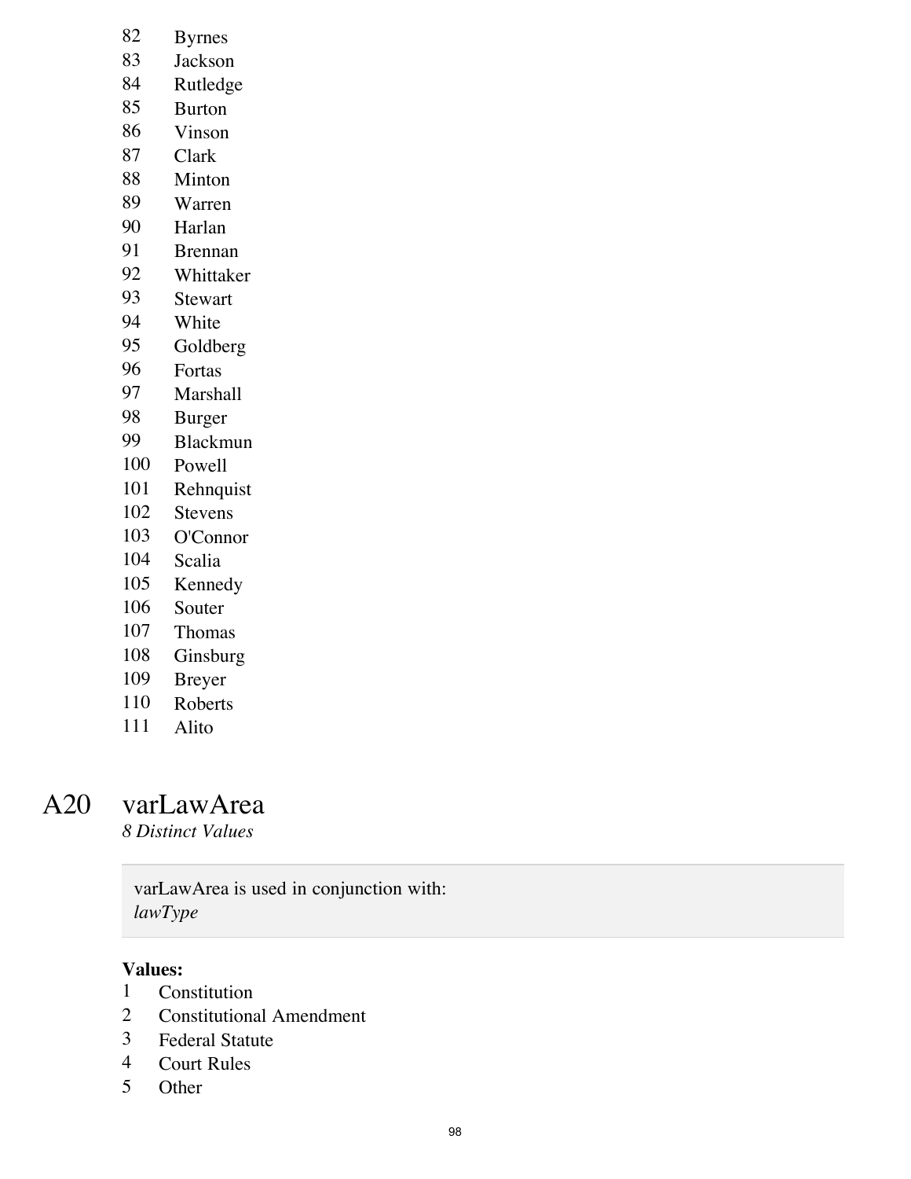82 Byrnes
83 Jackson
84 Rutledge
85 Burton
86 Vinson
87 Clark
88 Minton
89 Warren
90 Harlan
91 Brennan
92 Whittaker
93 Stewart
94 White
95 Goldberg
96 Fortas
97 Marshall
98 Burger
99 Blackmun
100 Powell
101 Rehnquist
102 Stevens
103 O'Connor
104 Scalia
105 Kennedy
106 Souter
107 Thomas
108 Ginsburg
109 Breyer
110 Roberts
111 Alito

## A20 varLawArea

*8 Distinct Values*

> varLawArea is used in conjunction with:
> *lawType*

**Values:**

1 Constitution
2 Constitutional Amendment
3 Federal Statute
4 Court Rules
5 Other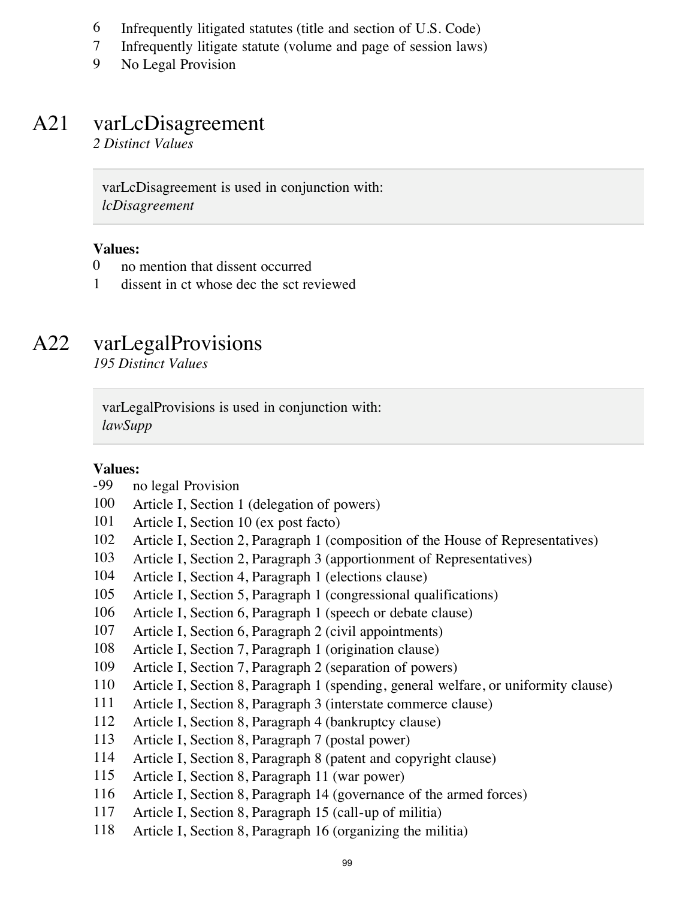6 Infrequently litigated statutes (title and section of U.S. Code)
7 Infrequently litigate statute (volume and page of session laws)
9 No Legal Provision

# A21 varLcDisagreement

*2 Distinct Values*

> varLcDisagreement is used in conjunction with:
> *lcDisagreement*

**Values:**

0 no mention that dissent occurred
1 dissent in ct whose dec the sct reviewed

# A22 varLegalProvisions

*195 Distinct Values*

> varLegalProvisions is used in conjunction with:
> *lawSupp*

**Values:**

-99 no legal Provision
100 Article I, Section 1 (delegation of powers)
101 Article I, Section 10 (ex post facto)
102 Article I, Section 2, Paragraph 1 (composition of the House of Representatives)
103 Article I, Section 2, Paragraph 3 (apportionment of Representatives)
104 Article I, Section 4, Paragraph 1 (elections clause)
105 Article I, Section 5, Paragraph 1 (congressional qualifications)
106 Article I, Section 6, Paragraph 1 (speech or debate clause)
107 Article I, Section 6, Paragraph 2 (civil appointments)
108 Article I, Section 7, Paragraph 1 (origination clause)
109 Article I, Section 7, Paragraph 2 (separation of powers)
110 Article I, Section 8, Paragraph 1 (spending, general welfare, or uniformity clause)
111 Article I, Section 8, Paragraph 3 (interstate commerce clause)
112 Article I, Section 8, Paragraph 4 (bankruptcy clause)
113 Article I, Section 8, Paragraph 7 (postal power)
114 Article I, Section 8, Paragraph 8 (patent and copyright clause)
115 Article I, Section 8, Paragraph 11 (war power)
116 Article I, Section 8, Paragraph 14 (governance of the armed forces)
117 Article I, Section 8, Paragraph 15 (call-up of militia)
118 Article I, Section 8, Paragraph 16 (organizing the militia)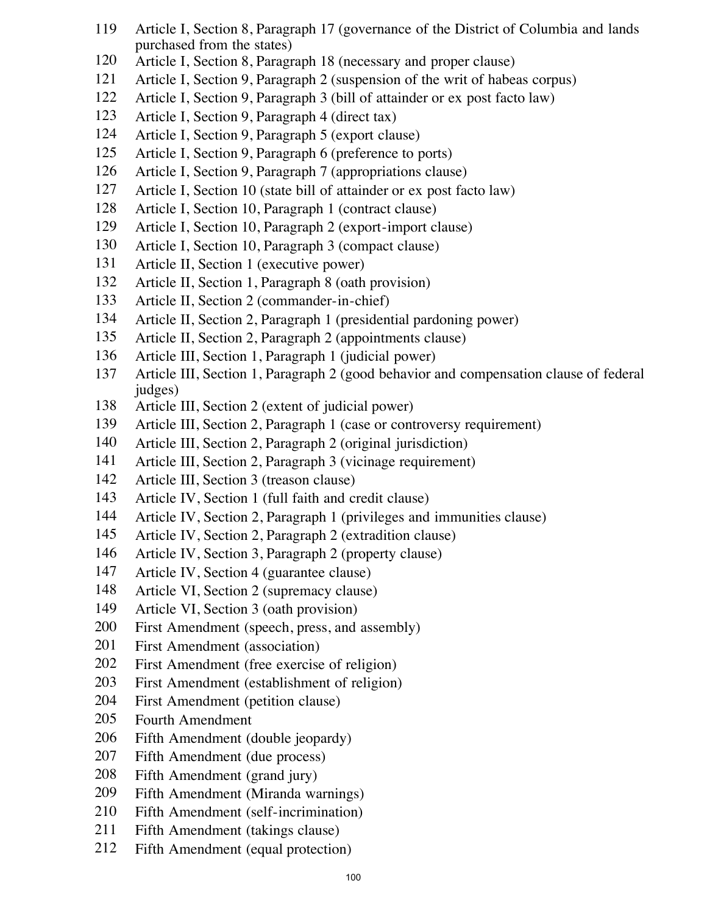119 Article I, Section 8, Paragraph 17 (governance of the District of Columbia and lands purchased from the states)
120 Article I, Section 8, Paragraph 18 (necessary and proper clause)
121 Article I, Section 9, Paragraph 2 (suspension of the writ of habeas corpus)
122 Article I, Section 9, Paragraph 3 (bill of attainder or ex post facto law)
123 Article I, Section 9, Paragraph 4 (direct tax)
124 Article I, Section 9, Paragraph 5 (export clause)
125 Article I, Section 9, Paragraph 6 (preference to ports)
126 Article I, Section 9, Paragraph 7 (appropriations clause)
127 Article I, Section 10 (state bill of attainder or ex post facto law)
128 Article I, Section 10, Paragraph 1 (contract clause)
129 Article I, Section 10, Paragraph 2 (export-import clause)
130 Article I, Section 10, Paragraph 3 (compact clause)
131 Article II, Section 1 (executive power)
132 Article II, Section 1, Paragraph 8 (oath provision)
133 Article II, Section 2 (commander-in-chief)
134 Article II, Section 2, Paragraph 1 (presidential pardoning power)
135 Article II, Section 2, Paragraph 2 (appointments clause)
136 Article III, Section 1, Paragraph 1 (judicial power)
137 Article III, Section 1, Paragraph 2 (good behavior and compensation clause of federal judges)
138 Article III, Section 2 (extent of judicial power)
139 Article III, Section 2, Paragraph 1 (case or controversy requirement)
140 Article III, Section 2, Paragraph 2 (original jurisdiction)
141 Article III, Section 2, Paragraph 3 (vicinage requirement)
142 Article III, Section 3 (treason clause)
143 Article IV, Section 1 (full faith and credit clause)
144 Article IV, Section 2, Paragraph 1 (privileges and immunities clause)
145 Article IV, Section 2, Paragraph 2 (extradition clause)
146 Article IV, Section 3, Paragraph 2 (property clause)
147 Article IV, Section 4 (guarantee clause)
148 Article VI, Section 2 (supremacy clause)
149 Article VI, Section 3 (oath provision)
200 First Amendment (speech, press, and assembly)
201 First Amendment (association)
202 First Amendment (free exercise of religion)
203 First Amendment (establishment of religion)
204 First Amendment (petition clause)
205 Fourth Amendment
206 Fifth Amendment (double jeopardy)
207 Fifth Amendment (due process)
208 Fifth Amendment (grand jury)
209 Fifth Amendment (Miranda warnings)
210 Fifth Amendment (self-incrimination)
211 Fifth Amendment (takings clause)
212 Fifth Amendment (equal protection)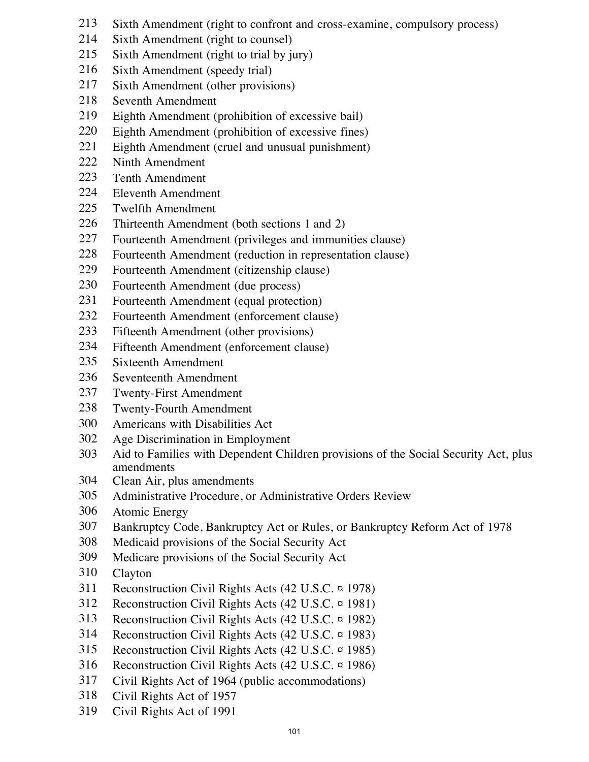213 Sixth Amendment (right to confront and cross-examine, compulsory process)
214 Sixth Amendment (right to counsel)
215 Sixth Amendment (right to trial by jury)
216 Sixth Amendment (speedy trial)
217 Sixth Amendment (other provisions)
218 Seventh Amendment
219 Eighth Amendment (prohibition of excessive bail)
220 Eighth Amendment (prohibition of excessive fines)
221 Eighth Amendment (cruel and unusual punishment)
222 Ninth Amendment
223 Tenth Amendment
224 Eleventh Amendment
225 Twelfth Amendment
226 Thirteenth Amendment (both sections 1 and 2)
227 Fourteenth Amendment (privileges and immunities clause)
228 Fourteenth Amendment (reduction in representation clause)
229 Fourteenth Amendment (citizenship clause)
230 Fourteenth Amendment (due process)
231 Fourteenth Amendment (equal protection)
232 Fourteenth Amendment (enforcement clause)
233 Fifteenth Amendment (other provisions)
234 Fifteenth Amendment (enforcement clause)
235 Sixteenth Amendment
236 Seventeenth Amendment
237 Twenty-First Amendment
238 Twenty-Fourth Amendment
300 Americans with Disabilities Act
302 Age Discrimination in Employment
303 Aid to Families with Dependent Children provisions of the Social Security Act, plus amendments
304 Clean Air, plus amendments
305 Administrative Procedure, or Administrative Orders Review
306 Atomic Energy
307 Bankruptcy Code, Bankruptcy Act or Rules, or Bankruptcy Reform Act of 1978
308 Medicaid provisions of the Social Security Act
309 Medicare provisions of the Social Security Act
310 Clayton
311 Reconstruction Civil Rights Acts (42 U.S.C. ¤ 1978)
312 Reconstruction Civil Rights Acts (42 U.S.C. ¤ 1981)
313 Reconstruction Civil Rights Acts (42 U.S.C. ¤ 1982)
314 Reconstruction Civil Rights Acts (42 U.S.C. ¤ 1983)
315 Reconstruction Civil Rights Acts (42 U.S.C. ¤ 1985)
316 Reconstruction Civil Rights Acts (42 U.S.C. ¤ 1986)
317 Civil Rights Act of 1964 (public accommodations)
318 Civil Rights Act of 1957
319 Civil Rights Act of 1991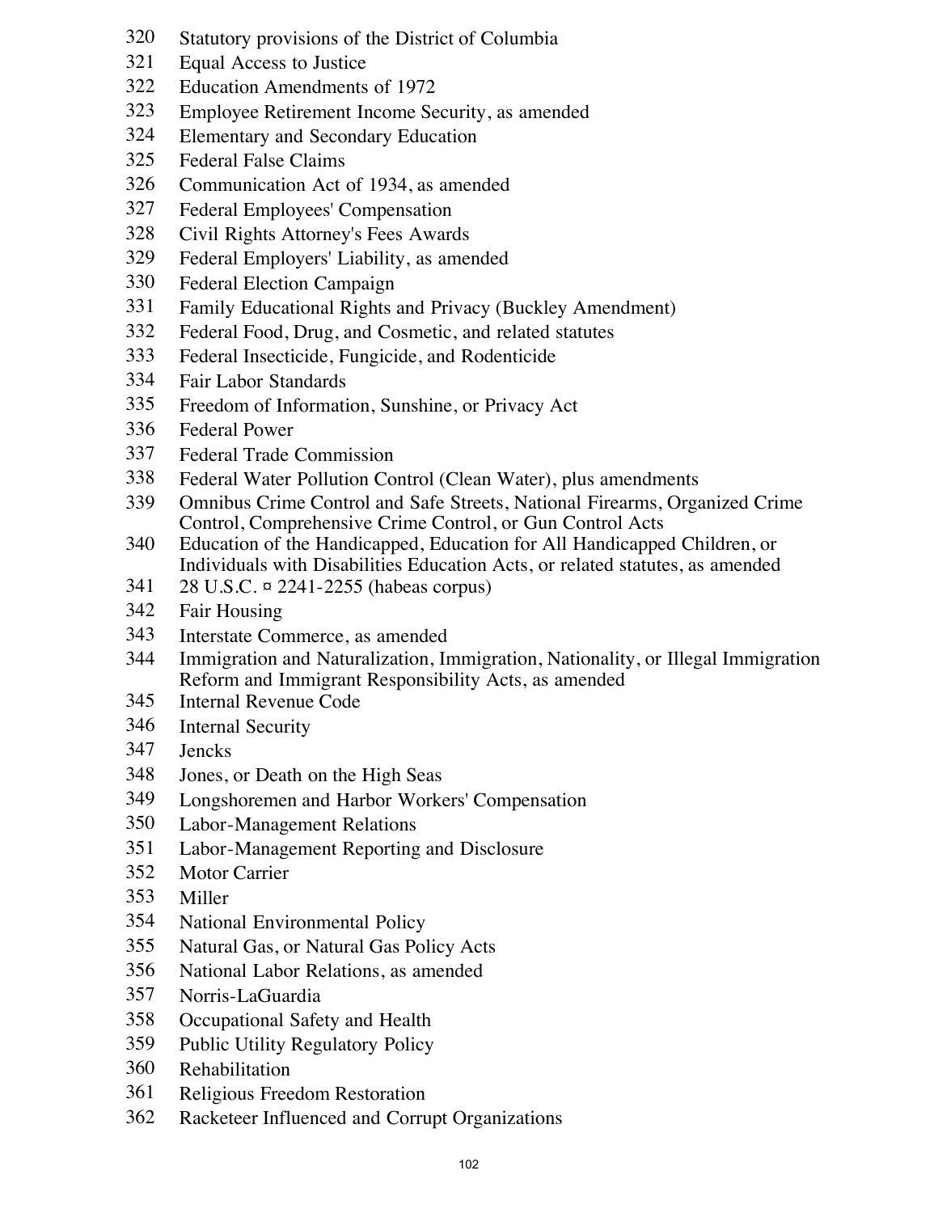320 Statutory provisions of the District of Columbia
321 Equal Access to Justice
322 Education Amendments of 1972
323 Employee Retirement Income Security, as amended
324 Elementary and Secondary Education
325 Federal False Claims
326 Communication Act of 1934, as amended
327 Federal Employees' Compensation
328 Civil Rights Attorney's Fees Awards
329 Federal Employers' Liability, as amended
330 Federal Election Campaign
331 Family Educational Rights and Privacy (Buckley Amendment)
332 Federal Food, Drug, and Cosmetic, and related statutes
333 Federal Insecticide, Fungicide, and Rodenticide
334 Fair Labor Standards
335 Freedom of Information, Sunshine, or Privacy Act
336 Federal Power
337 Federal Trade Commission
338 Federal Water Pollution Control (Clean Water), plus amendments
339 Omnibus Crime Control and Safe Streets, National Firearms, Organized Crime Control, Comprehensive Crime Control, or Gun Control Acts
340 Education of the Handicapped, Education for All Handicapped Children, or Individuals with Disabilities Education Acts, or related statutes, as amended
341 28 U.S.C. ¤ 2241-2255 (habeas corpus)
342 Fair Housing
343 Interstate Commerce, as amended
344 Immigration and Naturalization, Immigration, Nationality, or Illegal Immigration Reform and Immigrant Responsibility Acts, as amended
345 Internal Revenue Code
346 Internal Security
347 Jencks
348 Jones, or Death on the High Seas
349 Longshoremen and Harbor Workers' Compensation
350 Labor-Management Relations
351 Labor-Management Reporting and Disclosure
352 Motor Carrier
353 Miller
354 National Environmental Policy
355 Natural Gas, or Natural Gas Policy Acts
356 National Labor Relations, as amended
357 Norris-LaGuardia
358 Occupational Safety and Health
359 Public Utility Regulatory Policy
360 Rehabilitation
361 Religious Freedom Restoration
362 Racketeer Influenced and Corrupt Organizations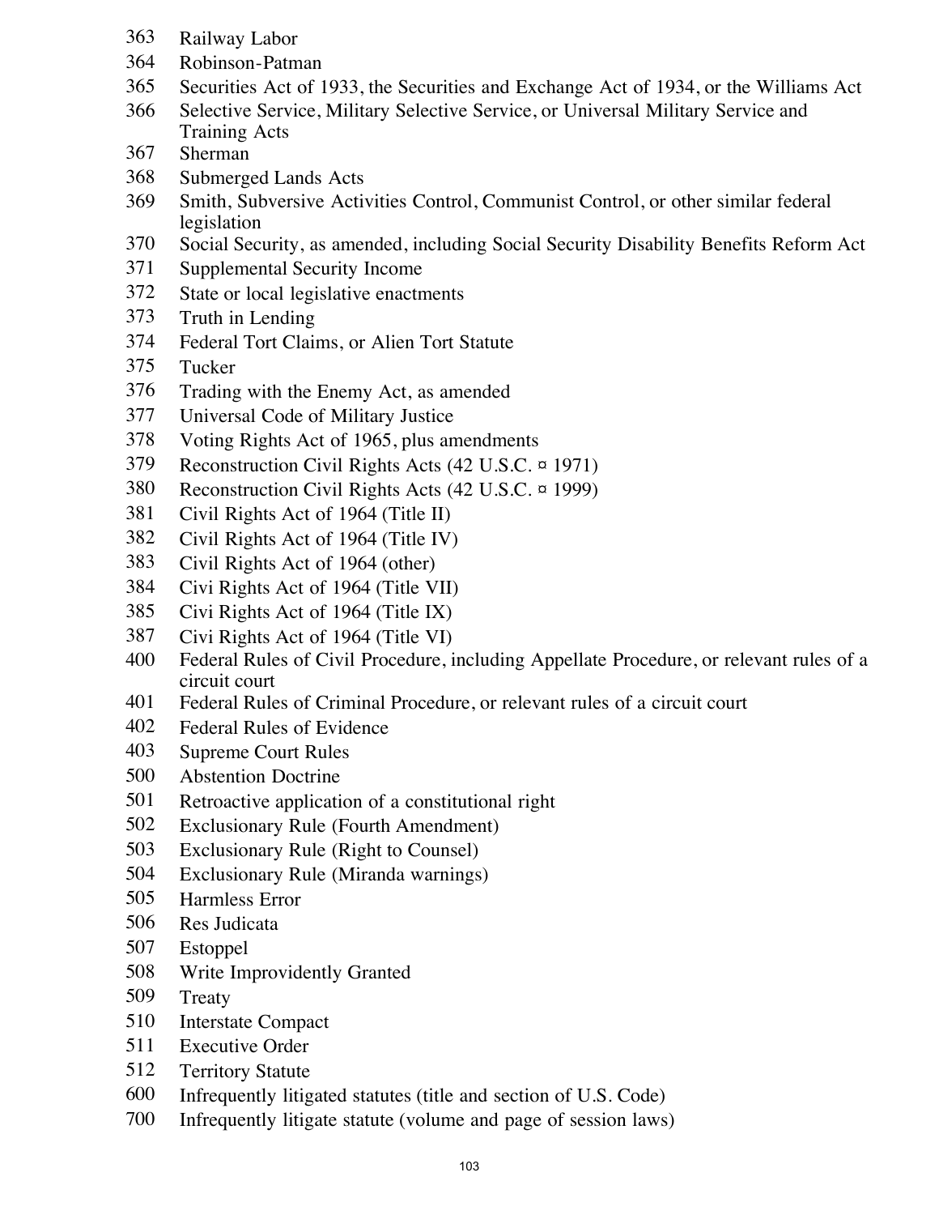363 Railway Labor
364 Robinson-Patman
365 Securities Act of 1933, the Securities and Exchange Act of 1934, or the Williams Act
366 Selective Service, Military Selective Service, or Universal Military Service and Training Acts
367 Sherman
368 Submerged Lands Acts
369 Smith, Subversive Activities Control, Communist Control, or other similar federal legislation
370 Social Security, as amended, including Social Security Disability Benefits Reform Act
371 Supplemental Security Income
372 State or local legislative enactments
373 Truth in Lending
374 Federal Tort Claims, or Alien Tort Statute
375 Tucker
376 Trading with the Enemy Act, as amended
377 Universal Code of Military Justice
378 Voting Rights Act of 1965, plus amendments
379 Reconstruction Civil Rights Acts (42 U.S.C. ¤ 1971)
380 Reconstruction Civil Rights Acts (42 U.S.C. ¤ 1999)
381 Civil Rights Act of 1964 (Title II)
382 Civil Rights Act of 1964 (Title IV)
383 Civil Rights Act of 1964 (other)
384 Civi Rights Act of 1964 (Title VII)
385 Civi Rights Act of 1964 (Title IX)
387 Civi Rights Act of 1964 (Title VI)
400 Federal Rules of Civil Procedure, including Appellate Procedure, or relevant rules of a circuit court
401 Federal Rules of Criminal Procedure, or relevant rules of a circuit court
402 Federal Rules of Evidence
403 Supreme Court Rules
500 Abstention Doctrine
501 Retroactive application of a constitutional right
502 Exclusionary Rule (Fourth Amendment)
503 Exclusionary Rule (Right to Counsel)
504 Exclusionary Rule (Miranda warnings)
505 Harmless Error
506 Res Judicata
507 Estoppel
508 Write Improvidently Granted
509 Treaty
510 Interstate Compact
511 Executive Order
512 Territory Statute
600 Infrequently litigated statutes (title and section of U.S. Code)
700 Infrequently litigate statute (volume and page of session laws)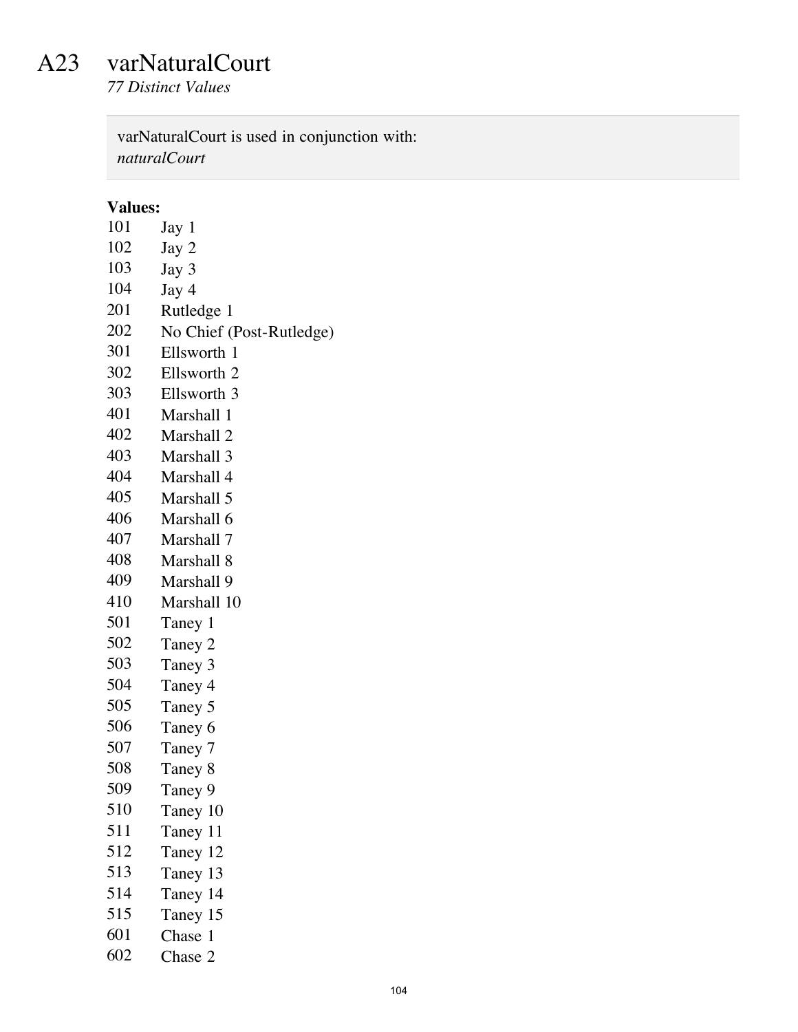# A23 varNaturalCourt

*77 Distinct Values*

> varNaturalCourt is used in conjunction with:
> *naturalCourt*

**Values:**

| | |
|---|---|
| 101 | Jay 1 |
| 102 | Jay 2 |
| 103 | Jay 3 |
| 104 | Jay 4 |
| 201 | Rutledge 1 |
| 202 | No Chief (Post-Rutledge) |
| 301 | Ellsworth 1 |
| 302 | Ellsworth 2 |
| 303 | Ellsworth 3 |
| 401 | Marshall 1 |
| 402 | Marshall 2 |
| 403 | Marshall 3 |
| 404 | Marshall 4 |
| 405 | Marshall 5 |
| 406 | Marshall 6 |
| 407 | Marshall 7 |
| 408 | Marshall 8 |
| 409 | Marshall 9 |
| 410 | Marshall 10 |
| 501 | Taney 1 |
| 502 | Taney 2 |
| 503 | Taney 3 |
| 504 | Taney 4 |
| 505 | Taney 5 |
| 506 | Taney 6 |
| 507 | Taney 7 |
| 508 | Taney 8 |
| 509 | Taney 9 |
| 510 | Taney 10 |
| 511 | Taney 11 |
| 512 | Taney 12 |
| 513 | Taney 13 |
| 514 | Taney 14 |
| 515 | Taney 15 |
| 601 | Chase 1 |
| 602 | Chase 2 |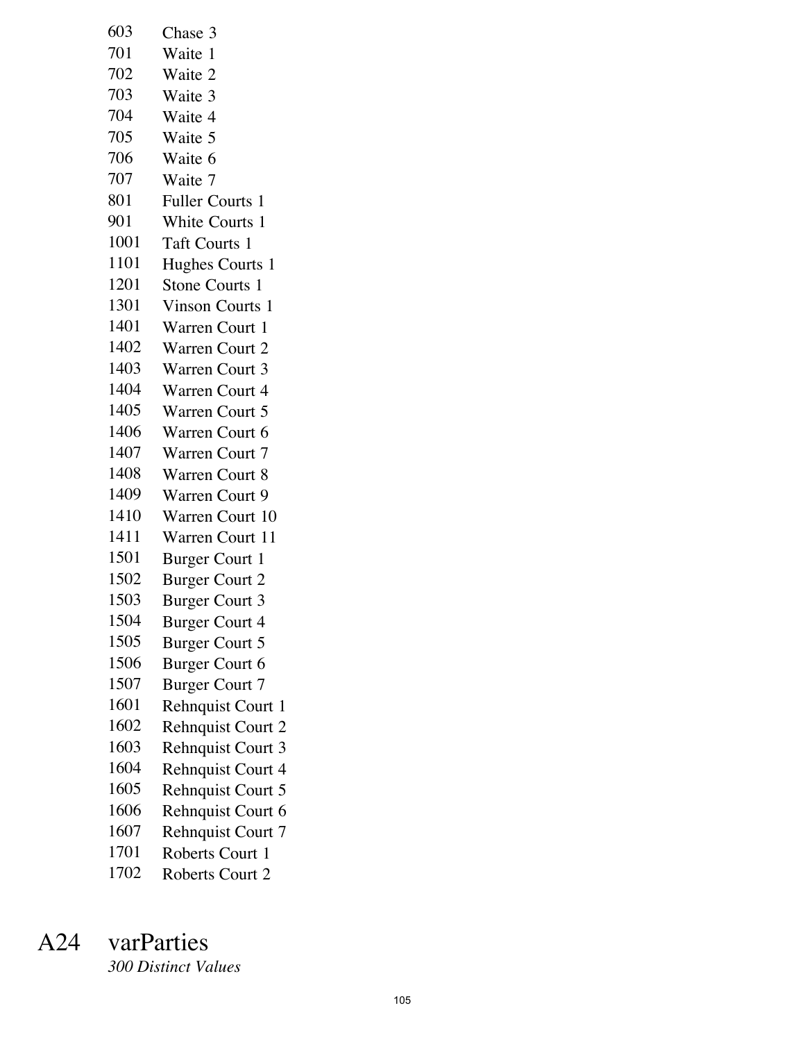| | |
|---|---|
| 603 | Chase 3 |
| 701 | Waite 1 |
| 702 | Waite 2 |
| 703 | Waite 3 |
| 704 | Waite 4 |
| 705 | Waite 5 |
| 706 | Waite 6 |
| 707 | Waite 7 |
| 801 | Fuller Courts 1 |
| 901 | White Courts 1 |
| 1001 | Taft Courts 1 |
| 1101 | Hughes Courts 1 |
| 1201 | Stone Courts 1 |
| 1301 | Vinson Courts 1 |
| 1401 | Warren Court 1 |
| 1402 | Warren Court 2 |
| 1403 | Warren Court 3 |
| 1404 | Warren Court 4 |
| 1405 | Warren Court 5 |
| 1406 | Warren Court 6 |
| 1407 | Warren Court 7 |
| 1408 | Warren Court 8 |
| 1409 | Warren Court 9 |
| 1410 | Warren Court 10 |
| 1411 | Warren Court 11 |
| 1501 | Burger Court 1 |
| 1502 | Burger Court 2 |
| 1503 | Burger Court 3 |
| 1504 | Burger Court 4 |
| 1505 | Burger Court 5 |
| 1506 | Burger Court 6 |
| 1507 | Burger Court 7 |
| 1601 | Rehnquist Court 1 |
| 1602 | Rehnquist Court 2 |
| 1603 | Rehnquist Court 3 |
| 1604 | Rehnquist Court 4 |
| 1605 | Rehnquist Court 5 |
| 1606 | Rehnquist Court 6 |
| 1607 | Rehnquist Court 7 |
| 1701 | Roberts Court 1 |
| 1702 | Roberts Court 2 |

## A24 varParties

*300 Distinct Values*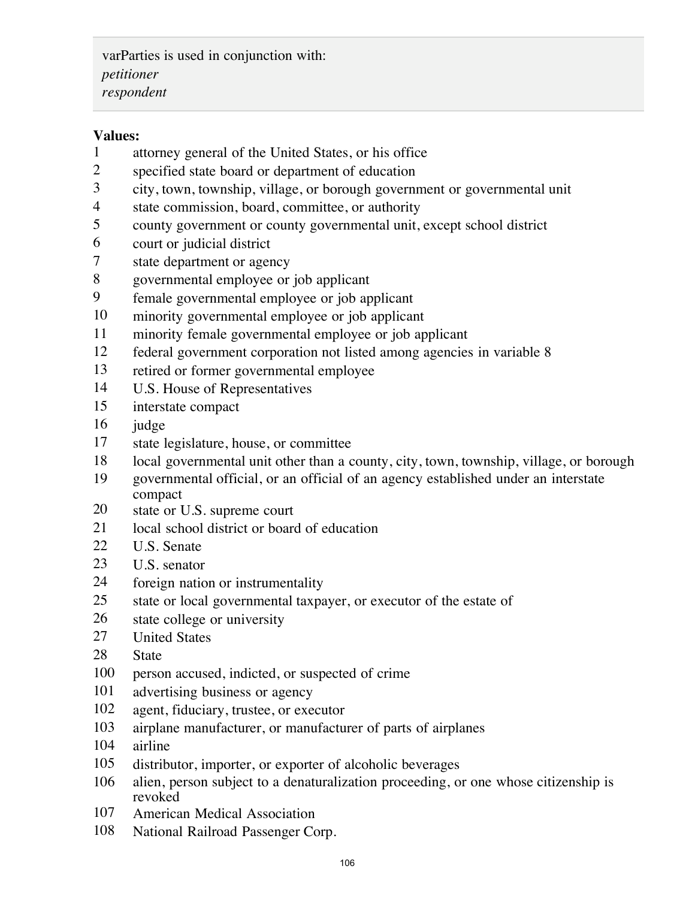varParties is used in conjunction with:
*petitioner*
*respondent*

**Values:**

| | |
|---|---|
| 1 | attorney general of the United States, or his office |
| 2 | specified state board or department of education |
| 3 | city, town, township, village, or borough government or governmental unit |
| 4 | state commission, board, committee, or authority |
| 5 | county government or county governmental unit, except school district |
| 6 | court or judicial district |
| 7 | state department or agency |
| 8 | governmental employee or job applicant |
| 9 | female governmental employee or job applicant |
| 10 | minority governmental employee or job applicant |
| 11 | minority female governmental employee or job applicant |
| 12 | federal government corporation not listed among agencies in variable 8 |
| 13 | retired or former governmental employee |
| 14 | U.S. House of Representatives |
| 15 | interstate compact |
| 16 | judge |
| 17 | state legislature, house, or committee |
| 18 | local governmental unit other than a county, city, town, township, village, or borough |
| 19 | governmental official, or an official of an agency established under an interstate compact |
| 20 | state or U.S. supreme court |
| 21 | local school district or board of education |
| 22 | U.S. Senate |
| 23 | U.S. senator |
| 24 | foreign nation or instrumentality |
| 25 | state or local governmental taxpayer, or executor of the estate of |
| 26 | state college or university |
| 27 | United States |
| 28 | State |
| 100 | person accused, indicted, or suspected of crime |
| 101 | advertising business or agency |
| 102 | agent, fiduciary, trustee, or executor |
| 103 | airplane manufacturer, or manufacturer of parts of airplanes |
| 104 | airline |
| 105 | distributor, importer, or exporter of alcoholic beverages |
| 106 | alien, person subject to a denaturalization proceeding, or one whose citizenship is revoked |
| 107 | American Medical Association |
| 108 | National Railroad Passenger Corp. |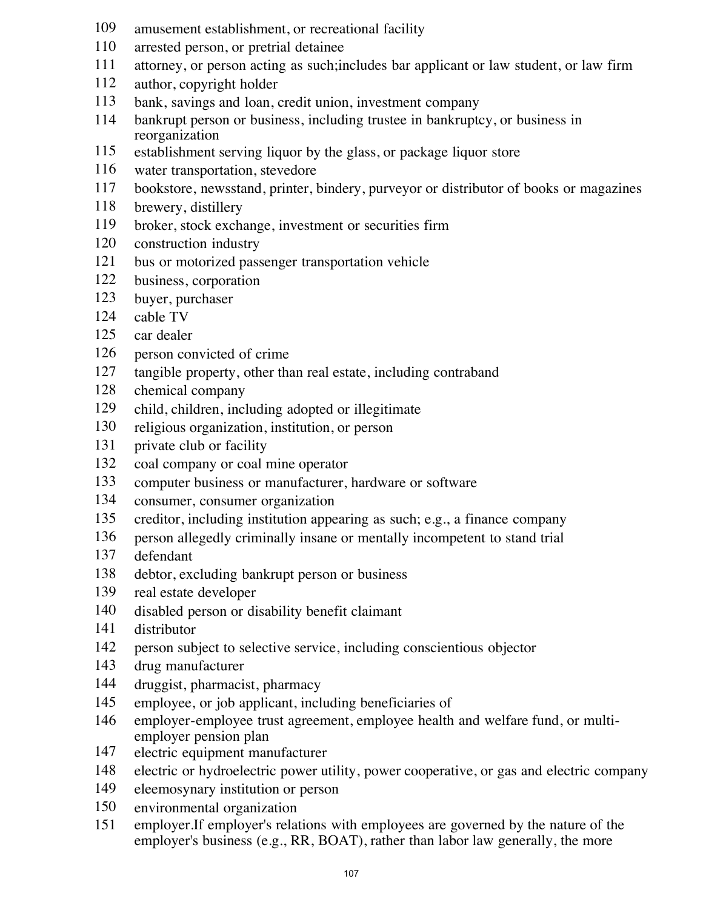109 amusement establishment, or recreational facility
110 arrested person, or pretrial detainee
111 attorney, or person acting as such;includes bar applicant or law student, or law firm
112 author, copyright holder
113 bank, savings and loan, credit union, investment company
114 bankrupt person or business, including trustee in bankruptcy, or business in reorganization
115 establishment serving liquor by the glass, or package liquor store
116 water transportation, stevedore
117 bookstore, newsstand, printer, bindery, purveyor or distributor of books or magazines
118 brewery, distillery
119 broker, stock exchange, investment or securities firm
120 construction industry
121 bus or motorized passenger transportation vehicle
122 business, corporation
123 buyer, purchaser
124 cable TV
125 car dealer
126 person convicted of crime
127 tangible property, other than real estate, including contraband
128 chemical company
129 child, children, including adopted or illegitimate
130 religious organization, institution, or person
131 private club or facility
132 coal company or coal mine operator
133 computer business or manufacturer, hardware or software
134 consumer, consumer organization
135 creditor, including institution appearing as such; e.g., a finance company
136 person allegedly criminally insane or mentally incompetent to stand trial
137 defendant
138 debtor, excluding bankrupt person or business
139 real estate developer
140 disabled person or disability benefit claimant
141 distributor
142 person subject to selective service, including conscientious objector
143 drug manufacturer
144 druggist, pharmacist, pharmacy
145 employee, or job applicant, including beneficiaries of
146 employer-employee trust agreement, employee health and welfare fund, or multi-employer pension plan
147 electric equipment manufacturer
148 electric or hydroelectric power utility, power cooperative, or gas and electric company
149 eleemosynary institution or person
150 environmental organization
151 employer.If employer's relations with employees are governed by the nature of the employer's business (e.g., RR, BOAT), rather than labor law generally, the more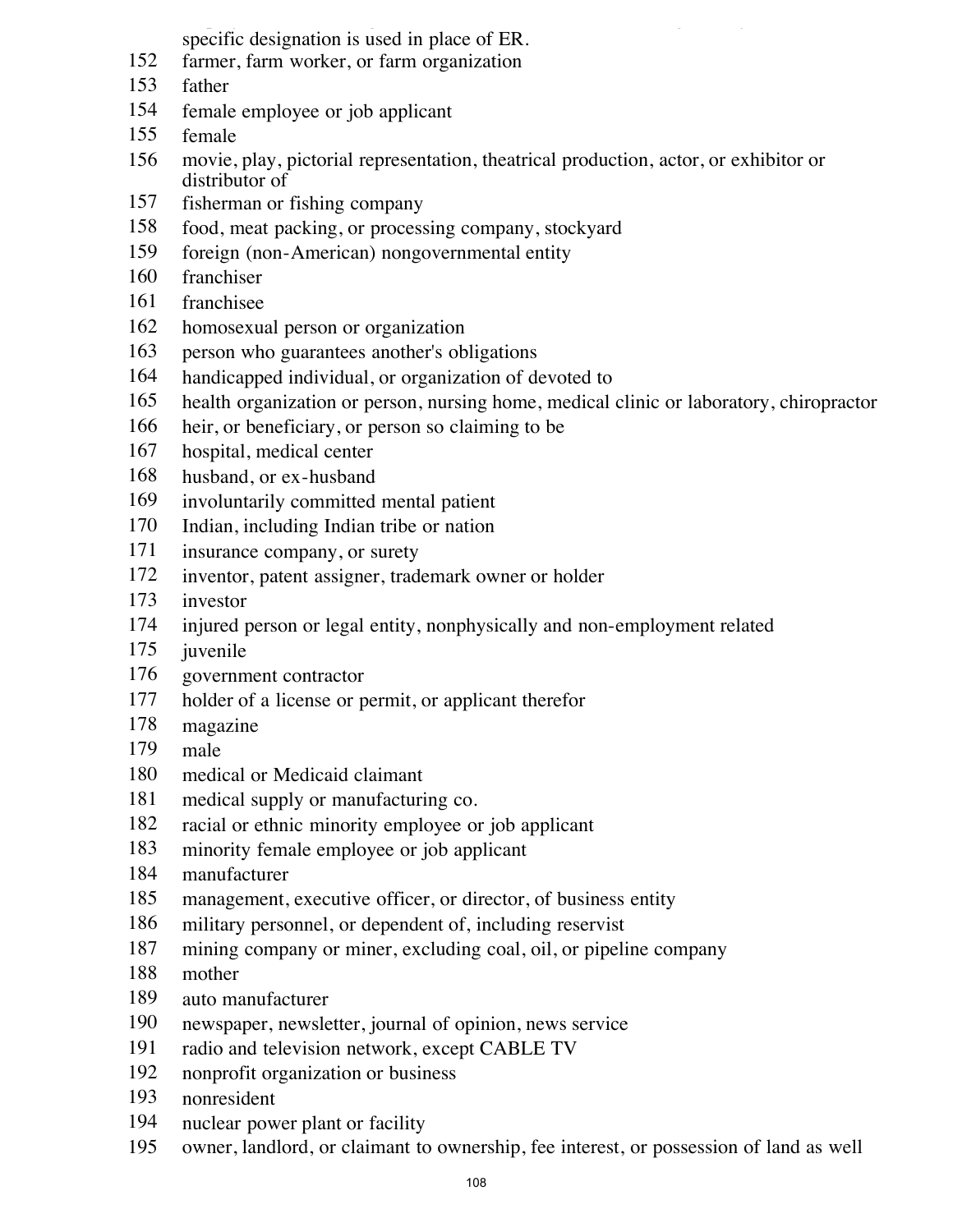specific designation is used in place of ER.

152 farmer, farm worker, or farm organization
153 father
154 female employee or job applicant
155 female
156 movie, play, pictorial representation, theatrical production, actor, or exhibitor or distributor of
157 fisherman or fishing company
158 food, meat packing, or processing company, stockyard
159 foreign (non-American) nongovernmental entity
160 franchiser
161 franchisee
162 homosexual person or organization
163 person who guarantees another's obligations
164 handicapped individual, or organization of devoted to
165 health organization or person, nursing home, medical clinic or laboratory, chiropractor
166 heir, or beneficiary, or person so claiming to be
167 hospital, medical center
168 husband, or ex-husband
169 involuntarily committed mental patient
170 Indian, including Indian tribe or nation
171 insurance company, or surety
172 inventor, patent assigner, trademark owner or holder
173 investor
174 injured person or legal entity, nonphysically and non-employment related
175 juvenile
176 government contractor
177 holder of a license or permit, or applicant therefor
178 magazine
179 male
180 medical or Medicaid claimant
181 medical supply or manufacturing co.
182 racial or ethnic minority employee or job applicant
183 minority female employee or job applicant
184 manufacturer
185 management, executive officer, or director, of business entity
186 military personnel, or dependent of, including reservist
187 mining company or miner, excluding coal, oil, or pipeline company
188 mother
189 auto manufacturer
190 newspaper, newsletter, journal of opinion, news service
191 radio and television network, except CABLE TV
192 nonprofit organization or business
193 nonresident
194 nuclear power plant or facility
195 owner, landlord, or claimant to ownership, fee interest, or possession of land as well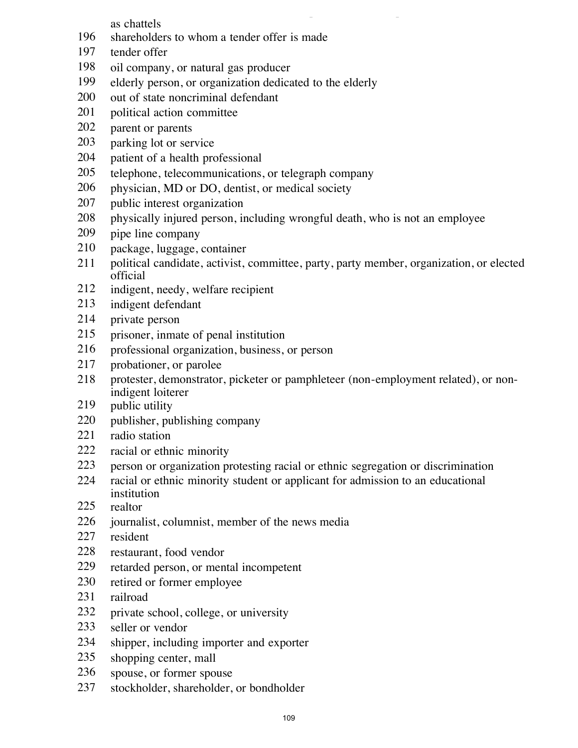as chattels

196 shareholders to whom a tender offer is made
197 tender offer
198 oil company, or natural gas producer
199 elderly person, or organization dedicated to the elderly
200 out of state noncriminal defendant
201 political action committee
202 parent or parents
203 parking lot or service
204 patient of a health professional
205 telephone, telecommunications, or telegraph company
206 physician, MD or DO, dentist, or medical society
207 public interest organization
208 physically injured person, including wrongful death, who is not an employee
209 pipe line company
210 package, luggage, container
211 political candidate, activist, committee, party, party member, organization, or elected official
212 indigent, needy, welfare recipient
213 indigent defendant
214 private person
215 prisoner, inmate of penal institution
216 professional organization, business, or person
217 probationer, or parolee
218 protester, demonstrator, picketer or pamphleteer (non-employment related), or non-indigent loiterer
219 public utility
220 publisher, publishing company
221 radio station
222 racial or ethnic minority
223 person or organization protesting racial or ethnic segregation or discrimination
224 racial or ethnic minority student or applicant for admission to an educational institution
225 realtor
226 journalist, columnist, member of the news media
227 resident
228 restaurant, food vendor
229 retarded person, or mental incompetent
230 retired or former employee
231 railroad
232 private school, college, or university
233 seller or vendor
234 shipper, including importer and exporter
235 shopping center, mall
236 spouse, or former spouse
237 stockholder, shareholder, or bondholder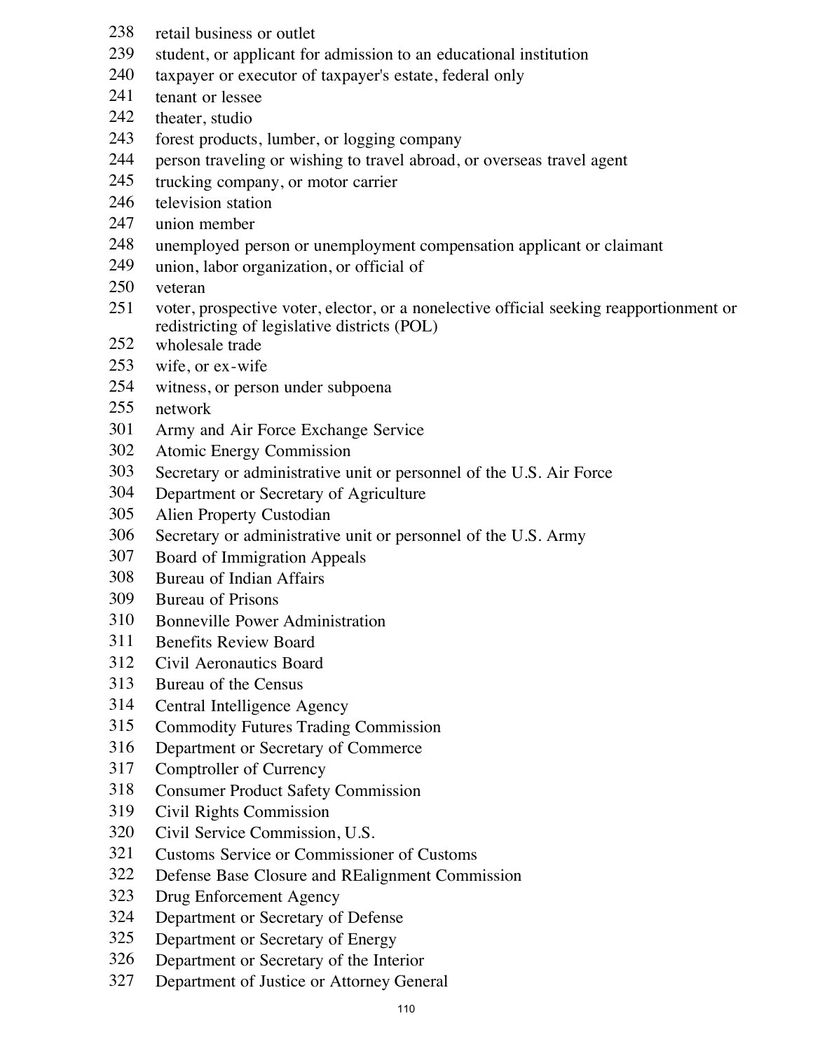238 retail business or outlet
239 student, or applicant for admission to an educational institution
240 taxpayer or executor of taxpayer's estate, federal only
241 tenant or lessee
242 theater, studio
243 forest products, lumber, or logging company
244 person traveling or wishing to travel abroad, or overseas travel agent
245 trucking company, or motor carrier
246 television station
247 union member
248 unemployed person or unemployment compensation applicant or claimant
249 union, labor organization, or official of
250 veteran
251 voter, prospective voter, elector, or a nonelective official seeking reapportionment or redistricting of legislative districts (POL)
252 wholesale trade
253 wife, or ex-wife
254 witness, or person under subpoena
255 network
301 Army and Air Force Exchange Service
302 Atomic Energy Commission
303 Secretary or administrative unit or personnel of the U.S. Air Force
304 Department or Secretary of Agriculture
305 Alien Property Custodian
306 Secretary or administrative unit or personnel of the U.S. Army
307 Board of Immigration Appeals
308 Bureau of Indian Affairs
309 Bureau of Prisons
310 Bonneville Power Administration
311 Benefits Review Board
312 Civil Aeronautics Board
313 Bureau of the Census
314 Central Intelligence Agency
315 Commodity Futures Trading Commission
316 Department or Secretary of Commerce
317 Comptroller of Currency
318 Consumer Product Safety Commission
319 Civil Rights Commission
320 Civil Service Commission, U.S.
321 Customs Service or Commissioner of Customs
322 Defense Base Closure and REalignment Commission
323 Drug Enforcement Agency
324 Department or Secretary of Defense
325 Department or Secretary of Energy
326 Department or Secretary of the Interior
327 Department of Justice or Attorney General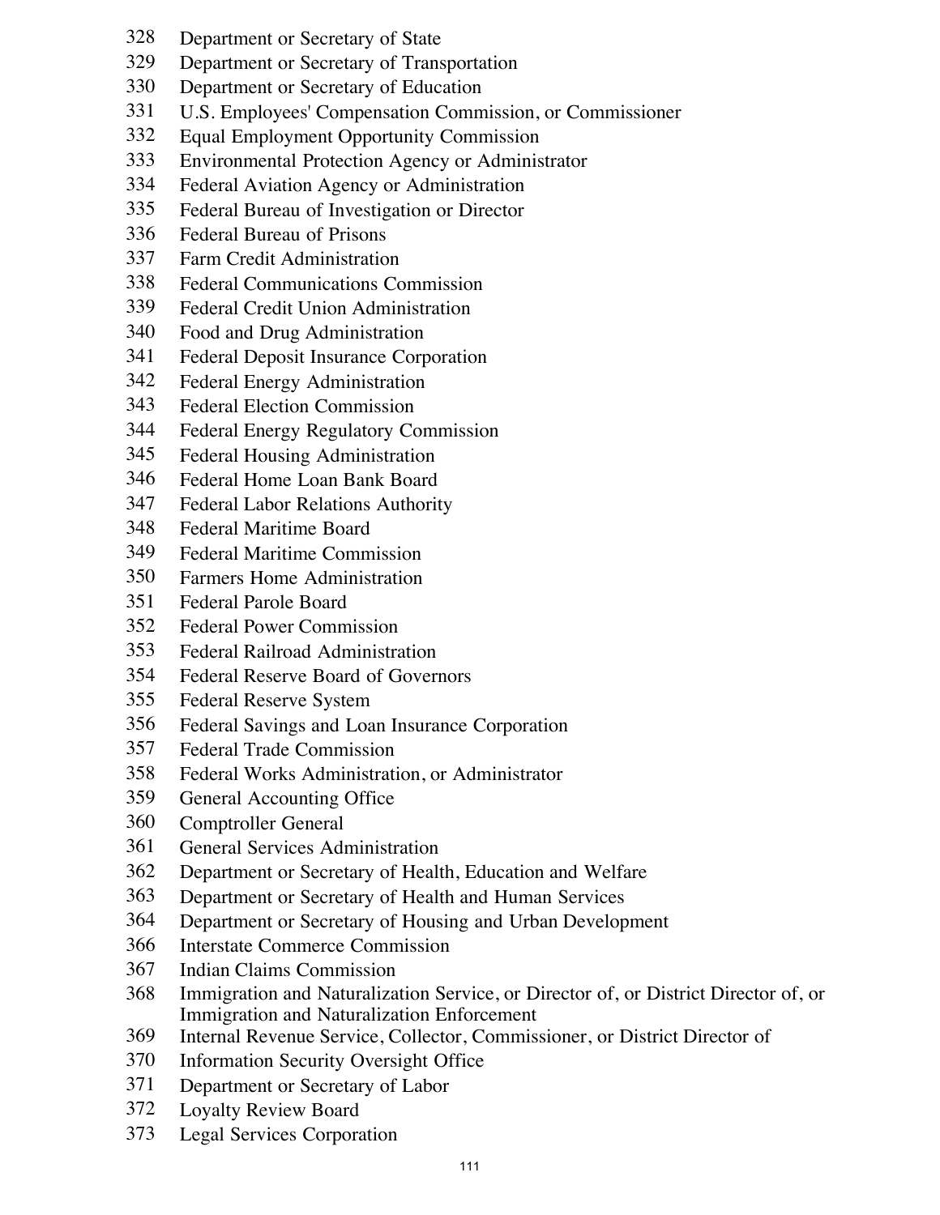328 Department or Secretary of State
329 Department or Secretary of Transportation
330 Department or Secretary of Education
331 U.S. Employees' Compensation Commission, or Commissioner
332 Equal Employment Opportunity Commission
333 Environmental Protection Agency or Administrator
334 Federal Aviation Agency or Administration
335 Federal Bureau of Investigation or Director
336 Federal Bureau of Prisons
337 Farm Credit Administration
338 Federal Communications Commission
339 Federal Credit Union Administration
340 Food and Drug Administration
341 Federal Deposit Insurance Corporation
342 Federal Energy Administration
343 Federal Election Commission
344 Federal Energy Regulatory Commission
345 Federal Housing Administration
346 Federal Home Loan Bank Board
347 Federal Labor Relations Authority
348 Federal Maritime Board
349 Federal Maritime Commission
350 Farmers Home Administration
351 Federal Parole Board
352 Federal Power Commission
353 Federal Railroad Administration
354 Federal Reserve Board of Governors
355 Federal Reserve System
356 Federal Savings and Loan Insurance Corporation
357 Federal Trade Commission
358 Federal Works Administration, or Administrator
359 General Accounting Office
360 Comptroller General
361 General Services Administration
362 Department or Secretary of Health, Education and Welfare
363 Department or Secretary of Health and Human Services
364 Department or Secretary of Housing and Urban Development
366 Interstate Commerce Commission
367 Indian Claims Commission
368 Immigration and Naturalization Service, or Director of, or District Director of, or Immigration and Naturalization Enforcement
369 Internal Revenue Service, Collector, Commissioner, or District Director of
370 Information Security Oversight Office
371 Department or Secretary of Labor
372 Loyalty Review Board
373 Legal Services Corporation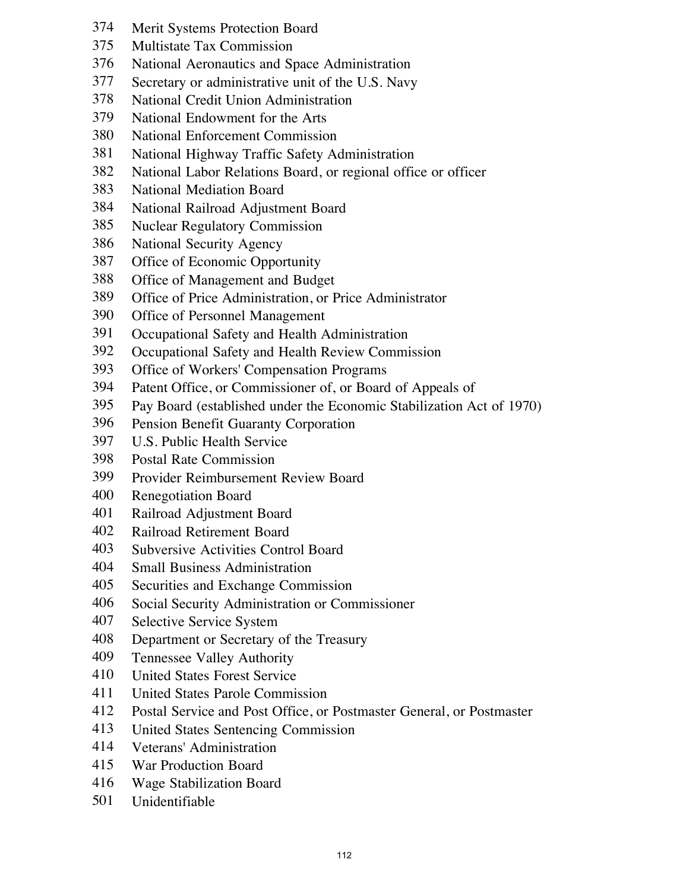374 Merit Systems Protection Board
375 Multistate Tax Commission
376 National Aeronautics and Space Administration
377 Secretary or administrative unit of the U.S. Navy
378 National Credit Union Administration
379 National Endowment for the Arts
380 National Enforcement Commission
381 National Highway Traffic Safety Administration
382 National Labor Relations Board, or regional office or officer
383 National Mediation Board
384 National Railroad Adjustment Board
385 Nuclear Regulatory Commission
386 National Security Agency
387 Office of Economic Opportunity
388 Office of Management and Budget
389 Office of Price Administration, or Price Administrator
390 Office of Personnel Management
391 Occupational Safety and Health Administration
392 Occupational Safety and Health Review Commission
393 Office of Workers' Compensation Programs
394 Patent Office, or Commissioner of, or Board of Appeals of
395 Pay Board (established under the Economic Stabilization Act of 1970)
396 Pension Benefit Guaranty Corporation
397 U.S. Public Health Service
398 Postal Rate Commission
399 Provider Reimbursement Review Board
400 Renegotiation Board
401 Railroad Adjustment Board
402 Railroad Retirement Board
403 Subversive Activities Control Board
404 Small Business Administration
405 Securities and Exchange Commission
406 Social Security Administration or Commissioner
407 Selective Service System
408 Department or Secretary of the Treasury
409 Tennessee Valley Authority
410 United States Forest Service
411 United States Parole Commission
412 Postal Service and Post Office, or Postmaster General, or Postmaster
413 United States Sentencing Commission
414 Veterans' Administration
415 War Production Board
416 Wage Stabilization Board
501 Unidentifiable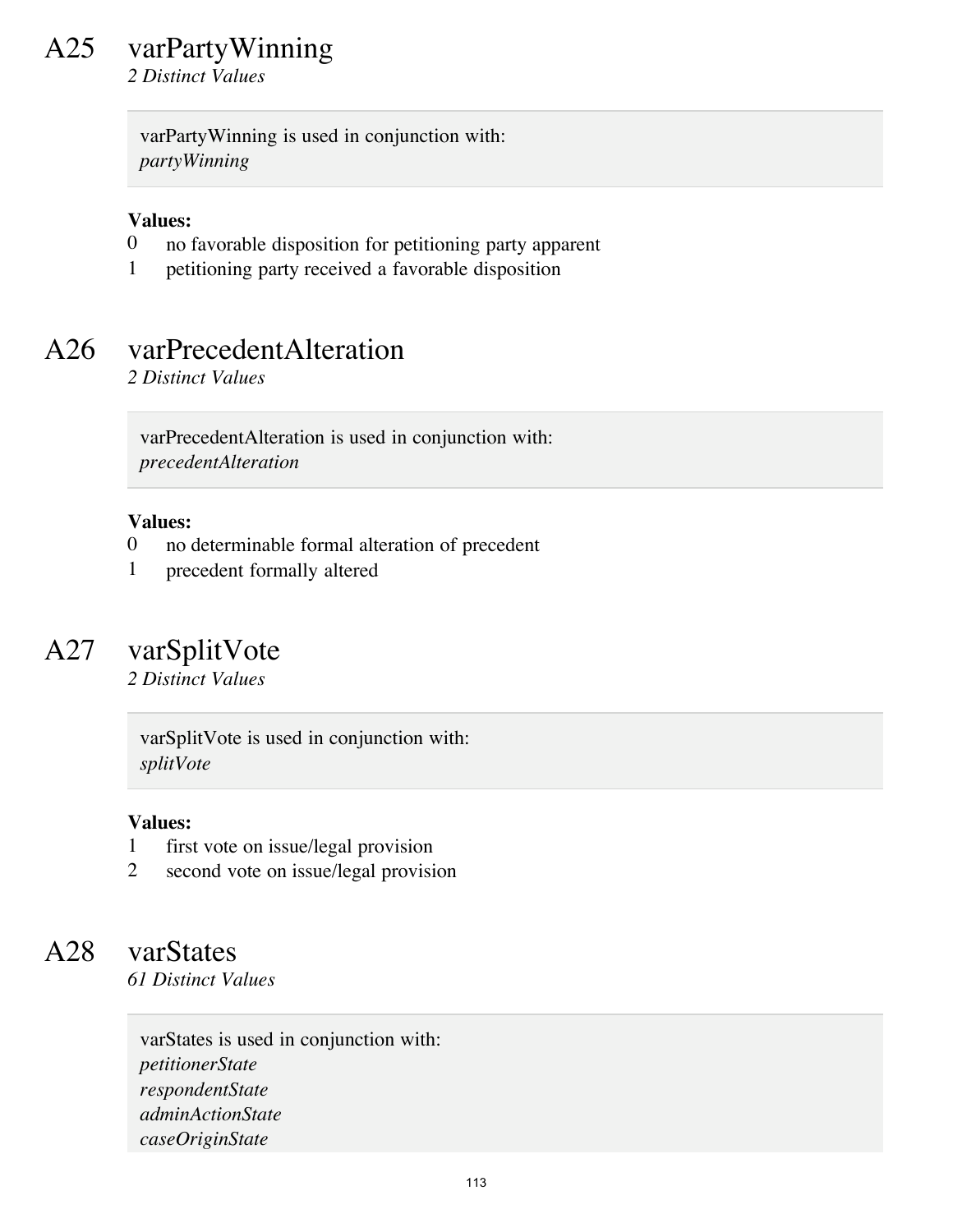## A25 varPartyWinning

*2 Distinct Values*

varPartyWinning is used in conjunction with:
*partyWinning*

**Values:**

0 no favorable disposition for petitioning party apparent
1 petitioning party received a favorable disposition

## A26 varPrecedentAlteration

*2 Distinct Values*

varPrecedentAlteration is used in conjunction with:
*precedentAlteration*

**Values:**

0 no determinable formal alteration of precedent
1 precedent formally altered

## A27 varSplitVote

*2 Distinct Values*

varSplitVote is used in conjunction with:
*splitVote*

**Values:**

1 first vote on issue/legal provision
2 second vote on issue/legal provision

## A28 varStates

*61 Distinct Values*

varStates is used in conjunction with:
*petitionerState*
*respondentState*
*adminActionState*
*caseOriginState*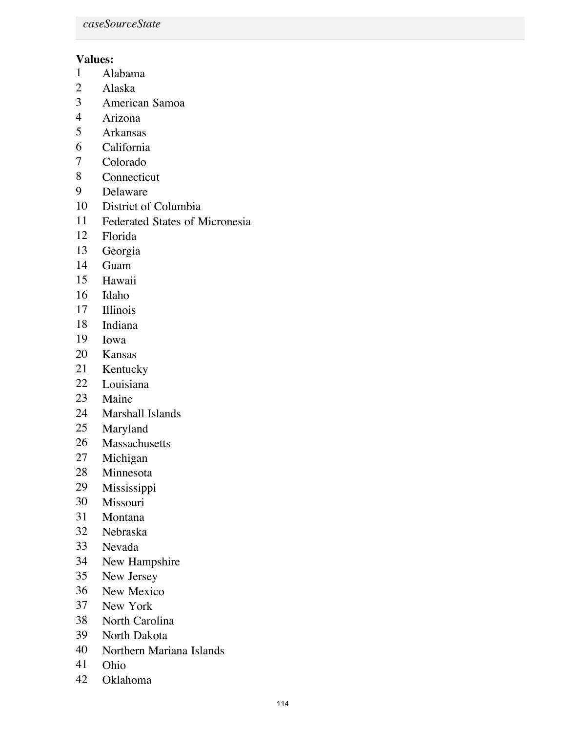*caseSourceState*

**Values:**

| | |
|---|---|
| 1 | Alabama |
| 2 | Alaska |
| 3 | American Samoa |
| 4 | Arizona |
| 5 | Arkansas |
| 6 | California |
| 7 | Colorado |
| 8 | Connecticut |
| 9 | Delaware |
| 10 | District of Columbia |
| 11 | Federated States of Micronesia |
| 12 | Florida |
| 13 | Georgia |
| 14 | Guam |
| 15 | Hawaii |
| 16 | Idaho |
| 17 | Illinois |
| 18 | Indiana |
| 19 | Iowa |
| 20 | Kansas |
| 21 | Kentucky |
| 22 | Louisiana |
| 23 | Maine |
| 24 | Marshall Islands |
| 25 | Maryland |
| 26 | Massachusetts |
| 27 | Michigan |
| 28 | Minnesota |
| 29 | Mississippi |
| 30 | Missouri |
| 31 | Montana |
| 32 | Nebraska |
| 33 | Nevada |
| 34 | New Hampshire |
| 35 | New Jersey |
| 36 | New Mexico |
| 37 | New York |
| 38 | North Carolina |
| 39 | North Dakota |
| 40 | Northern Mariana Islands |
| 41 | Ohio |
| 42 | Oklahoma |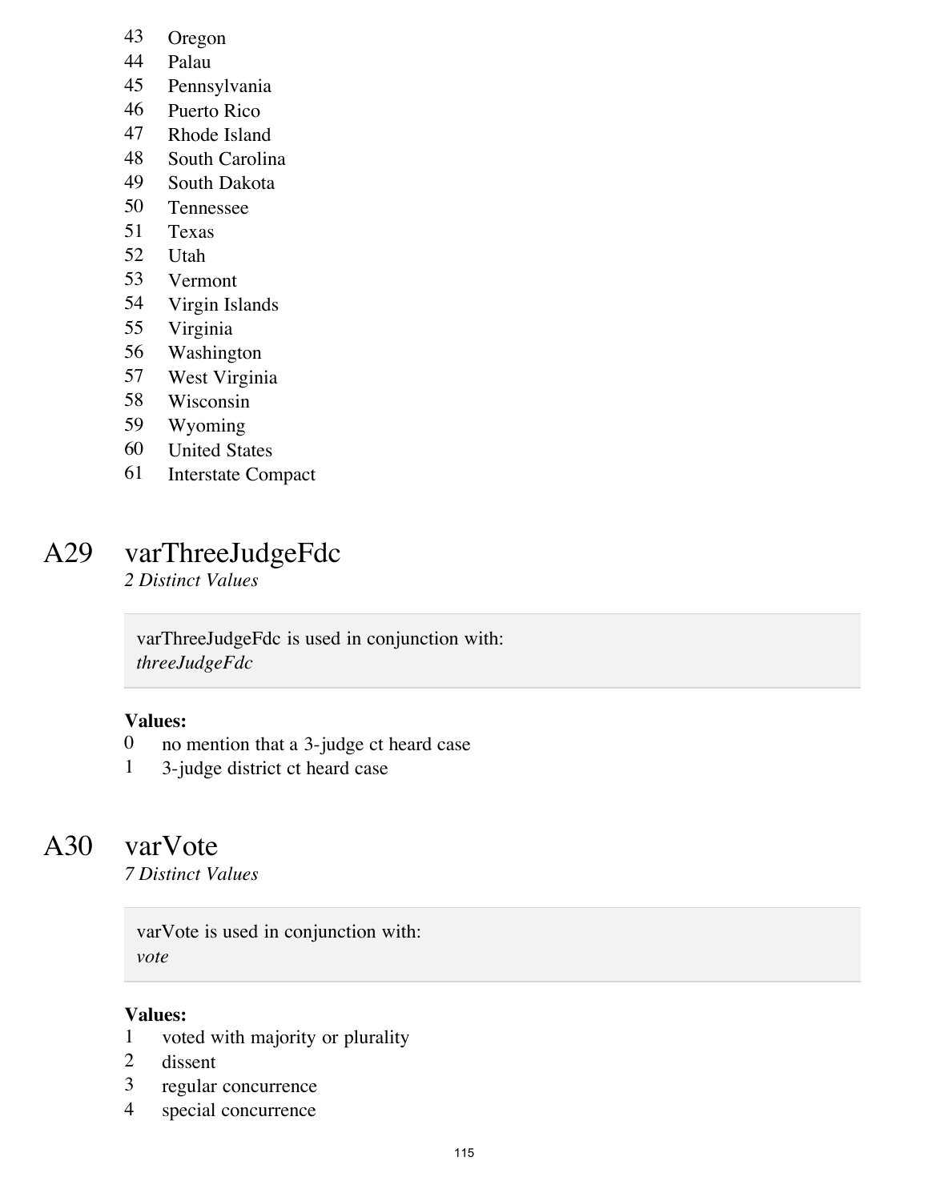43 Oregon
44 Palau
45 Pennsylvania
46 Puerto Rico
47 Rhode Island
48 South Carolina
49 South Dakota
50 Tennessee
51 Texas
52 Utah
53 Vermont
54 Virgin Islands
55 Virginia
56 Washington
57 West Virginia
58 Wisconsin
59 Wyoming
60 United States
61 Interstate Compact

## A29 varThreeJudgeFdc

*2 Distinct Values*

> varThreeJudgeFdc is used in conjunction with:
> *threeJudgeFdc*

**Values:**

0 no mention that a 3-judge ct heard case
1 3-judge district ct heard case

## A30 varVote

*7 Distinct Values*

> varVote is used in conjunction with:
> *vote*

**Values:**

1 voted with majority or plurality
2 dissent
3 regular concurrence
4 special concurrence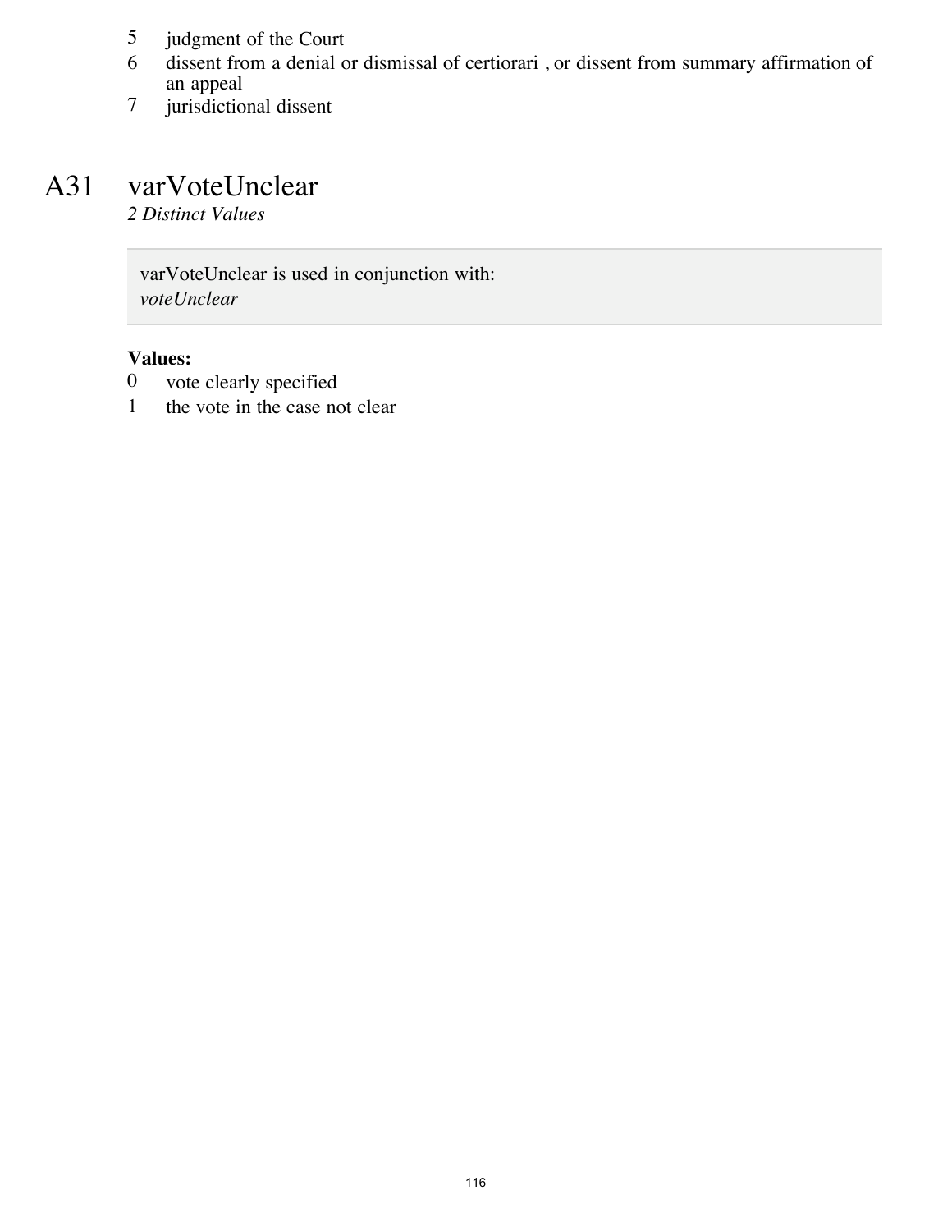5 judgment of the Court
6 dissent from a denial or dismissal of certiorari , or dissent from summary affirmation of an appeal
7 jurisdictional dissent

# A31 varVoteUnclear

*2 Distinct Values*

> varVoteUnclear is used in conjunction with:
> *voteUnclear*

**Values:**

0 vote clearly specified
1 the vote in the case not clear